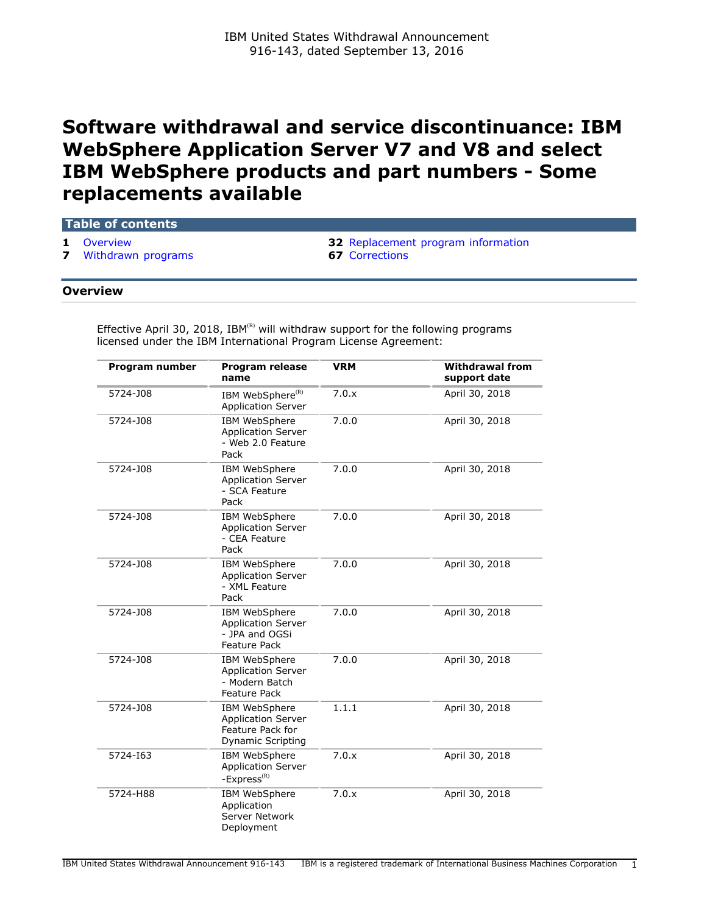IBM United States Withdrawal Announcement
916-143, dated September 13, 2016

# Software withdrawal and service discontinuance: IBM WebSphere Application Server V7 and V8 and select IBM WebSphere products and part numbers - Some replacements available

**Table of contents**

- **1** Overview
- **7** Withdrawn programs
- **32** Replacement program information
- **67** Corrections

## Overview

Effective April 30, 2018, IBM[(R)] will withdraw support for the following programs licensed under the IBM International Program License Agreement:

| Program number | Program release name | VRM | Withdrawal from support date |
|---|---|---|---|
| 5724-J08 | IBM WebSphere[(R)] Application Server | 7.0.x | April 30, 2018 |
| 5724-J08 | IBM WebSphere Application Server - Web 2.0 Feature Pack | 7.0.0 | April 30, 2018 |
| 5724-J08 | IBM WebSphere Application Server - SCA Feature Pack | 7.0.0 | April 30, 2018 |
| 5724-J08 | IBM WebSphere Application Server - CEA Feature Pack | 7.0.0 | April 30, 2018 |
| 5724-J08 | IBM WebSphere Application Server - XML Feature Pack | 7.0.0 | April 30, 2018 |
| 5724-J08 | IBM WebSphere Application Server - JPA and OGSi Feature Pack | 7.0.0 | April 30, 2018 |
| 5724-J08 | IBM WebSphere Application Server - Modern Batch Feature Pack | 7.0.0 | April 30, 2018 |
| 5724-J08 | IBM WebSphere Application Server Feature Pack for Dynamic Scripting | 1.1.1 | April 30, 2018 |
| 5724-I63 | IBM WebSphere Application Server -Express[(R)] | 7.0.x | April 30, 2018 |
| 5724-H88 | IBM WebSphere Application Server Network Deployment | 7.0.x | April 30, 2018 |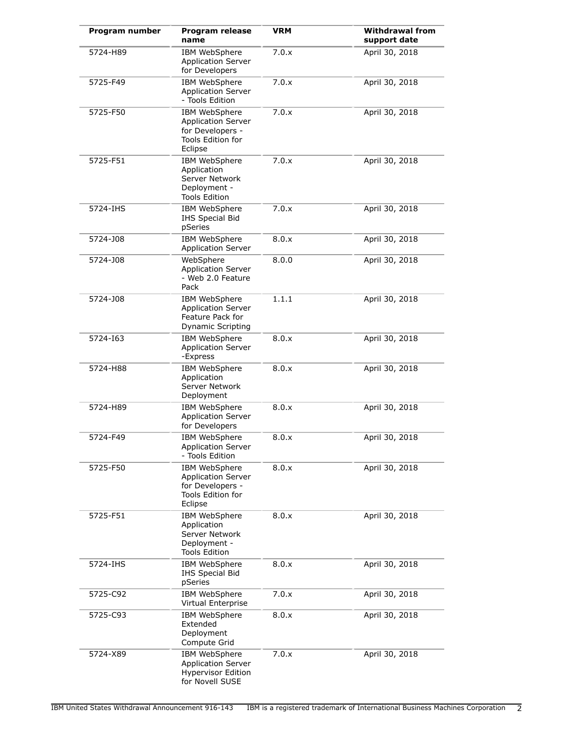| Program number | Program release name | VRM | Withdrawal from support date |
| --- | --- | --- | --- |
| 5724-H89 | IBM WebSphere Application Server for Developers | 7.0.x | April 30, 2018 |
| 5725-F49 | IBM WebSphere Application Server - Tools Edition | 7.0.x | April 30, 2018 |
| 5725-F50 | IBM WebSphere Application Server for Developers - Tools Edition for Eclipse | 7.0.x | April 30, 2018 |
| 5725-F51 | IBM WebSphere Application Server Network Deployment - Tools Edition | 7.0.x | April 30, 2018 |
| 5724-IHS | IBM WebSphere IHS Special Bid pSeries | 7.0.x | April 30, 2018 |
| 5724-J08 | IBM WebSphere Application Server | 8.0.x | April 30, 2018 |
| 5724-J08 | WebSphere Application Server - Web 2.0 Feature Pack | 8.0.0 | April 30, 2018 |
| 5724-J08 | IBM WebSphere Application Server Feature Pack for Dynamic Scripting | 1.1.1 | April 30, 2018 |
| 5724-I63 | IBM WebSphere Application Server -Express | 8.0.x | April 30, 2018 |
| 5724-H88 | IBM WebSphere Application Server Network Deployment | 8.0.x | April 30, 2018 |
| 5724-H89 | IBM WebSphere Application Server for Developers | 8.0.x | April 30, 2018 |
| 5724-F49 | IBM WebSphere Application Server - Tools Edition | 8.0.x | April 30, 2018 |
| 5725-F50 | IBM WebSphere Application Server for Developers - Tools Edition for Eclipse | 8.0.x | April 30, 2018 |
| 5725-F51 | IBM WebSphere Application Server Network Deployment - Tools Edition | 8.0.x | April 30, 2018 |
| 5724-IHS | IBM WebSphere IHS Special Bid pSeries | 8.0.x | April 30, 2018 |
| 5725-C92 | IBM WebSphere Virtual Enterprise | 7.0.x | April 30, 2018 |
| 5725-C93 | IBM WebSphere Extended Deployment Compute Grid | 8.0.x | April 30, 2018 |
| 5724-X89 | IBM WebSphere Application Server Hypervisor Edition for Novell SUSE | 7.0.x | April 30, 2018 |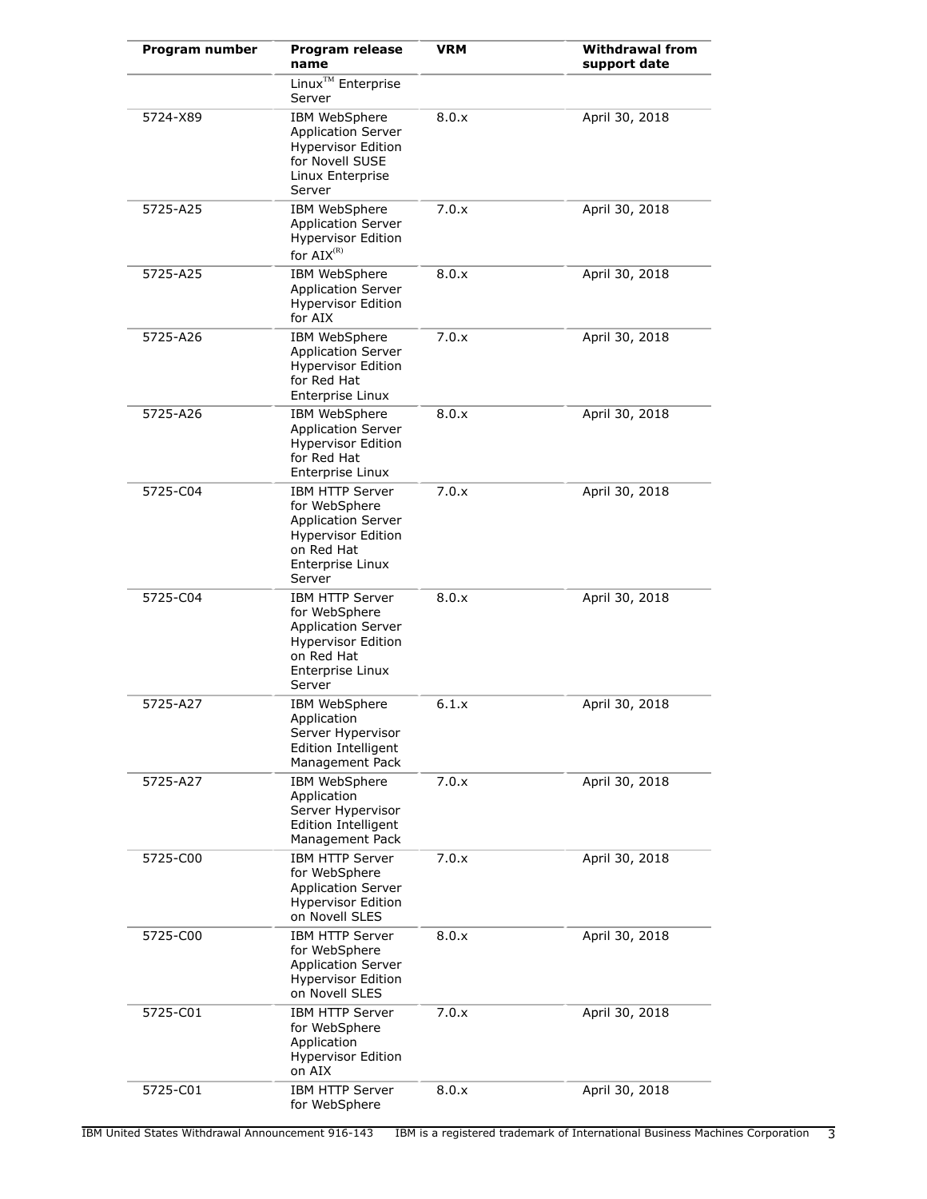| Program number | Program release name | VRM | Withdrawal from support date |
|---|---|---|---|
| | Linux™ Enterprise Server | | |
| 5724-X89 | IBM WebSphere Application Server Hypervisor Edition for Novell SUSE Linux Enterprise Server | 8.0.x | April 30, 2018 |
| 5725-A25 | IBM WebSphere Application Server Hypervisor Edition for AIX(R) | 7.0.x | April 30, 2018 |
| 5725-A25 | IBM WebSphere Application Server Hypervisor Edition for AIX | 8.0.x | April 30, 2018 |
| 5725-A26 | IBM WebSphere Application Server Hypervisor Edition for Red Hat Enterprise Linux | 7.0.x | April 30, 2018 |
| 5725-A26 | IBM WebSphere Application Server Hypervisor Edition for Red Hat Enterprise Linux | 8.0.x | April 30, 2018 |
| 5725-C04 | IBM HTTP Server for WebSphere Application Server Hypervisor Edition on Red Hat Enterprise Linux Server | 7.0.x | April 30, 2018 |
| 5725-C04 | IBM HTTP Server for WebSphere Application Server Hypervisor Edition on Red Hat Enterprise Linux Server | 8.0.x | April 30, 2018 |
| 5725-A27 | IBM WebSphere Application Server Hypervisor Edition Intelligent Management Pack | 6.1.x | April 30, 2018 |
| 5725-A27 | IBM WebSphere Application Server Hypervisor Edition Intelligent Management Pack | 7.0.x | April 30, 2018 |
| 5725-C00 | IBM HTTP Server for WebSphere Application Server Hypervisor Edition on Novell SLES | 7.0.x | April 30, 2018 |
| 5725-C00 | IBM HTTP Server for WebSphere Application Server Hypervisor Edition on Novell SLES | 8.0.x | April 30, 2018 |
| 5725-C01 | IBM HTTP Server for WebSphere Application Hypervisor Edition on AIX | 7.0.x | April 30, 2018 |
| 5725-C01 | IBM HTTP Server for WebSphere | 8.0.x | April 30, 2018 |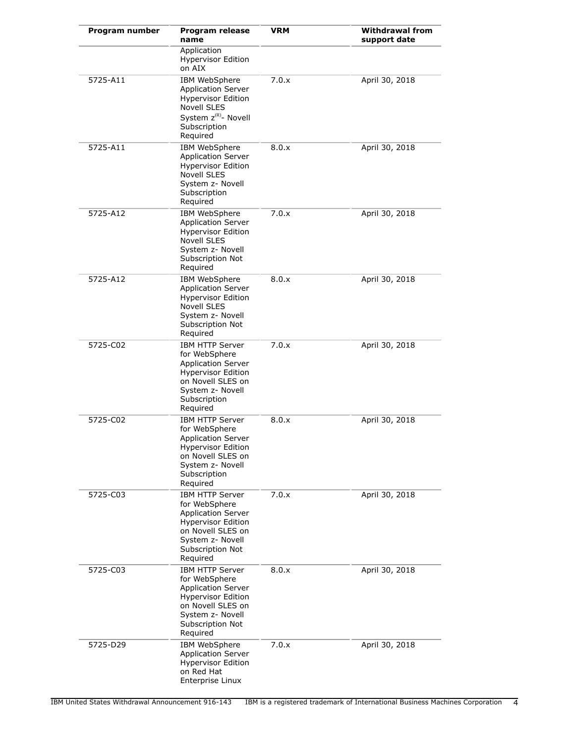| Program number | Program release name | VRM | Withdrawal from support date |
|---|---|---|---|
| | Application Hypervisor Edition on AIX | | |
| 5725-A11 | IBM WebSphere Application Server Hypervisor Edition Novell SLES System z(R)- Novell Subscription Required | 7.0.x | April 30, 2018 |
| 5725-A11 | IBM WebSphere Application Server Hypervisor Edition Novell SLES System z- Novell Subscription Required | 8.0.x | April 30, 2018 |
| 5725-A12 | IBM WebSphere Application Server Hypervisor Edition Novell SLES System z- Novell Subscription Not Required | 7.0.x | April 30, 2018 |
| 5725-A12 | IBM WebSphere Application Server Hypervisor Edition Novell SLES System z- Novell Subscription Not Required | 8.0.x | April 30, 2018 |
| 5725-C02 | IBM HTTP Server for WebSphere Application Server Hypervisor Edition on Novell SLES on System z- Novell Subscription Required | 7.0.x | April 30, 2018 |
| 5725-C02 | IBM HTTP Server for WebSphere Application Server Hypervisor Edition on Novell SLES on System z- Novell Subscription Required | 8.0.x | April 30, 2018 |
| 5725-C03 | IBM HTTP Server for WebSphere Application Server Hypervisor Edition on Novell SLES on System z- Novell Subscription Not Required | 7.0.x | April 30, 2018 |
| 5725-C03 | IBM HTTP Server for WebSphere Application Server Hypervisor Edition on Novell SLES on System z- Novell Subscription Not Required | 8.0.x | April 30, 2018 |
| 5725-D29 | IBM WebSphere Application Server Hypervisor Edition on Red Hat Enterprise Linux | 7.0.x | April 30, 2018 |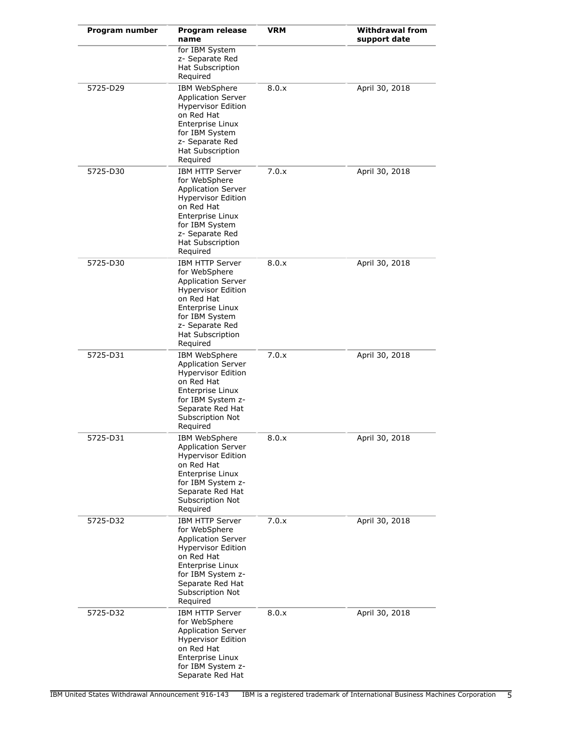| Program number | Program release name | VRM | Withdrawal from support date |
|---|---|---|---|
| | for IBM System z- Separate Red Hat Subscription Required | | |
| 5725-D29 | IBM WebSphere Application Server Hypervisor Edition on Red Hat Enterprise Linux for IBM System z- Separate Red Hat Subscription Required | 8.0.x | April 30, 2018 |
| 5725-D30 | IBM HTTP Server for WebSphere Application Server Hypervisor Edition on Red Hat Enterprise Linux for IBM System z- Separate Red Hat Subscription Required | 7.0.x | April 30, 2018 |
| 5725-D30 | IBM HTTP Server for WebSphere Application Server Hypervisor Edition on Red Hat Enterprise Linux for IBM System z- Separate Red Hat Subscription Required | 8.0.x | April 30, 2018 |
| 5725-D31 | IBM WebSphere Application Server Hypervisor Edition on Red Hat Enterprise Linux for IBM System z- Separate Red Hat Subscription Not Required | 7.0.x | April 30, 2018 |
| 5725-D31 | IBM WebSphere Application Server Hypervisor Edition on Red Hat Enterprise Linux for IBM System z- Separate Red Hat Subscription Not Required | 8.0.x | April 30, 2018 |
| 5725-D32 | IBM HTTP Server for WebSphere Application Server Hypervisor Edition on Red Hat Enterprise Linux for IBM System z- Separate Red Hat Subscription Not Required | 7.0.x | April 30, 2018 |
| 5725-D32 | IBM HTTP Server for WebSphere Application Server Hypervisor Edition on Red Hat Enterprise Linux for IBM System z- Separate Red Hat | 8.0.x | April 30, 2018 |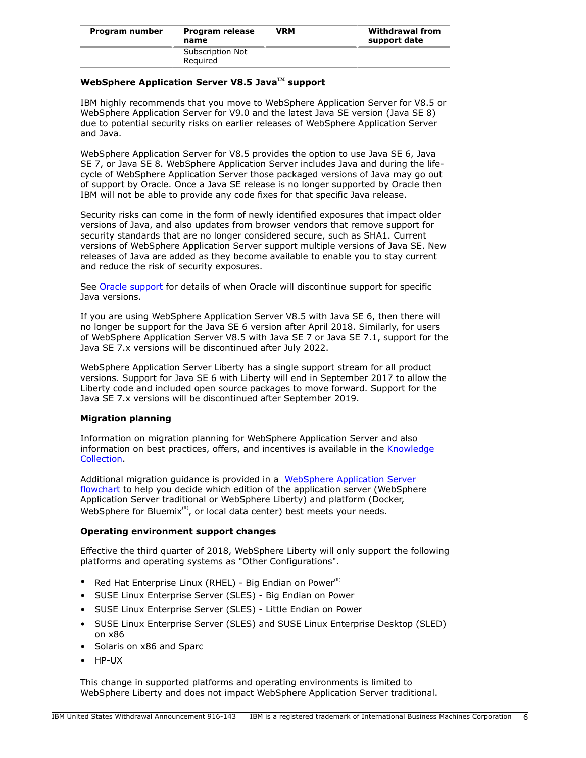| Program number | Program release name | VRM | Withdrawal from support date |
|---|---|---|---|
| | Subscription Not Required | | |

### WebSphere Application Server V8.5 Java™ support

IBM highly recommends that you move to WebSphere Application Server for V8.5 or WebSphere Application Server for V9.0 and the latest Java SE version (Java SE 8) due to potential security risks on earlier releases of WebSphere Application Server and Java.

WebSphere Application Server for V8.5 provides the option to use Java SE 6, Java SE 7, or Java SE 8. WebSphere Application Server includes Java and during the life-cycle of WebSphere Application Server those packaged versions of Java may go out of support by Oracle. Once a Java SE release is no longer supported by Oracle then IBM will not be able to provide any code fixes for that specific Java release.

Security risks can come in the form of newly identified exposures that impact older versions of Java, and also updates from browser vendors that remove support for security standards that are no longer considered secure, such as SHA1. Current versions of WebSphere Application Server support multiple versions of Java SE. New releases of Java are added as they become available to enable you to stay current and reduce the risk of security exposures.

See Oracle support for details of when Oracle will discontinue support for specific Java versions.

If you are using WebSphere Application Server V8.5 with Java SE 6, then there will no longer be support for the Java SE 6 version after April 2018. Similarly, for users of WebSphere Application Server V8.5 with Java SE 7 or Java SE 7.1, support for the Java SE 7.x versions will be discontinued after July 2022.

WebSphere Application Server Liberty has a single support stream for all product versions. Support for Java SE 6 with Liberty will end in September 2017 to allow the Liberty code and included open source packages to move forward. Support for the Java SE 7.x versions will be discontinued after September 2019.

### Migration planning

Information on migration planning for WebSphere Application Server and also information on best practices, offers, and incentives is available in the Knowledge Collection.

Additional migration guidance is provided in a WebSphere Application Server flowchart to help you decide which edition of the application server (WebSphere Application Server traditional or WebSphere Liberty) and platform (Docker, WebSphere for Bluemix(R), or local data center) best meets your needs.

### Operating environment support changes

Effective the third quarter of 2018, WebSphere Liberty will only support the following platforms and operating systems as "Other Configurations".

- Red Hat Enterprise Linux (RHEL) - Big Endian on Power(R)
- SUSE Linux Enterprise Server (SLES) - Big Endian on Power
- SUSE Linux Enterprise Server (SLES) - Little Endian on Power
- SUSE Linux Enterprise Server (SLES) and SUSE Linux Enterprise Desktop (SLED) on x86
- Solaris on x86 and Sparc
- HP-UX

This change in supported platforms and operating environments is limited to WebSphere Liberty and does not impact WebSphere Application Server traditional.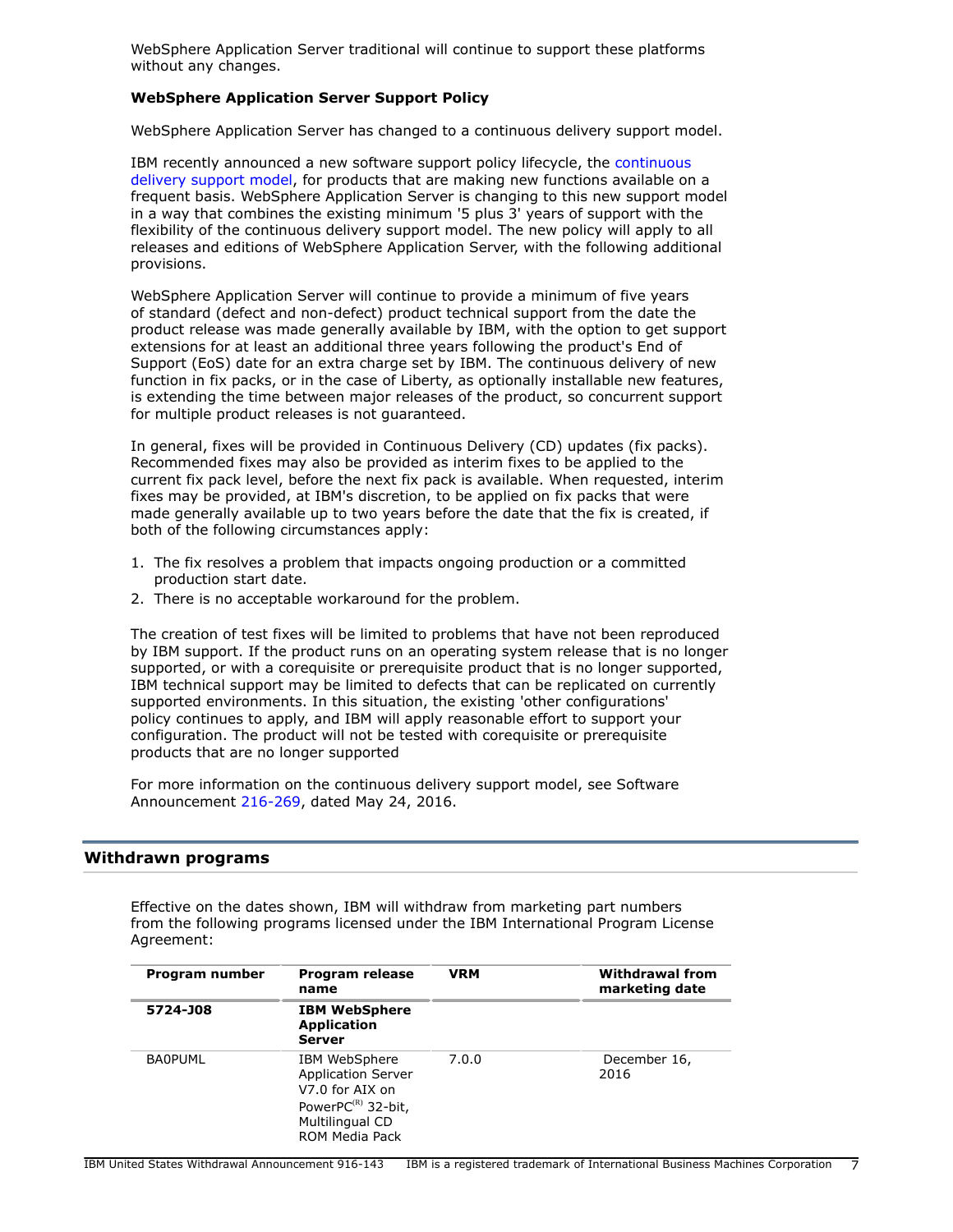WebSphere Application Server traditional will continue to support these platforms without any changes.

**WebSphere Application Server Support Policy**

WebSphere Application Server has changed to a continuous delivery support model.

IBM recently announced a new software support policy lifecycle, the continuous delivery support model, for products that are making new functions available on a frequent basis. WebSphere Application Server is changing to this new support model in a way that combines the existing minimum '5 plus 3' years of support with the flexibility of the continuous delivery support model. The new policy will apply to all releases and editions of WebSphere Application Server, with the following additional provisions.

WebSphere Application Server will continue to provide a minimum of five years of standard (defect and non-defect) product technical support from the date the product release was made generally available by IBM, with the option to get support extensions for at least an additional three years following the product's End of Support (EoS) date for an extra charge set by IBM. The continuous delivery of new function in fix packs, or in the case of Liberty, as optionally installable new features, is extending the time between major releases of the product, so concurrent support for multiple product releases is not guaranteed.

In general, fixes will be provided in Continuous Delivery (CD) updates (fix packs). Recommended fixes may also be provided as interim fixes to be applied to the current fix pack level, before the next fix pack is available. When requested, interim fixes may be provided, at IBM's discretion, to be applied on fix packs that were made generally available up to two years before the date that the fix is created, if both of the following circumstances apply:

1. The fix resolves a problem that impacts ongoing production or a committed production start date.
2. There is no acceptable workaround for the problem.

The creation of test fixes will be limited to problems that have not been reproduced by IBM support. If the product runs on an operating system release that is no longer supported, or with a corequisite or prerequisite product that is no longer supported, IBM technical support may be limited to defects that can be replicated on currently supported environments. In this situation, the existing 'other configurations' policy continues to apply, and IBM will apply reasonable effort to support your configuration. The product will not be tested with corequisite or prerequisite products that are no longer supported

For more information on the continuous delivery support model, see Software Announcement 216-269, dated May 24, 2016.

## Withdrawn programs

Effective on the dates shown, IBM will withdraw from marketing part numbers from the following programs licensed under the IBM International Program License Agreement:

| Program number | Program release name | VRM | Withdrawal from marketing date |
|---|---|---|---|
| **5724-J08** | **IBM WebSphere Application Server** | | |
| BA0PUML | IBM WebSphere Application Server V7.0 for AIX on PowerPC(R) 32-bit, Multilingual CD ROM Media Pack | 7.0.0 | December 16, 2016 |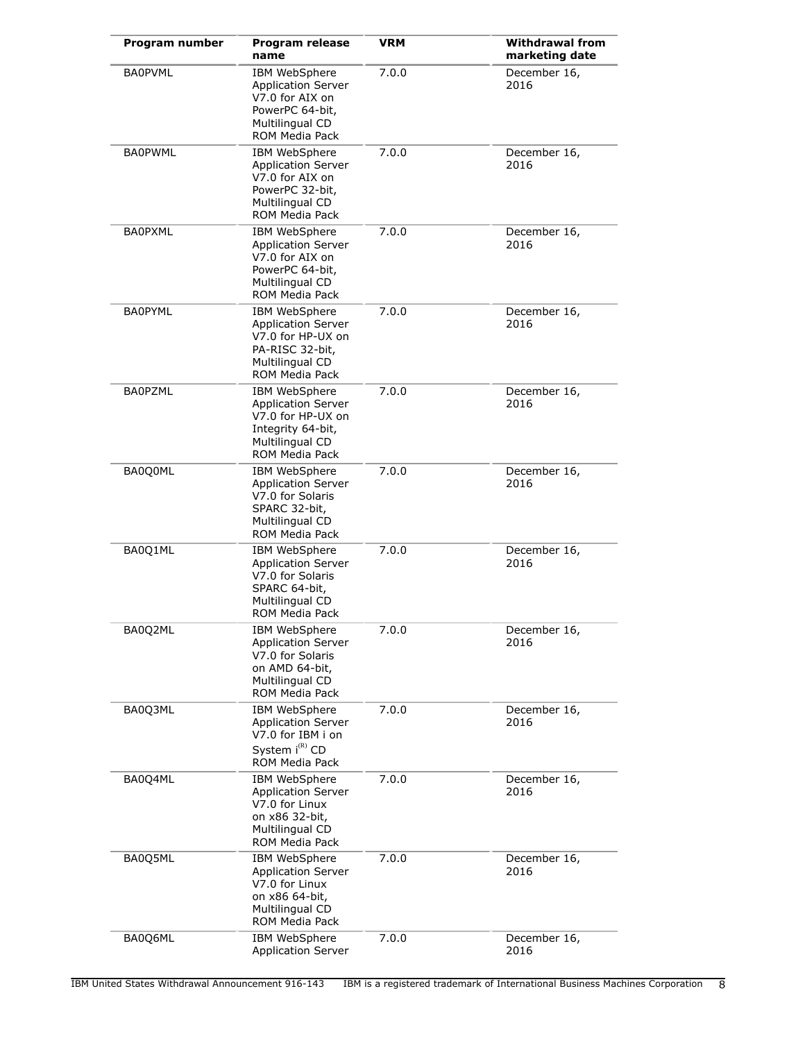| Program number | Program release name | VRM | Withdrawal from marketing date |
|---|---|---|---|
| BA0PVML | IBM WebSphere Application Server V7.0 for AIX on PowerPC 64-bit, Multilingual CD ROM Media Pack | 7.0.0 | December 16, 2016 |
| BA0PWML | IBM WebSphere Application Server V7.0 for AIX on PowerPC 32-bit, Multilingual CD ROM Media Pack | 7.0.0 | December 16, 2016 |
| BA0PXML | IBM WebSphere Application Server V7.0 for AIX on PowerPC 64-bit, Multilingual CD ROM Media Pack | 7.0.0 | December 16, 2016 |
| BA0PYML | IBM WebSphere Application Server V7.0 for HP-UX on PA-RISC 32-bit, Multilingual CD ROM Media Pack | 7.0.0 | December 16, 2016 |
| BA0PZML | IBM WebSphere Application Server V7.0 for HP-UX on Integrity 64-bit, Multilingual CD ROM Media Pack | 7.0.0 | December 16, 2016 |
| BA0Q0ML | IBM WebSphere Application Server V7.0 for Solaris SPARC 32-bit, Multilingual CD ROM Media Pack | 7.0.0 | December 16, 2016 |
| BA0Q1ML | IBM WebSphere Application Server V7.0 for Solaris SPARC 64-bit, Multilingual CD ROM Media Pack | 7.0.0 | December 16, 2016 |
| BA0Q2ML | IBM WebSphere Application Server V7.0 for Solaris on AMD 64-bit, Multilingual CD ROM Media Pack | 7.0.0 | December 16, 2016 |
| BA0Q3ML | IBM WebSphere Application Server V7.0 for IBM i on System i(R) CD ROM Media Pack | 7.0.0 | December 16, 2016 |
| BA0Q4ML | IBM WebSphere Application Server V7.0 for Linux on x86 32-bit, Multilingual CD ROM Media Pack | 7.0.0 | December 16, 2016 |
| BA0Q5ML | IBM WebSphere Application Server V7.0 for Linux on x86 64-bit, Multilingual CD ROM Media Pack | 7.0.0 | December 16, 2016 |
| BA0Q6ML | IBM WebSphere Application Server | 7.0.0 | December 16, 2016 |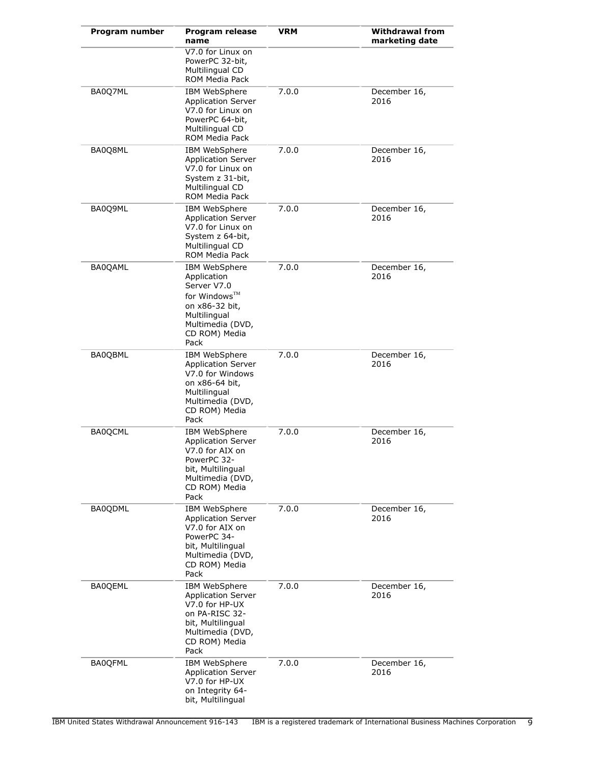| Program number | Program release name | VRM | Withdrawal from marketing date |
| --- | --- | --- | --- |
| | V7.0 for Linux on PowerPC 32-bit, Multilingual CD ROM Media Pack | | |
| BA0Q7ML | IBM WebSphere Application Server V7.0 for Linux on PowerPC 64-bit, Multilingual CD ROM Media Pack | 7.0.0 | December 16, 2016 |
| BA0Q8ML | IBM WebSphere Application Server V7.0 for Linux on System z 31-bit, Multilingual CD ROM Media Pack | 7.0.0 | December 16, 2016 |
| BA0Q9ML | IBM WebSphere Application Server V7.0 for Linux on System z 64-bit, Multilingual CD ROM Media Pack | 7.0.0 | December 16, 2016 |
| BA0QAML | IBM WebSphere Application Server V7.0 for Windows™ on x86-32 bit, Multilingual Multimedia (DVD, CD ROM) Media Pack | 7.0.0 | December 16, 2016 |
| BA0QBML | IBM WebSphere Application Server V7.0 for Windows on x86-64 bit, Multilingual Multimedia (DVD, CD ROM) Media Pack | 7.0.0 | December 16, 2016 |
| BA0QCML | IBM WebSphere Application Server V7.0 for AIX on PowerPC 32-bit, Multilingual Multimedia (DVD, CD ROM) Media Pack | 7.0.0 | December 16, 2016 |
| BA0QDML | IBM WebSphere Application Server V7.0 for AIX on PowerPC 34-bit, Multilingual Multimedia (DVD, CD ROM) Media Pack | 7.0.0 | December 16, 2016 |
| BA0QEML | IBM WebSphere Application Server V7.0 for HP-UX on PA-RISC 32-bit, Multilingual Multimedia (DVD, CD ROM) Media Pack | 7.0.0 | December 16, 2016 |
| BA0QFML | IBM WebSphere Application Server V7.0 for HP-UX on Integrity 64-bit, Multilingual | 7.0.0 | December 16, 2016 |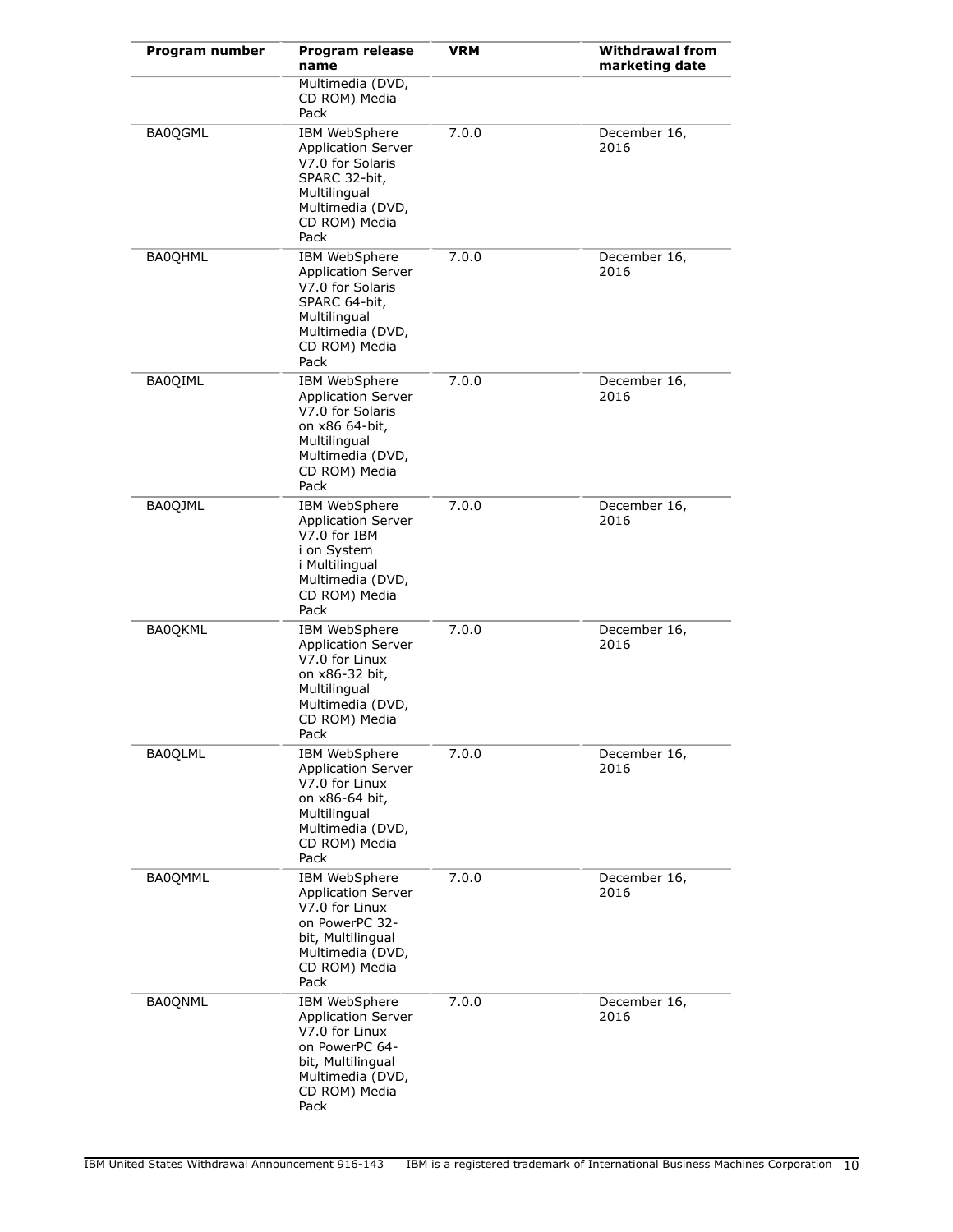| Program number | Program release name | VRM | Withdrawal from marketing date |
|---|---|---|---|
| | Multimedia (DVD, CD ROM) Media Pack | | |
| BA0QGML | IBM WebSphere Application Server V7.0 for Solaris SPARC 32-bit, Multilingual Multimedia (DVD, CD ROM) Media Pack | 7.0.0 | December 16, 2016 |
| BA0QHML | IBM WebSphere Application Server V7.0 for Solaris SPARC 64-bit, Multilingual Multimedia (DVD, CD ROM) Media Pack | 7.0.0 | December 16, 2016 |
| BA0QIML | IBM WebSphere Application Server V7.0 for Solaris on x86 64-bit, Multilingual Multimedia (DVD, CD ROM) Media Pack | 7.0.0 | December 16, 2016 |
| BA0QJML | IBM WebSphere Application Server V7.0 for IBM i on System i Multilingual Multimedia (DVD, CD ROM) Media Pack | 7.0.0 | December 16, 2016 |
| BA0QKML | IBM WebSphere Application Server V7.0 for Linux on x86-32 bit, Multilingual Multimedia (DVD, CD ROM) Media Pack | 7.0.0 | December 16, 2016 |
| BA0QLML | IBM WebSphere Application Server V7.0 for Linux on x86-64 bit, Multilingual Multimedia (DVD, CD ROM) Media Pack | 7.0.0 | December 16, 2016 |
| BA0QMML | IBM WebSphere Application Server V7.0 for Linux on PowerPC 32-bit, Multilingual Multimedia (DVD, CD ROM) Media Pack | 7.0.0 | December 16, 2016 |
| BA0QNML | IBM WebSphere Application Server V7.0 for Linux on PowerPC 64-bit, Multilingual Multimedia (DVD, CD ROM) Media Pack | 7.0.0 | December 16, 2016 |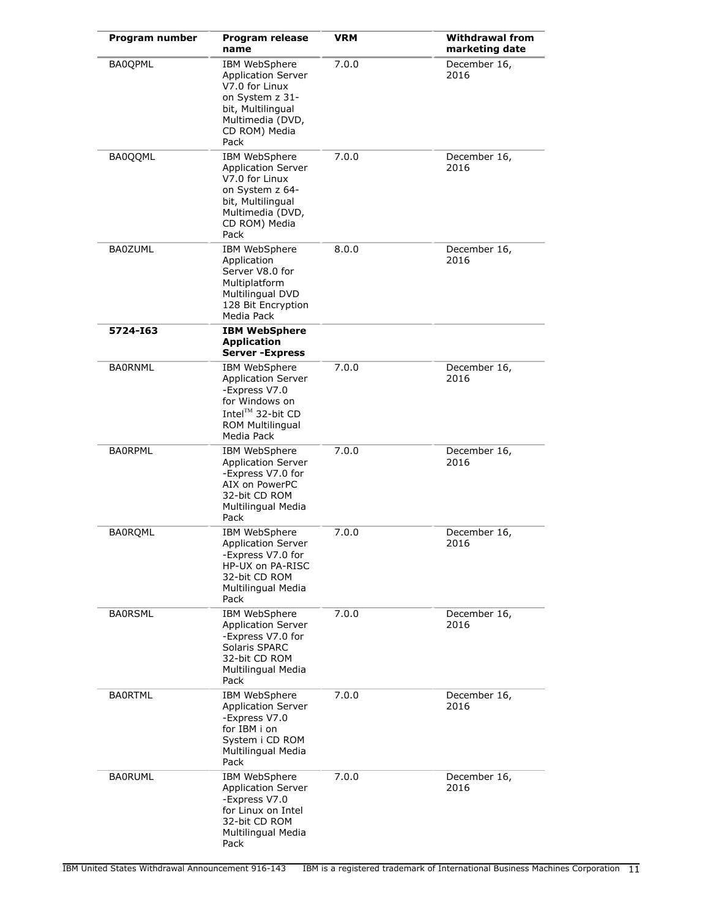| Program number | Program release name | VRM | Withdrawal from marketing date |
| --- | --- | --- | --- |
| BA0QPML | IBM WebSphere Application Server V7.0 for Linux on System z 31-bit, Multilingual Multimedia (DVD, CD ROM) Media Pack | 7.0.0 | December 16, 2016 |
| BA0QQML | IBM WebSphere Application Server V7.0 for Linux on System z 64-bit, Multilingual Multimedia (DVD, CD ROM) Media Pack | 7.0.0 | December 16, 2016 |
| BA0ZUML | IBM WebSphere Application Server V8.0 for Multiplatform Multilingual DVD 128 Bit Encryption Media Pack | 8.0.0 | December 16, 2016 |
| **5724-I63** | **IBM WebSphere Application Server -Express** | | |
| BA0RNML | IBM WebSphere Application Server -Express V7.0 for Windows on Intel™ 32-bit CD ROM Multilingual Media Pack | 7.0.0 | December 16, 2016 |
| BA0RPML | IBM WebSphere Application Server -Express V7.0 for AIX on PowerPC 32-bit CD ROM Multilingual Media Pack | 7.0.0 | December 16, 2016 |
| BA0RQML | IBM WebSphere Application Server -Express V7.0 for HP-UX on PA-RISC 32-bit CD ROM Multilingual Media Pack | 7.0.0 | December 16, 2016 |
| BA0RSML | IBM WebSphere Application Server -Express V7.0 for Solaris SPARC 32-bit CD ROM Multilingual Media Pack | 7.0.0 | December 16, 2016 |
| BA0RTML | IBM WebSphere Application Server -Express V7.0 for IBM i on System i CD ROM Multilingual Media Pack | 7.0.0 | December 16, 2016 |
| BA0RUML | IBM WebSphere Application Server -Express V7.0 for Linux on Intel 32-bit CD ROM Multilingual Media Pack | 7.0.0 | December 16, 2016 |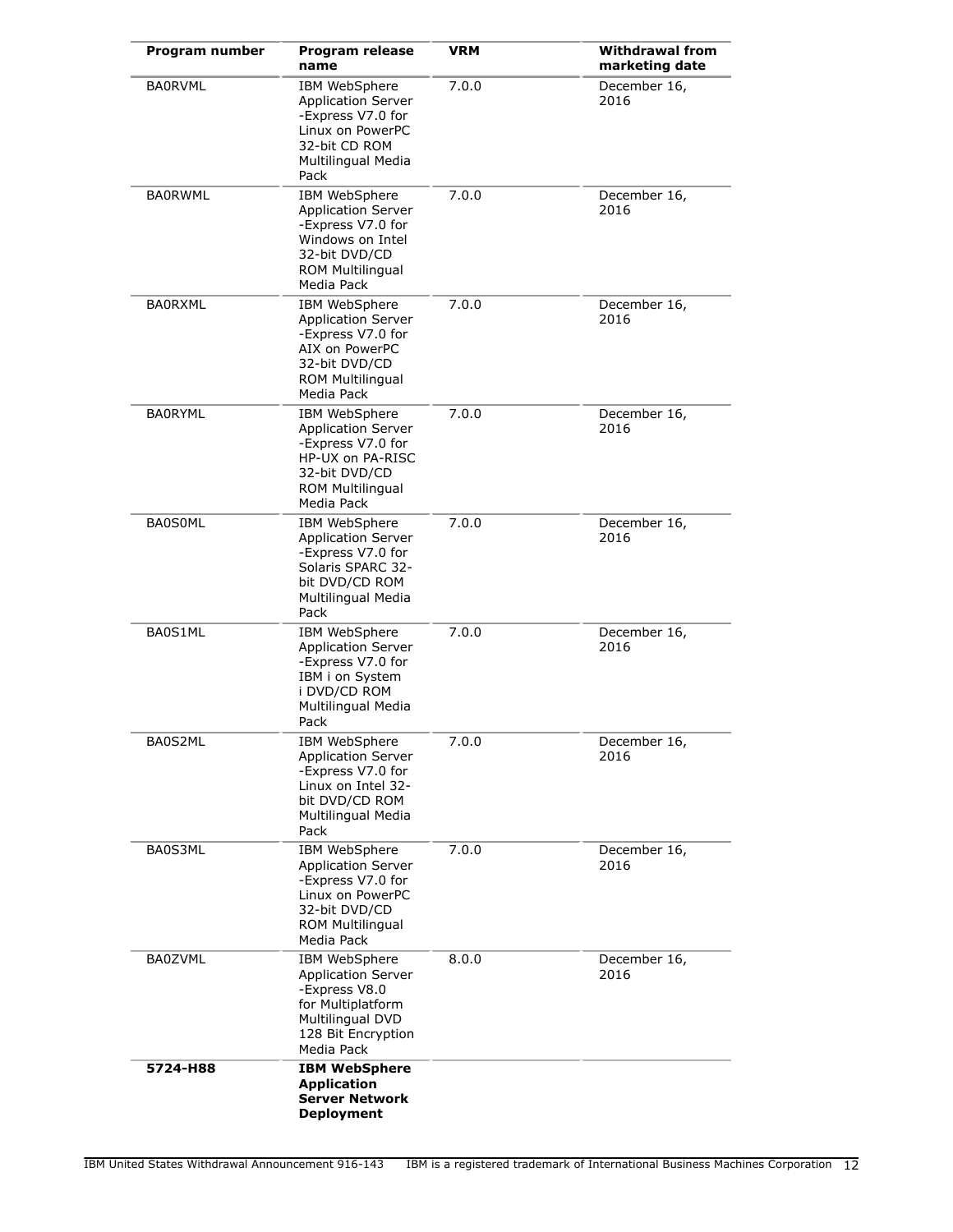| Program number | Program release name | VRM | Withdrawal from marketing date |
|---|---|---|---|
| BA0RVML | IBM WebSphere Application Server -Express V7.0 for Linux on PowerPC 32-bit CD ROM Multilingual Media Pack | 7.0.0 | December 16, 2016 |
| BA0RWML | IBM WebSphere Application Server -Express V7.0 for Windows on Intel 32-bit DVD/CD ROM Multilingual Media Pack | 7.0.0 | December 16, 2016 |
| BA0RXML | IBM WebSphere Application Server -Express V7.0 for AIX on PowerPC 32-bit DVD/CD ROM Multilingual Media Pack | 7.0.0 | December 16, 2016 |
| BA0RYML | IBM WebSphere Application Server -Express V7.0 for HP-UX on PA-RISC 32-bit DVD/CD ROM Multilingual Media Pack | 7.0.0 | December 16, 2016 |
| BA0S0ML | IBM WebSphere Application Server -Express V7.0 for Solaris SPARC 32-bit DVD/CD ROM Multilingual Media Pack | 7.0.0 | December 16, 2016 |
| BA0S1ML | IBM WebSphere Application Server -Express V7.0 for IBM i on System i DVD/CD ROM Multilingual Media Pack | 7.0.0 | December 16, 2016 |
| BA0S2ML | IBM WebSphere Application Server -Express V7.0 for Linux on Intel 32-bit DVD/CD ROM Multilingual Media Pack | 7.0.0 | December 16, 2016 |
| BA0S3ML | IBM WebSphere Application Server -Express V7.0 for Linux on PowerPC 32-bit DVD/CD ROM Multilingual Media Pack | 7.0.0 | December 16, 2016 |
| BA0ZVML | IBM WebSphere Application Server -Express V8.0 for Multiplatform Multilingual DVD 128 Bit Encryption Media Pack | 8.0.0 | December 16, 2016 |
| **5724-H88** | **IBM WebSphere Application Server Network Deployment** | | |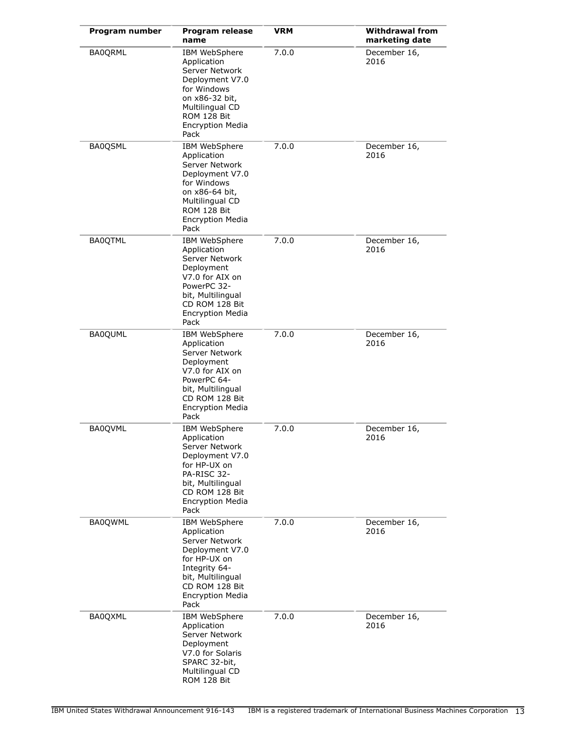| Program number | Program release name | VRM | Withdrawal from marketing date |
| --- | --- | --- | --- |
| BA0QRML | IBM WebSphere Application Server Network Deployment V7.0 for Windows on x86-32 bit, Multilingual CD ROM 128 Bit Encryption Media Pack | 7.0.0 | December 16, 2016 |
| BA0QSML | IBM WebSphere Application Server Network Deployment V7.0 for Windows on x86-64 bit, Multilingual CD ROM 128 Bit Encryption Media Pack | 7.0.0 | December 16, 2016 |
| BA0QTML | IBM WebSphere Application Server Network Deployment V7.0 for AIX on PowerPC 32-bit, Multilingual CD ROM 128 Bit Encryption Media Pack | 7.0.0 | December 16, 2016 |
| BA0QUML | IBM WebSphere Application Server Network Deployment V7.0 for AIX on PowerPC 64-bit, Multilingual CD ROM 128 Bit Encryption Media Pack | 7.0.0 | December 16, 2016 |
| BA0QVML | IBM WebSphere Application Server Network Deployment V7.0 for HP-UX on PA-RISC 32-bit, Multilingual CD ROM 128 Bit Encryption Media Pack | 7.0.0 | December 16, 2016 |
| BA0QWML | IBM WebSphere Application Server Network Deployment V7.0 for HP-UX on Integrity 64-bit, Multilingual CD ROM 128 Bit Encryption Media Pack | 7.0.0 | December 16, 2016 |
| BA0QXML | IBM WebSphere Application Server Network Deployment V7.0 for Solaris SPARC 32-bit, Multilingual CD ROM 128 Bit | 7.0.0 | December 16, 2016 |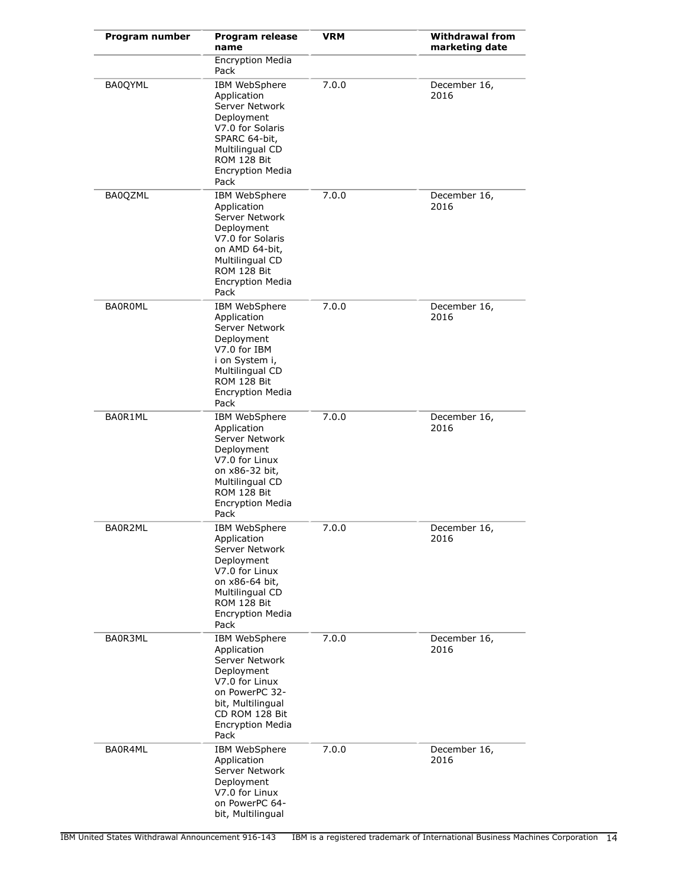| Program number | Program release name | VRM | Withdrawal from marketing date |
|---|---|---|---|
| | Encryption Media Pack | | |
| BA0QYML | IBM WebSphere Application Server Network Deployment V7.0 for Solaris SPARC 64-bit, Multilingual CD ROM 128 Bit Encryption Media Pack | 7.0.0 | December 16, 2016 |
| BA0QZML | IBM WebSphere Application Server Network Deployment V7.0 for Solaris on AMD 64-bit, Multilingual CD ROM 128 Bit Encryption Media Pack | 7.0.0 | December 16, 2016 |
| BA0R0ML | IBM WebSphere Application Server Network Deployment V7.0 for IBM i on System i, Multilingual CD ROM 128 Bit Encryption Media Pack | 7.0.0 | December 16, 2016 |
| BA0R1ML | IBM WebSphere Application Server Network Deployment V7.0 for Linux on x86-32 bit, Multilingual CD ROM 128 Bit Encryption Media Pack | 7.0.0 | December 16, 2016 |
| BA0R2ML | IBM WebSphere Application Server Network Deployment V7.0 for Linux on x86-64 bit, Multilingual CD ROM 128 Bit Encryption Media Pack | 7.0.0 | December 16, 2016 |
| BA0R3ML | IBM WebSphere Application Server Network Deployment V7.0 for Linux on PowerPC 32-bit, Multilingual CD ROM 128 Bit Encryption Media Pack | 7.0.0 | December 16, 2016 |
| BA0R4ML | IBM WebSphere Application Server Network Deployment V7.0 for Linux on PowerPC 64-bit, Multilingual | 7.0.0 | December 16, 2016 |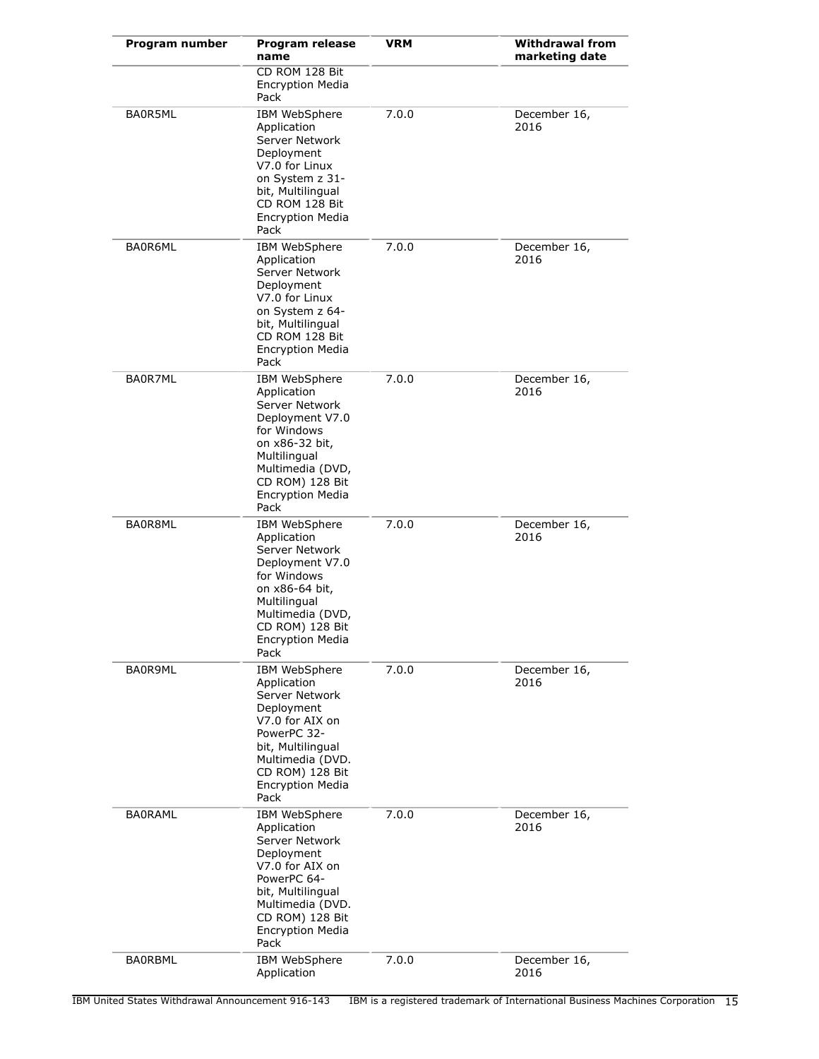| Program number | Program release name | VRM | Withdrawal from marketing date |
| --- | --- | --- | --- |
| | CD ROM 128 Bit Encryption Media Pack | | |
| BA0R5ML | IBM WebSphere Application Server Network Deployment V7.0 for Linux on System z 31-bit, Multilingual CD ROM 128 Bit Encryption Media Pack | 7.0.0 | December 16, 2016 |
| BA0R6ML | IBM WebSphere Application Server Network Deployment V7.0 for Linux on System z 64-bit, Multilingual CD ROM 128 Bit Encryption Media Pack | 7.0.0 | December 16, 2016 |
| BA0R7ML | IBM WebSphere Application Server Network Deployment V7.0 for Windows on x86-32 bit, Multilingual Multimedia (DVD, CD ROM) 128 Bit Encryption Media Pack | 7.0.0 | December 16, 2016 |
| BA0R8ML | IBM WebSphere Application Server Network Deployment V7.0 for Windows on x86-64 bit, Multilingual Multimedia (DVD, CD ROM) 128 Bit Encryption Media Pack | 7.0.0 | December 16, 2016 |
| BA0R9ML | IBM WebSphere Application Server Network Deployment V7.0 for AIX on PowerPC 32-bit, Multilingual Multimedia (DVD. CD ROM) 128 Bit Encryption Media Pack | 7.0.0 | December 16, 2016 |
| BA0RAML | IBM WebSphere Application Server Network Deployment V7.0 for AIX on PowerPC 64-bit, Multilingual Multimedia (DVD. CD ROM) 128 Bit Encryption Media Pack | 7.0.0 | December 16, 2016 |
| BA0RBML | IBM WebSphere Application | 7.0.0 | December 16, 2016 |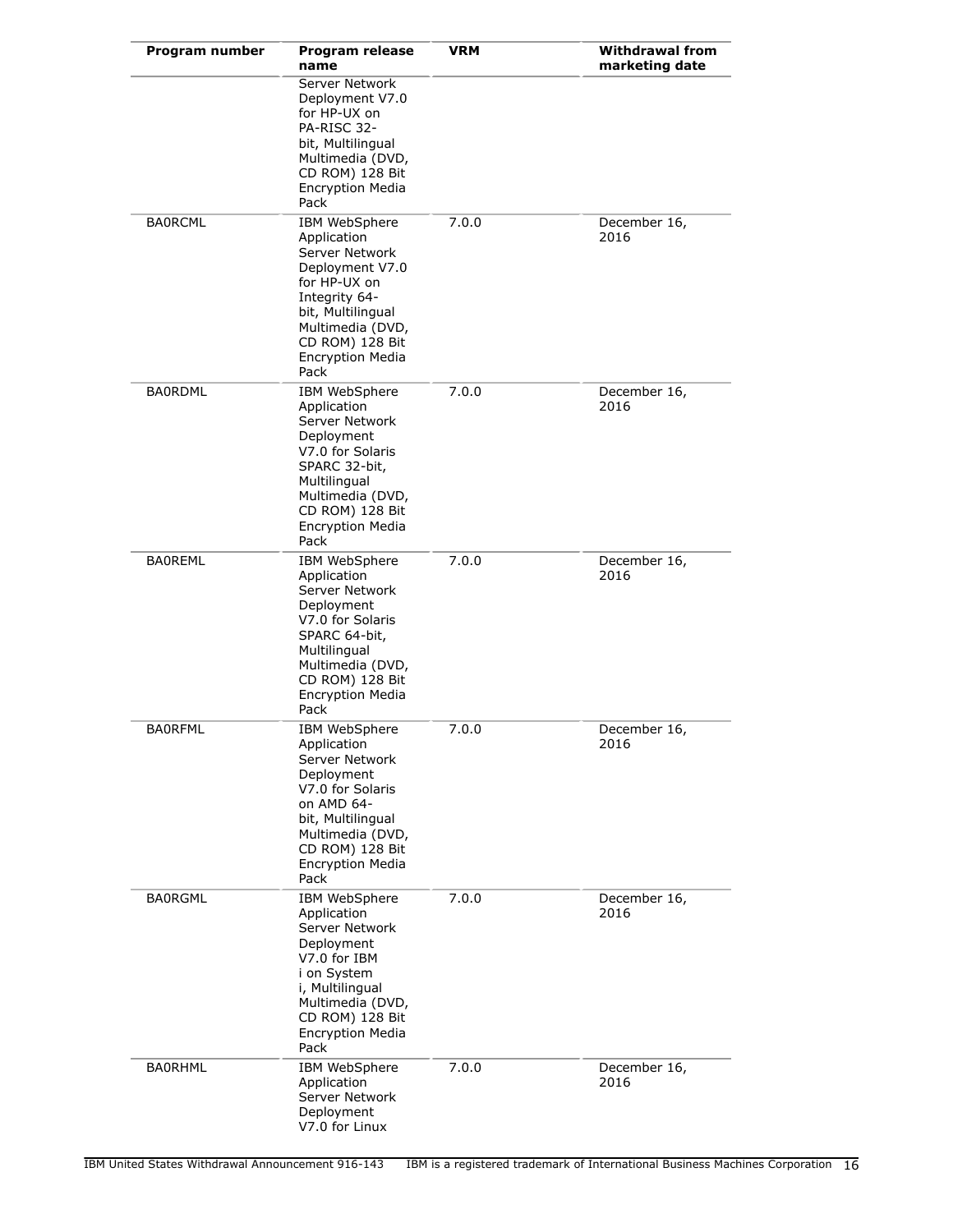| Program number | Program release name | VRM | Withdrawal from marketing date |
|---|---|---|---|
| | Server Network Deployment V7.0 for HP-UX on PA-RISC 32-bit, Multilingual Multimedia (DVD, CD ROM) 128 Bit Encryption Media Pack | | |
| BA0RCML | IBM WebSphere Application Server Network Deployment V7.0 for HP-UX on Integrity 64-bit, Multilingual Multimedia (DVD, CD ROM) 128 Bit Encryption Media Pack | 7.0.0 | December 16, 2016 |
| BA0RDML | IBM WebSphere Application Server Network Deployment V7.0 for Solaris SPARC 32-bit, Multilingual Multimedia (DVD, CD ROM) 128 Bit Encryption Media Pack | 7.0.0 | December 16, 2016 |
| BA0REML | IBM WebSphere Application Server Network Deployment V7.0 for Solaris SPARC 64-bit, Multilingual Multimedia (DVD, CD ROM) 128 Bit Encryption Media Pack | 7.0.0 | December 16, 2016 |
| BA0RFML | IBM WebSphere Application Server Network Deployment V7.0 for Solaris on AMD 64-bit, Multilingual Multimedia (DVD, CD ROM) 128 Bit Encryption Media Pack | 7.0.0 | December 16, 2016 |
| BA0RGML | IBM WebSphere Application Server Network Deployment V7.0 for IBM i on System i, Multilingual Multimedia (DVD, CD ROM) 128 Bit Encryption Media Pack | 7.0.0 | December 16, 2016 |
| BA0RHML | IBM WebSphere Application Server Network Deployment V7.0 for Linux | 7.0.0 | December 16, 2016 |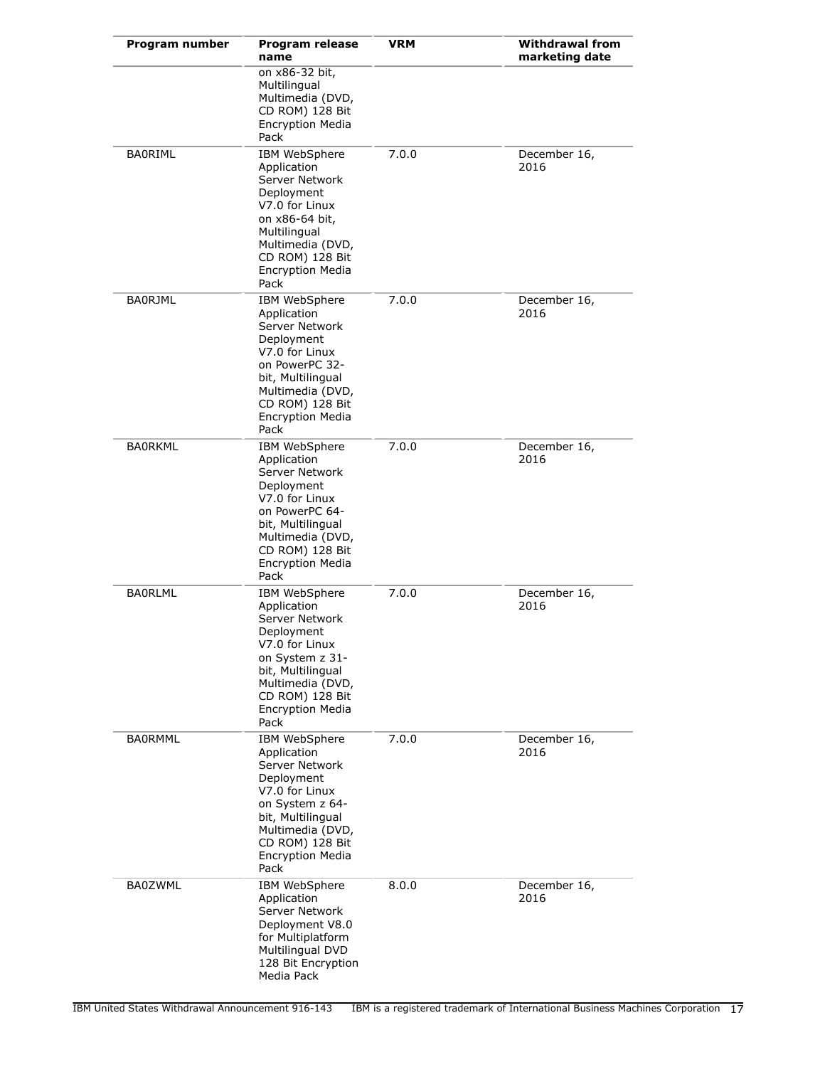| Program number | Program release name | VRM | Withdrawal from marketing date |
|---|---|---|---|
| | on x86-32 bit, Multilingual Multimedia (DVD, CD ROM) 128 Bit Encryption Media Pack | | |
| BA0RIML | IBM WebSphere Application Server Network Deployment V7.0 for Linux on x86-64 bit, Multilingual Multimedia (DVD, CD ROM) 128 Bit Encryption Media Pack | 7.0.0 | December 16, 2016 |
| BA0RJML | IBM WebSphere Application Server Network Deployment V7.0 for Linux on PowerPC 32-bit, Multilingual Multimedia (DVD, CD ROM) 128 Bit Encryption Media Pack | 7.0.0 | December 16, 2016 |
| BA0RKML | IBM WebSphere Application Server Network Deployment V7.0 for Linux on PowerPC 64-bit, Multilingual Multimedia (DVD, CD ROM) 128 Bit Encryption Media Pack | 7.0.0 | December 16, 2016 |
| BA0RLML | IBM WebSphere Application Server Network Deployment V7.0 for Linux on System z 31-bit, Multilingual Multimedia (DVD, CD ROM) 128 Bit Encryption Media Pack | 7.0.0 | December 16, 2016 |
| BA0RMML | IBM WebSphere Application Server Network Deployment V7.0 for Linux on System z 64-bit, Multilingual Multimedia (DVD, CD ROM) 128 Bit Encryption Media Pack | 7.0.0 | December 16, 2016 |
| BA0ZWML | IBM WebSphere Application Server Network Deployment V8.0 for Multiplatform Multilingual DVD 128 Bit Encryption Media Pack | 8.0.0 | December 16, 2016 |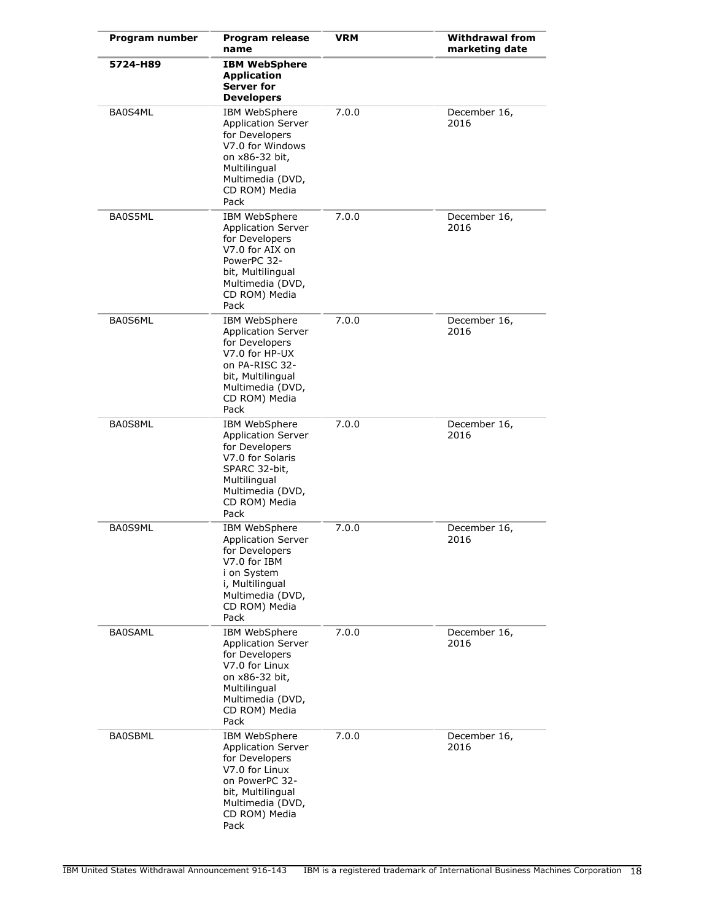| Program number | Program release name | VRM | Withdrawal from marketing date |
|---|---|---|---|
| **5724-H89** | **IBM WebSphere Application Server for Developers** | | |
| BA0S4ML | IBM WebSphere Application Server for Developers V7.0 for Windows on x86-32 bit, Multilingual Multimedia (DVD, CD ROM) Media Pack | 7.0.0 | December 16, 2016 |
| BA0S5ML | IBM WebSphere Application Server for Developers V7.0 for AIX on PowerPC 32-bit, Multilingual Multimedia (DVD, CD ROM) Media Pack | 7.0.0 | December 16, 2016 |
| BA0S6ML | IBM WebSphere Application Server for Developers V7.0 for HP-UX on PA-RISC 32-bit, Multilingual Multimedia (DVD, CD ROM) Media Pack | 7.0.0 | December 16, 2016 |
| BA0S8ML | IBM WebSphere Application Server for Developers V7.0 for Solaris SPARC 32-bit, Multilingual Multimedia (DVD, CD ROM) Media Pack | 7.0.0 | December 16, 2016 |
| BA0S9ML | IBM WebSphere Application Server for Developers V7.0 for IBM i on System i, Multilingual Multimedia (DVD, CD ROM) Media Pack | 7.0.0 | December 16, 2016 |
| BA0SAML | IBM WebSphere Application Server for Developers V7.0 for Linux on x86-32 bit, Multilingual Multimedia (DVD, CD ROM) Media Pack | 7.0.0 | December 16, 2016 |
| BA0SBML | IBM WebSphere Application Server for Developers V7.0 for Linux on PowerPC 32-bit, Multilingual Multimedia (DVD, CD ROM) Media Pack | 7.0.0 | December 16, 2016 |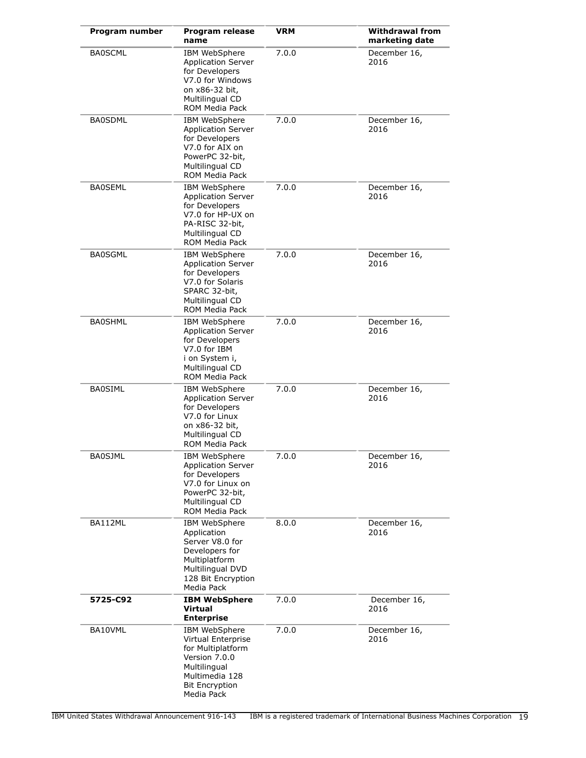| Program number | Program release name | VRM | Withdrawal from marketing date |
|---|---|---|---|
| BA0SCML | IBM WebSphere Application Server for Developers V7.0 for Windows on x86-32 bit, Multilingual CD ROM Media Pack | 7.0.0 | December 16, 2016 |
| BA0SDML | IBM WebSphere Application Server for Developers V7.0 for AIX on PowerPC 32-bit, Multilingual CD ROM Media Pack | 7.0.0 | December 16, 2016 |
| BA0SEML | IBM WebSphere Application Server for Developers V7.0 for HP-UX on PA-RISC 32-bit, Multilingual CD ROM Media Pack | 7.0.0 | December 16, 2016 |
| BA0SGML | IBM WebSphere Application Server for Developers V7.0 for Solaris SPARC 32-bit, Multilingual CD ROM Media Pack | 7.0.0 | December 16, 2016 |
| BA0SHML | IBM WebSphere Application Server for Developers V7.0 for IBM i on System i, Multilingual CD ROM Media Pack | 7.0.0 | December 16, 2016 |
| BA0SIML | IBM WebSphere Application Server for Developers V7.0 for Linux on x86-32 bit, Multilingual CD ROM Media Pack | 7.0.0 | December 16, 2016 |
| BA0SJML | IBM WebSphere Application Server for Developers V7.0 for Linux on PowerPC 32-bit, Multilingual CD ROM Media Pack | 7.0.0 | December 16, 2016 |
| BA112ML | IBM WebSphere Application Server V8.0 for Developers for Multiplatform Multilingual DVD 128 Bit Encryption Media Pack | 8.0.0 | December 16, 2016 |
| **5725-C92** | **IBM WebSphere Virtual Enterprise** | 7.0.0 | December 16, 2016 |
| BA10VML | IBM WebSphere Virtual Enterprise for Multiplatform Version 7.0.0 Multilingual Multimedia 128 Bit Encryption Media Pack | 7.0.0 | December 16, 2016 |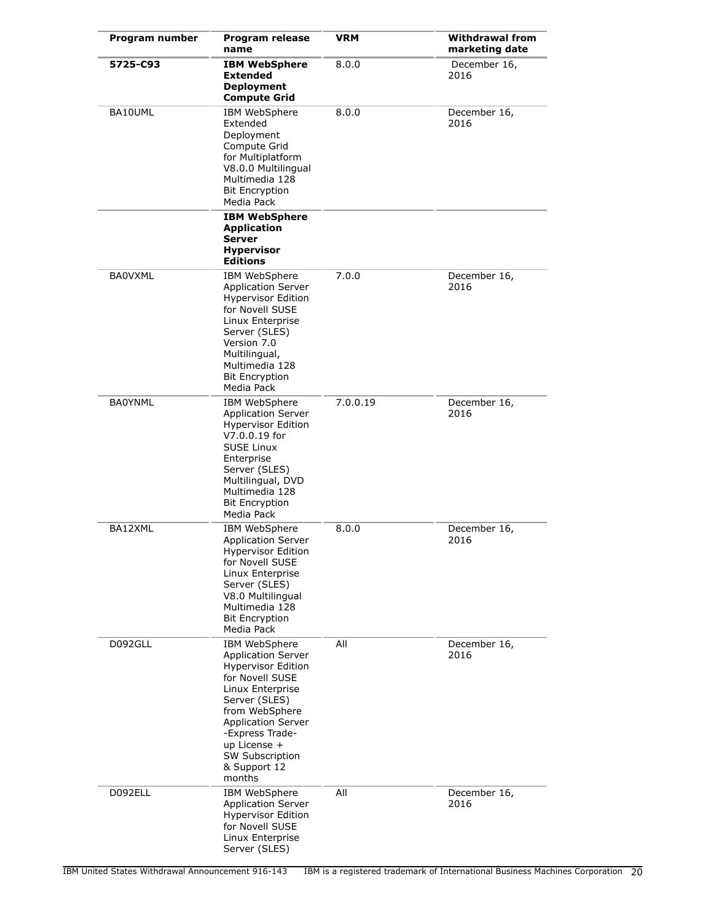| Program number | Program release name | VRM | Withdrawal from marketing date |
|---|---|---|---|
| **5725-C93** | **IBM WebSphere Extended Deployment Compute Grid** | 8.0.0 | December 16, 2016 |
| BA10UML | IBM WebSphere Extended Deployment Compute Grid for Multiplatform V8.0.0 Multilingual Multimedia 128 Bit Encryption Media Pack | 8.0.0 | December 16, 2016 |
| | **IBM WebSphere Application Server Hypervisor Editions** | | |
| BA0VXML | IBM WebSphere Application Server Hypervisor Edition for Novell SUSE Linux Enterprise Server (SLES) Version 7.0 Multilingual, Multimedia 128 Bit Encryption Media Pack | 7.0.0 | December 16, 2016 |
| BA0YNML | IBM WebSphere Application Server Hypervisor Edition V7.0.0.19 for SUSE Linux Enterprise Server (SLES) Multilingual, DVD Multimedia 128 Bit Encryption Media Pack | 7.0.0.19 | December 16, 2016 |
| BA12XML | IBM WebSphere Application Server Hypervisor Edition for Novell SUSE Linux Enterprise Server (SLES) V8.0 Multilingual Multimedia 128 Bit Encryption Media Pack | 8.0.0 | December 16, 2016 |
| D092GLL | IBM WebSphere Application Server Hypervisor Edition for Novell SUSE Linux Enterprise Server (SLES) from WebSphere Application Server -Express Trade-up License + SW Subscription & Support 12 months | All | December 16, 2016 |
| D092ELL | IBM WebSphere Application Server Hypervisor Edition for Novell SUSE Linux Enterprise Server (SLES) | All | December 16, 2016 |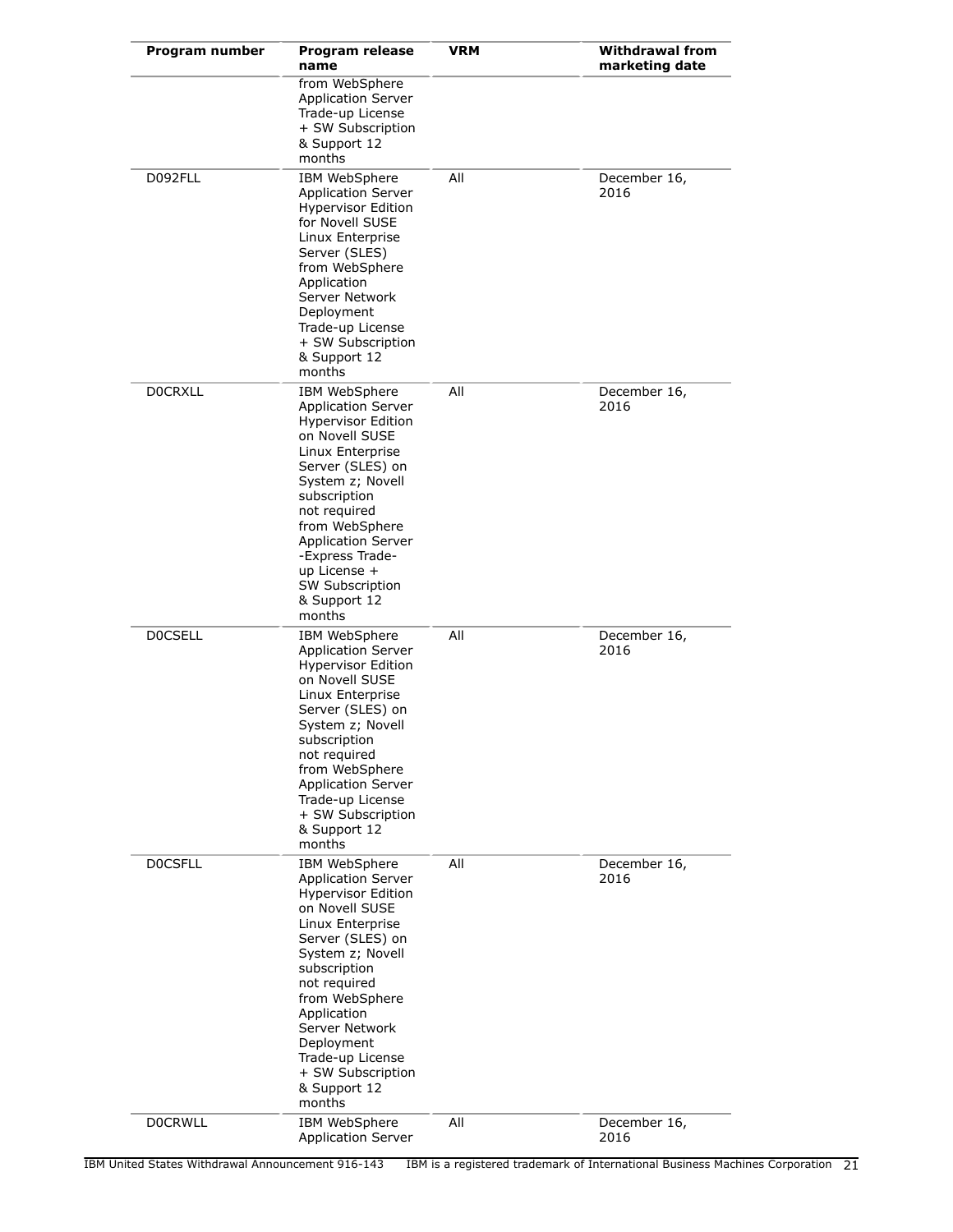| Program number | Program release name | VRM | Withdrawal from marketing date |
| --- | --- | --- | --- |
| | from WebSphere Application Server Trade-up License + SW Subscription & Support 12 months | | |
| D092FLL | IBM WebSphere Application Server Hypervisor Edition for Novell SUSE Linux Enterprise Server (SLES) from WebSphere Application Server Network Deployment Trade-up License + SW Subscription & Support 12 months | All | December 16, 2016 |
| D0CRXLL | IBM WebSphere Application Server Hypervisor Edition on Novell SUSE Linux Enterprise Server (SLES) on System z; Novell subscription not required from WebSphere Application Server -Express Trade-up License + SW Subscription & Support 12 months | All | December 16, 2016 |
| D0CSELL | IBM WebSphere Application Server Hypervisor Edition on Novell SUSE Linux Enterprise Server (SLES) on System z; Novell subscription not required from WebSphere Application Server Trade-up License + SW Subscription & Support 12 months | All | December 16, 2016 |
| D0CSFLL | IBM WebSphere Application Server Hypervisor Edition on Novell SUSE Linux Enterprise Server (SLES) on System z; Novell subscription not required from WebSphere Application Server Network Deployment Trade-up License + SW Subscription & Support 12 months | All | December 16, 2016 |
| D0CRWLL | IBM WebSphere Application Server | All | December 16, 2016 |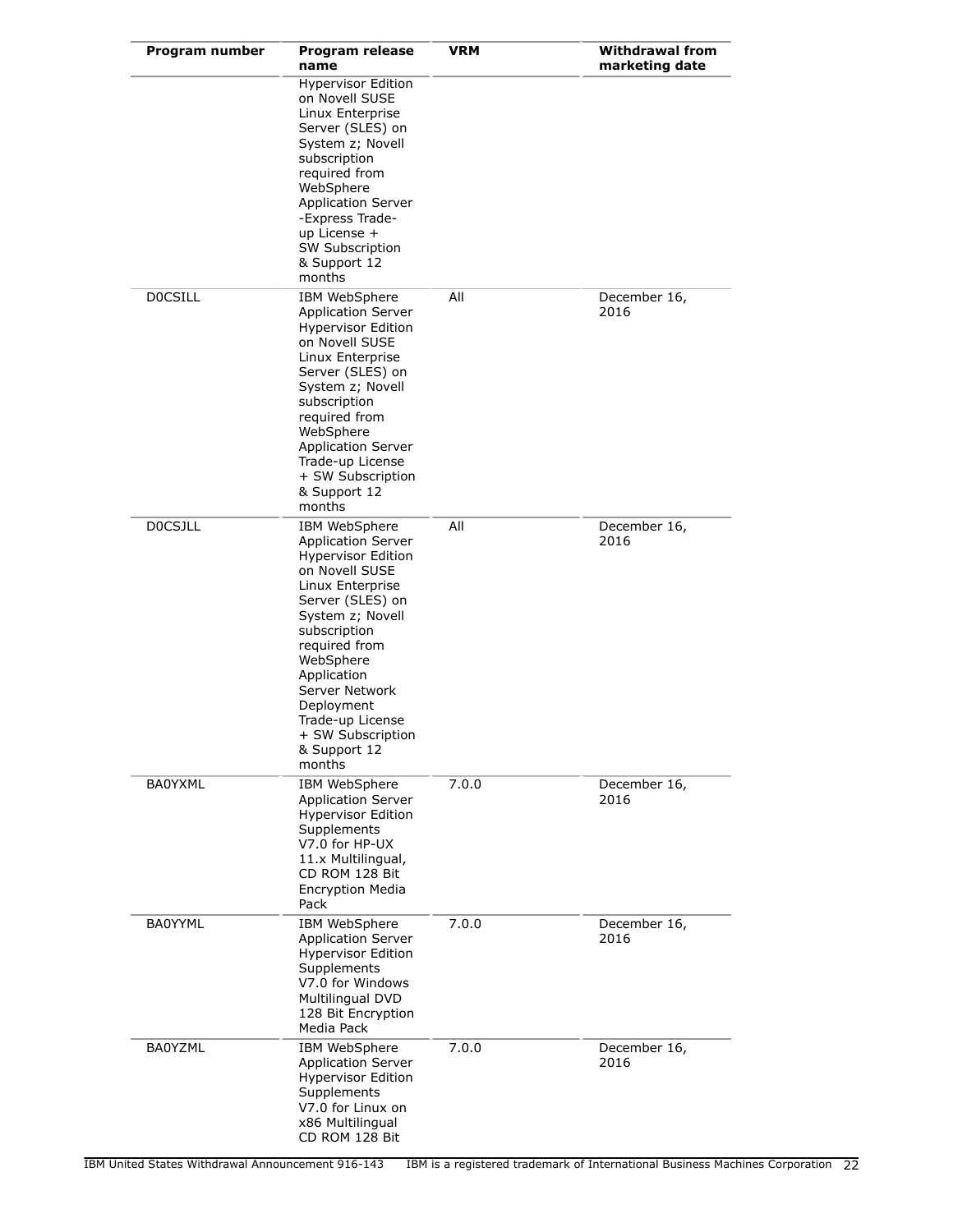| Program number | Program release name | VRM | Withdrawal from marketing date |
|---|---|---|---|
| | Hypervisor Edition on Novell SUSE Linux Enterprise Server (SLES) on System z; Novell subscription required from WebSphere Application Server -Express Trade-up License + SW Subscription & Support 12 months | | |
| D0CSILL | IBM WebSphere Application Server Hypervisor Edition on Novell SUSE Linux Enterprise Server (SLES) on System z; Novell subscription required from WebSphere Application Server Trade-up License + SW Subscription & Support 12 months | All | December 16, 2016 |
| D0CSJLL | IBM WebSphere Application Server Hypervisor Edition on Novell SUSE Linux Enterprise Server (SLES) on System z; Novell subscription required from WebSphere Application Server Network Deployment Trade-up License + SW Subscription & Support 12 months | All | December 16, 2016 |
| BA0YXML | IBM WebSphere Application Server Hypervisor Edition Supplements V7.0 for HP-UX 11.x Multilingual, CD ROM 128 Bit Encryption Media Pack | 7.0.0 | December 16, 2016 |
| BA0YYML | IBM WebSphere Application Server Hypervisor Edition Supplements V7.0 for Windows Multilingual DVD 128 Bit Encryption Media Pack | 7.0.0 | December 16, 2016 |
| BA0YZML | IBM WebSphere Application Server Hypervisor Edition Supplements V7.0 for Linux on x86 Multilingual CD ROM 128 Bit | 7.0.0 | December 16, 2016 |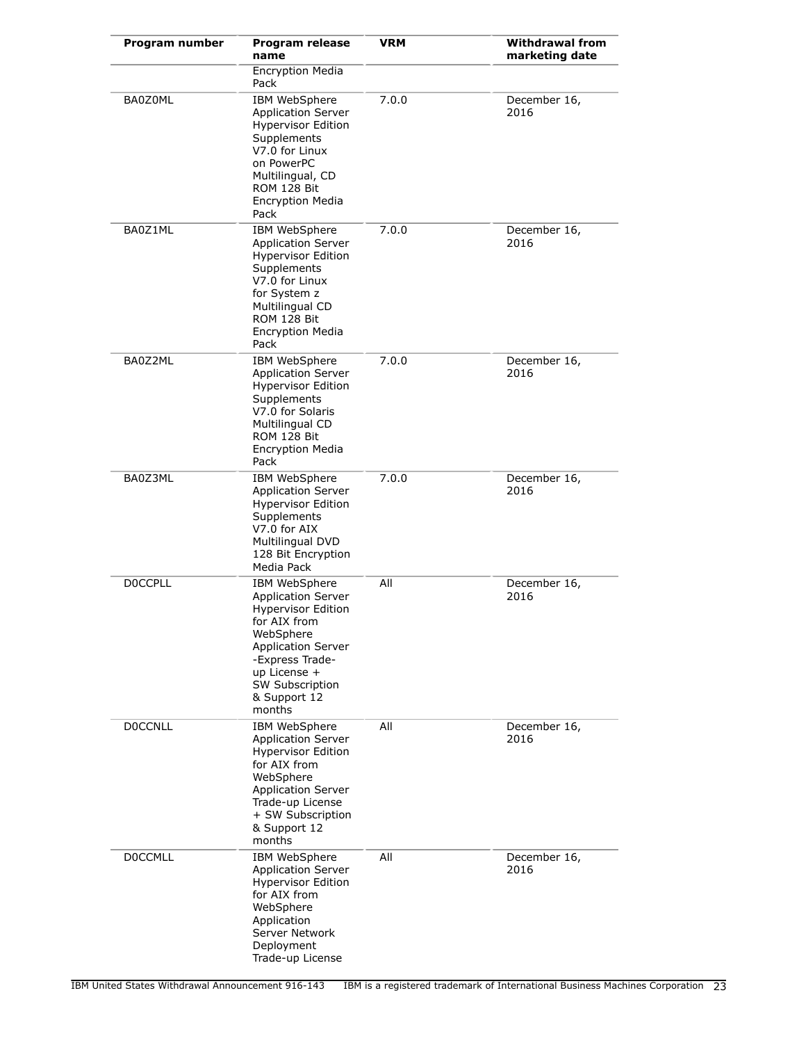| Program number | Program release name | VRM | Withdrawal from marketing date |
|---|---|---|---|
| | Encryption Media Pack | | |
| BA0Z0ML | IBM WebSphere Application Server Hypervisor Edition Supplements V7.0 for Linux on PowerPC Multilingual, CD ROM 128 Bit Encryption Media Pack | 7.0.0 | December 16, 2016 |
| BA0Z1ML | IBM WebSphere Application Server Hypervisor Edition Supplements V7.0 for Linux for System z Multilingual CD ROM 128 Bit Encryption Media Pack | 7.0.0 | December 16, 2016 |
| BA0Z2ML | IBM WebSphere Application Server Hypervisor Edition Supplements V7.0 for Solaris Multilingual CD ROM 128 Bit Encryption Media Pack | 7.0.0 | December 16, 2016 |
| BA0Z3ML | IBM WebSphere Application Server Hypervisor Edition Supplements V7.0 for AIX Multilingual DVD 128 Bit Encryption Media Pack | 7.0.0 | December 16, 2016 |
| D0CCPLL | IBM WebSphere Application Server Hypervisor Edition for AIX from WebSphere Application Server -Express Trade-up License + SW Subscription & Support 12 months | All | December 16, 2016 |
| D0CCNLL | IBM WebSphere Application Server Hypervisor Edition for AIX from WebSphere Application Server Trade-up License + SW Subscription & Support 12 months | All | December 16, 2016 |
| D0CCMLL | IBM WebSphere Application Server Hypervisor Edition for AIX from WebSphere Application Server Network Deployment Trade-up License | All | December 16, 2016 |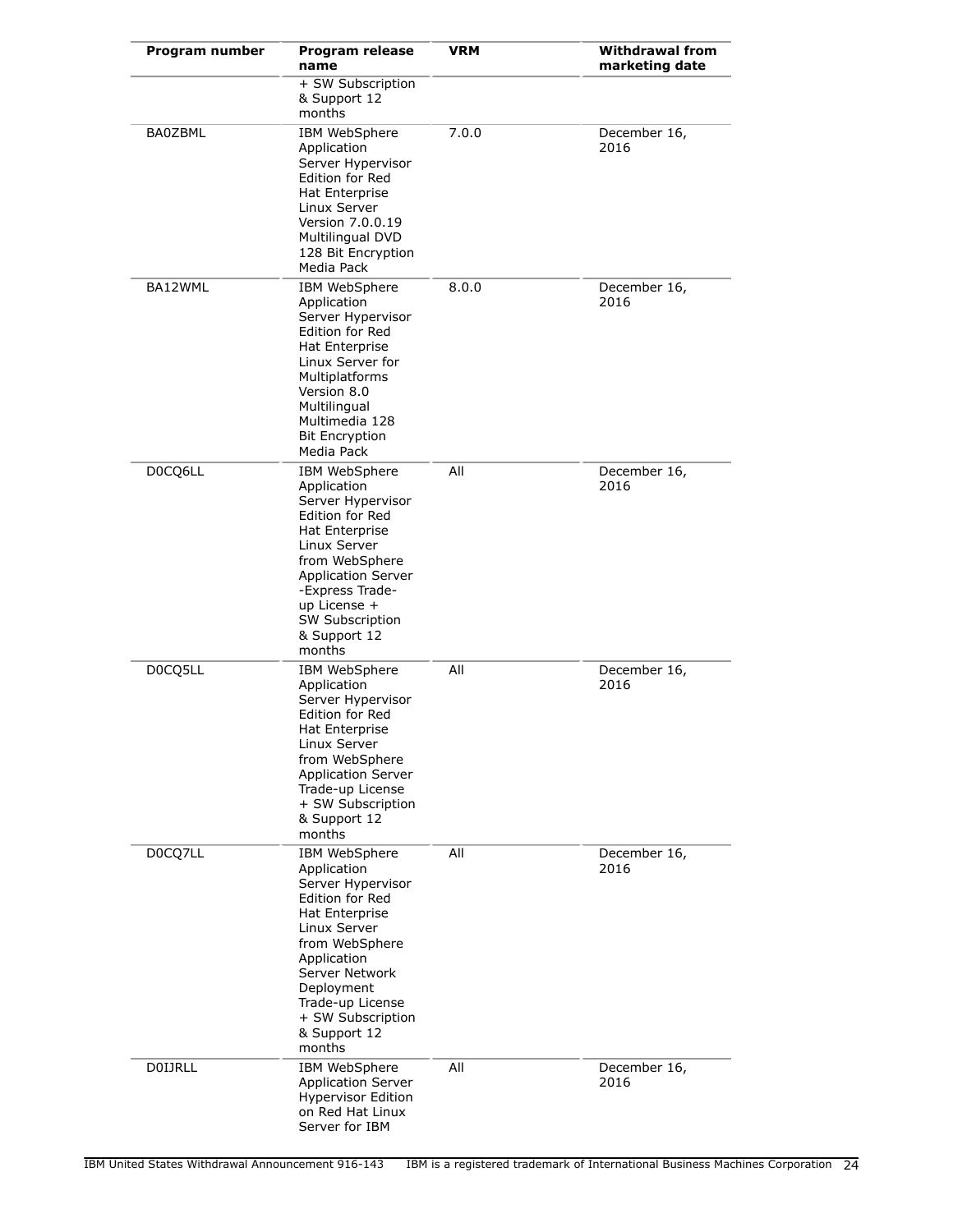| Program number | Program release name | VRM | Withdrawal from marketing date |
|---|---|---|---|
| | + SW Subscription & Support 12 months | | |
| BA0ZBML | IBM WebSphere Application Server Hypervisor Edition for Red Hat Enterprise Linux Server Version 7.0.0.19 Multilingual DVD 128 Bit Encryption Media Pack | 7.0.0 | December 16, 2016 |
| BA12WML | IBM WebSphere Application Server Hypervisor Edition for Red Hat Enterprise Linux Server for Multiplatforms Version 8.0 Multilingual Multimedia 128 Bit Encryption Media Pack | 8.0.0 | December 16, 2016 |
| D0CQ6LL | IBM WebSphere Application Server Hypervisor Edition for Red Hat Enterprise Linux Server from WebSphere Application Server -Express Trade-up License + SW Subscription & Support 12 months | All | December 16, 2016 |
| D0CQ5LL | IBM WebSphere Application Server Hypervisor Edition for Red Hat Enterprise Linux Server from WebSphere Application Server Trade-up License + SW Subscription & Support 12 months | All | December 16, 2016 |
| D0CQ7LL | IBM WebSphere Application Server Hypervisor Edition for Red Hat Enterprise Linux Server from WebSphere Application Server Network Deployment Trade-up License + SW Subscription & Support 12 months | All | December 16, 2016 |
| D0IJRLL | IBM WebSphere Application Server Hypervisor Edition on Red Hat Linux Server for IBM | All | December 16, 2016 |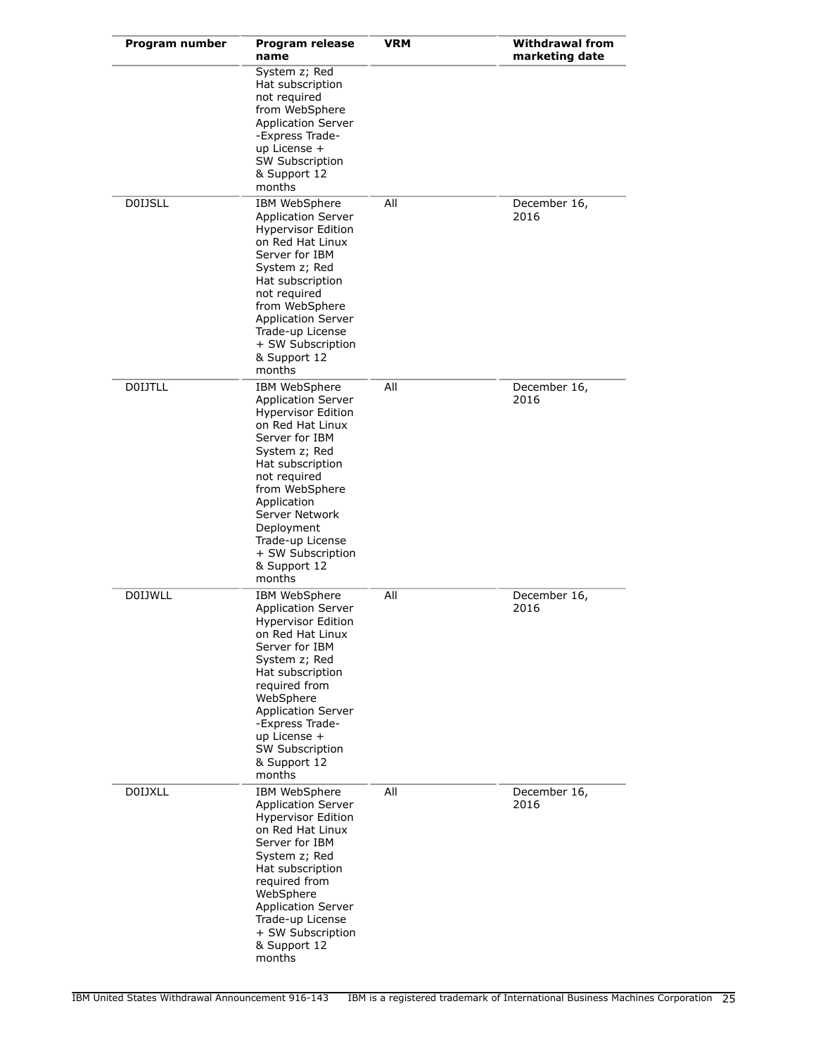| Program number | Program release name | VRM | Withdrawal from marketing date |
|---|---|---|---|
| | System z; Red Hat subscription not required from WebSphere Application Server -Express Trade-up License + SW Subscription & Support 12 months | | |
| D0IJSLL | IBM WebSphere Application Server Hypervisor Edition on Red Hat Linux Server for IBM System z; Red Hat subscription not required from WebSphere Application Server Trade-up License + SW Subscription & Support 12 months | All | December 16, 2016 |
| D0IJTLL | IBM WebSphere Application Server Hypervisor Edition on Red Hat Linux Server for IBM System z; Red Hat subscription not required from WebSphere Application Server Network Deployment Trade-up License + SW Subscription & Support 12 months | All | December 16, 2016 |
| D0IJWLL | IBM WebSphere Application Server Hypervisor Edition on Red Hat Linux Server for IBM System z; Red Hat subscription required from WebSphere Application Server -Express Trade-up License + SW Subscription & Support 12 months | All | December 16, 2016 |
| D0IJXLL | IBM WebSphere Application Server Hypervisor Edition on Red Hat Linux Server for IBM System z; Red Hat subscription required from WebSphere Application Server Trade-up License + SW Subscription & Support 12 months | All | December 16, 2016 |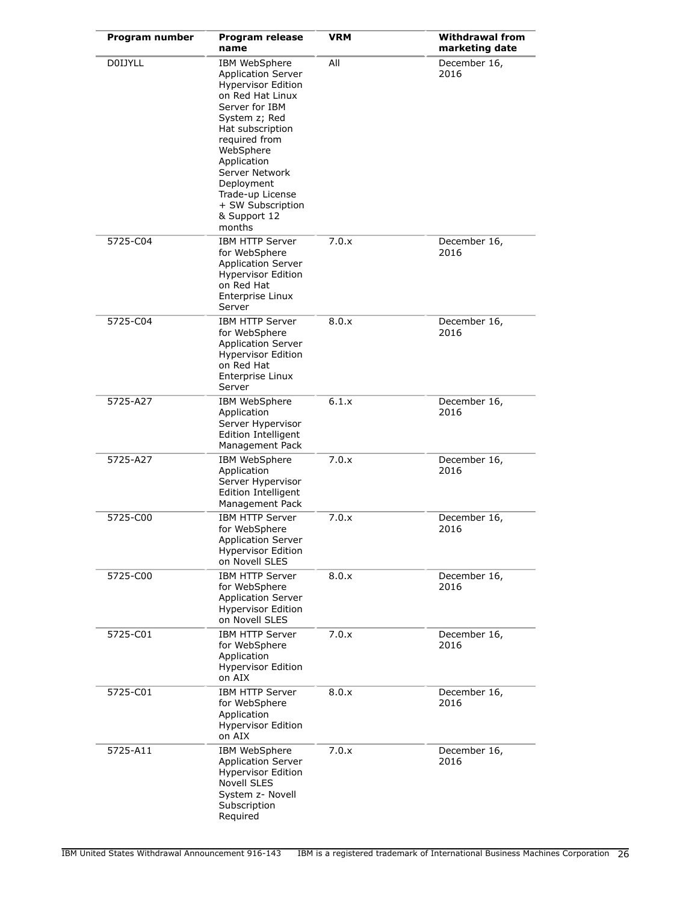| Program number | Program release name | VRM | Withdrawal from marketing date |
| --- | --- | --- | --- |
| D0IJYLL | IBM WebSphere Application Server Hypervisor Edition on Red Hat Linux Server for IBM System z; Red Hat subscription required from WebSphere Application Server Network Deployment Trade-up License + SW Subscription & Support 12 months | All | December 16, 2016 |
| 5725-C04 | IBM HTTP Server for WebSphere Application Server Hypervisor Edition on Red Hat Enterprise Linux Server | 7.0.x | December 16, 2016 |
| 5725-C04 | IBM HTTP Server for WebSphere Application Server Hypervisor Edition on Red Hat Enterprise Linux Server | 8.0.x | December 16, 2016 |
| 5725-A27 | IBM WebSphere Application Server Hypervisor Edition Intelligent Management Pack | 6.1.x | December 16, 2016 |
| 5725-A27 | IBM WebSphere Application Server Hypervisor Edition Intelligent Management Pack | 7.0.x | December 16, 2016 |
| 5725-C00 | IBM HTTP Server for WebSphere Application Server Hypervisor Edition on Novell SLES | 7.0.x | December 16, 2016 |
| 5725-C00 | IBM HTTP Server for WebSphere Application Server Hypervisor Edition on Novell SLES | 8.0.x | December 16, 2016 |
| 5725-C01 | IBM HTTP Server for WebSphere Application Hypervisor Edition on AIX | 7.0.x | December 16, 2016 |
| 5725-C01 | IBM HTTP Server for WebSphere Application Hypervisor Edition on AIX | 8.0.x | December 16, 2016 |
| 5725-A11 | IBM WebSphere Application Server Hypervisor Edition Novell SLES System z- Novell Subscription Required | 7.0.x | December 16, 2016 |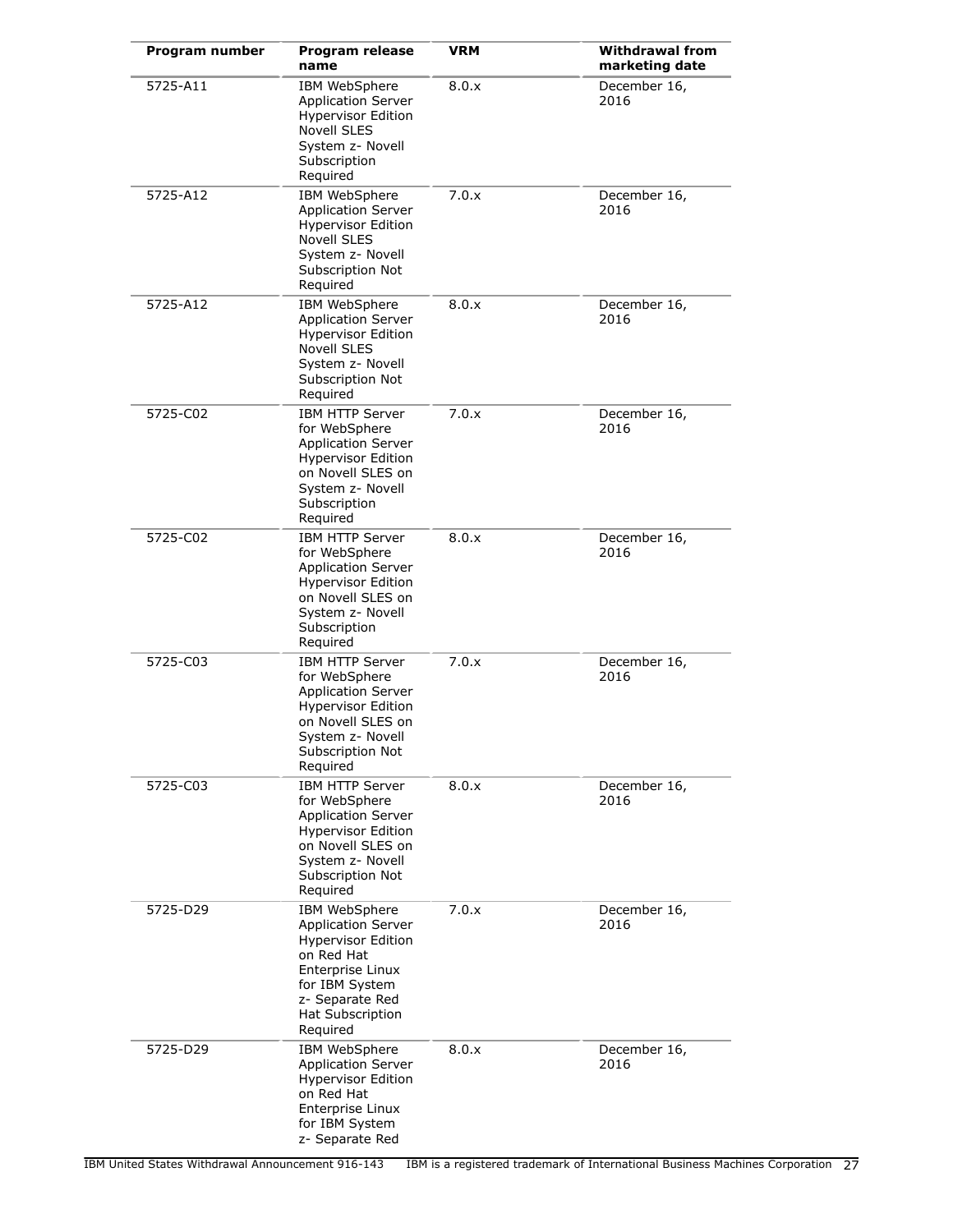| Program number | Program release name | VRM | Withdrawal from marketing date |
|---|---|---|---|
| 5725-A11 | IBM WebSphere Application Server Hypervisor Edition Novell SLES System z- Novell Subscription Required | 8.0.x | December 16, 2016 |
| 5725-A12 | IBM WebSphere Application Server Hypervisor Edition Novell SLES System z- Novell Subscription Not Required | 7.0.x | December 16, 2016 |
| 5725-A12 | IBM WebSphere Application Server Hypervisor Edition Novell SLES System z- Novell Subscription Not Required | 8.0.x | December 16, 2016 |
| 5725-C02 | IBM HTTP Server for WebSphere Application Server Hypervisor Edition on Novell SLES on System z- Novell Subscription Required | 7.0.x | December 16, 2016 |
| 5725-C02 | IBM HTTP Server for WebSphere Application Server Hypervisor Edition on Novell SLES on System z- Novell Subscription Required | 8.0.x | December 16, 2016 |
| 5725-C03 | IBM HTTP Server for WebSphere Application Server Hypervisor Edition on Novell SLES on System z- Novell Subscription Not Required | 7.0.x | December 16, 2016 |
| 5725-C03 | IBM HTTP Server for WebSphere Application Server Hypervisor Edition on Novell SLES on System z- Novell Subscription Not Required | 8.0.x | December 16, 2016 |
| 5725-D29 | IBM WebSphere Application Server Hypervisor Edition on Red Hat Enterprise Linux for IBM System z- Separate Red Hat Subscription Required | 7.0.x | December 16, 2016 |
| 5725-D29 | IBM WebSphere Application Server Hypervisor Edition on Red Hat Enterprise Linux for IBM System z- Separate Red | 8.0.x | December 16, 2016 |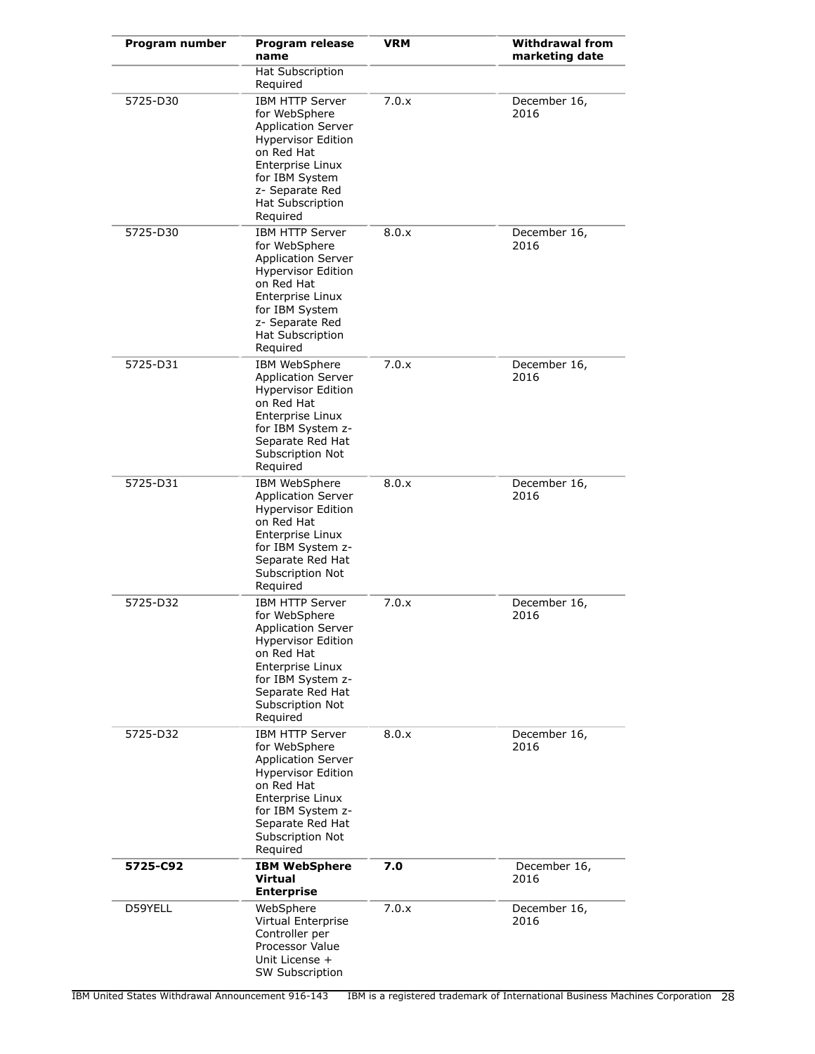| Program number | Program release name | VRM | Withdrawal from marketing date |
| --- | --- | --- | --- |
| | Hat Subscription Required | | |
| 5725-D30 | IBM HTTP Server for WebSphere Application Server Hypervisor Edition on Red Hat Enterprise Linux for IBM System z- Separate Red Hat Subscription Required | 7.0.x | December 16, 2016 |
| 5725-D30 | IBM HTTP Server for WebSphere Application Server Hypervisor Edition on Red Hat Enterprise Linux for IBM System z- Separate Red Hat Subscription Required | 8.0.x | December 16, 2016 |
| 5725-D31 | IBM WebSphere Application Server Hypervisor Edition on Red Hat Enterprise Linux for IBM System z- Separate Red Hat Subscription Not Required | 7.0.x | December 16, 2016 |
| 5725-D31 | IBM WebSphere Application Server Hypervisor Edition on Red Hat Enterprise Linux for IBM System z- Separate Red Hat Subscription Not Required | 8.0.x | December 16, 2016 |
| 5725-D32 | IBM HTTP Server for WebSphere Application Server Hypervisor Edition on Red Hat Enterprise Linux for IBM System z- Separate Red Hat Subscription Not Required | 7.0.x | December 16, 2016 |
| 5725-D32 | IBM HTTP Server for WebSphere Application Server Hypervisor Edition on Red Hat Enterprise Linux for IBM System z- Separate Red Hat Subscription Not Required | 8.0.x | December 16, 2016 |
| **5725-C92** | **IBM WebSphere Virtual Enterprise** | **7.0** | December 16, 2016 |
| D59YELL | WebSphere Virtual Enterprise Controller per Processor Value Unit License + SW Subscription | 7.0.x | December 16, 2016 |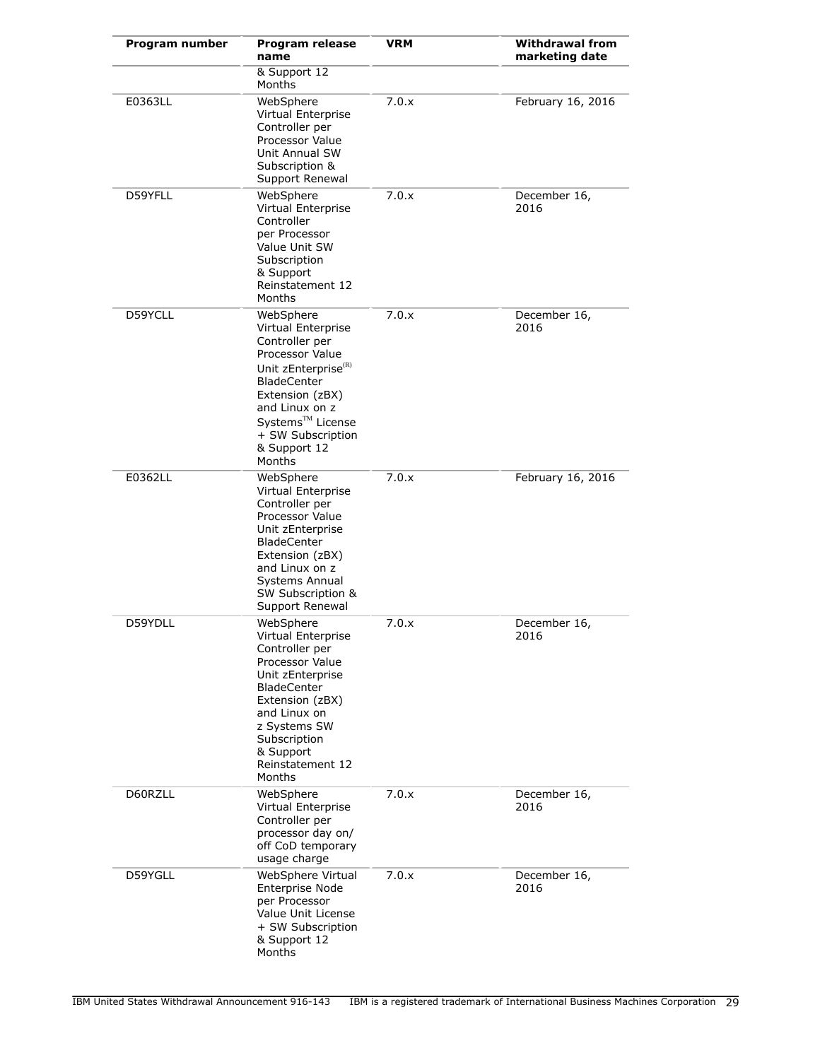| Program number | Program release name | VRM | Withdrawal from marketing date |
|---|---|---|---|
| | & Support 12 Months | | |
| E0363LL | WebSphere Virtual Enterprise Controller per Processor Value Unit Annual SW Subscription & Support Renewal | 7.0.x | February 16, 2016 |
| D59YFLL | WebSphere Virtual Enterprise Controller per Processor Value Unit SW Subscription & Support Reinstatement 12 Months | 7.0.x | December 16, 2016 |
| D59YCLL | WebSphere Virtual Enterprise Controller per Processor Value Unit zEnterprise(R) BladeCenter Extension (zBX) and Linux on z Systems(TM) License + SW Subscription & Support 12 Months | 7.0.x | December 16, 2016 |
| E0362LL | WebSphere Virtual Enterprise Controller per Processor Value Unit zEnterprise BladeCenter Extension (zBX) and Linux on z Systems Annual SW Subscription & Support Renewal | 7.0.x | February 16, 2016 |
| D59YDLL | WebSphere Virtual Enterprise Controller per Processor Value Unit zEnterprise BladeCenter Extension (zBX) and Linux on z Systems SW Subscription & Support Reinstatement 12 Months | 7.0.x | December 16, 2016 |
| D60RZLL | WebSphere Virtual Enterprise Controller per processor day on/ off CoD temporary usage charge | 7.0.x | December 16, 2016 |
| D59YGLL | WebSphere Virtual Enterprise Node per Processor Value Unit License + SW Subscription & Support 12 Months | 7.0.x | December 16, 2016 |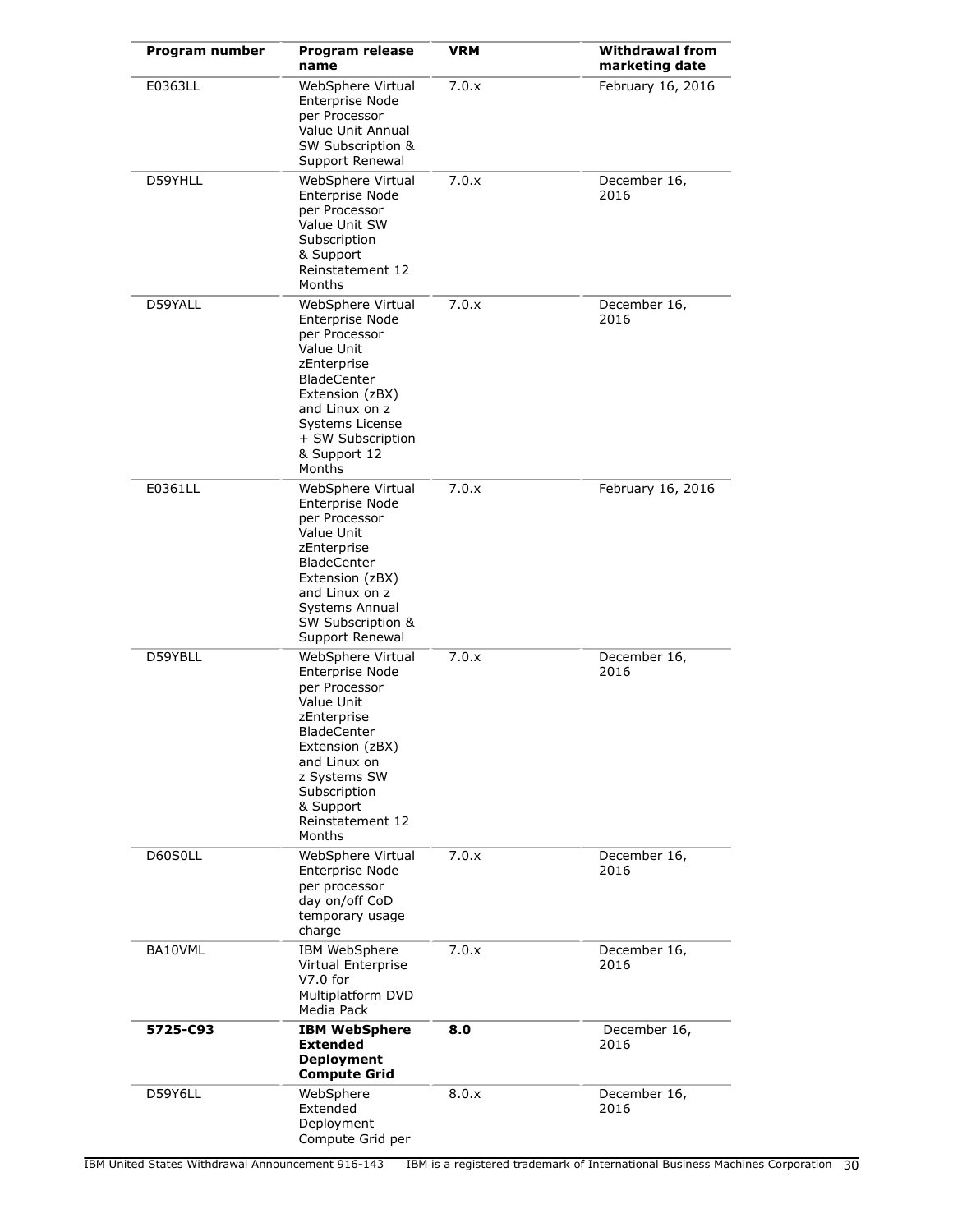| Program number | Program release name | VRM | Withdrawal from marketing date |
|---|---|---|---|
| E0363LL | WebSphere Virtual Enterprise Node per Processor Value Unit Annual SW Subscription & Support Renewal | 7.0.x | February 16, 2016 |
| D59YHLL | WebSphere Virtual Enterprise Node per Processor Value Unit SW Subscription & Support Reinstatement 12 Months | 7.0.x | December 16, 2016 |
| D59YALL | WebSphere Virtual Enterprise Node per Processor Value Unit zEnterprise BladeCenter Extension (zBX) and Linux on z Systems License + SW Subscription & Support 12 Months | 7.0.x | December 16, 2016 |
| E0361LL | WebSphere Virtual Enterprise Node per Processor Value Unit zEnterprise BladeCenter Extension (zBX) and Linux on z Systems Annual SW Subscription & Support Renewal | 7.0.x | February 16, 2016 |
| D59YBLL | WebSphere Virtual Enterprise Node per Processor Value Unit zEnterprise BladeCenter Extension (zBX) and Linux on z Systems SW Subscription & Support Reinstatement 12 Months | 7.0.x | December 16, 2016 |
| D60S0LL | WebSphere Virtual Enterprise Node per processor day on/off CoD temporary usage charge | 7.0.x | December 16, 2016 |
| BA10VML | IBM WebSphere Virtual Enterprise V7.0 for Multiplatform DVD Media Pack | 7.0.x | December 16, 2016 |
| **5725-C93** | **IBM WebSphere Extended Deployment Compute Grid** | **8.0** | December 16, 2016 |
| D59Y6LL | WebSphere Extended Deployment Compute Grid per | 8.0.x | December 16, 2016 |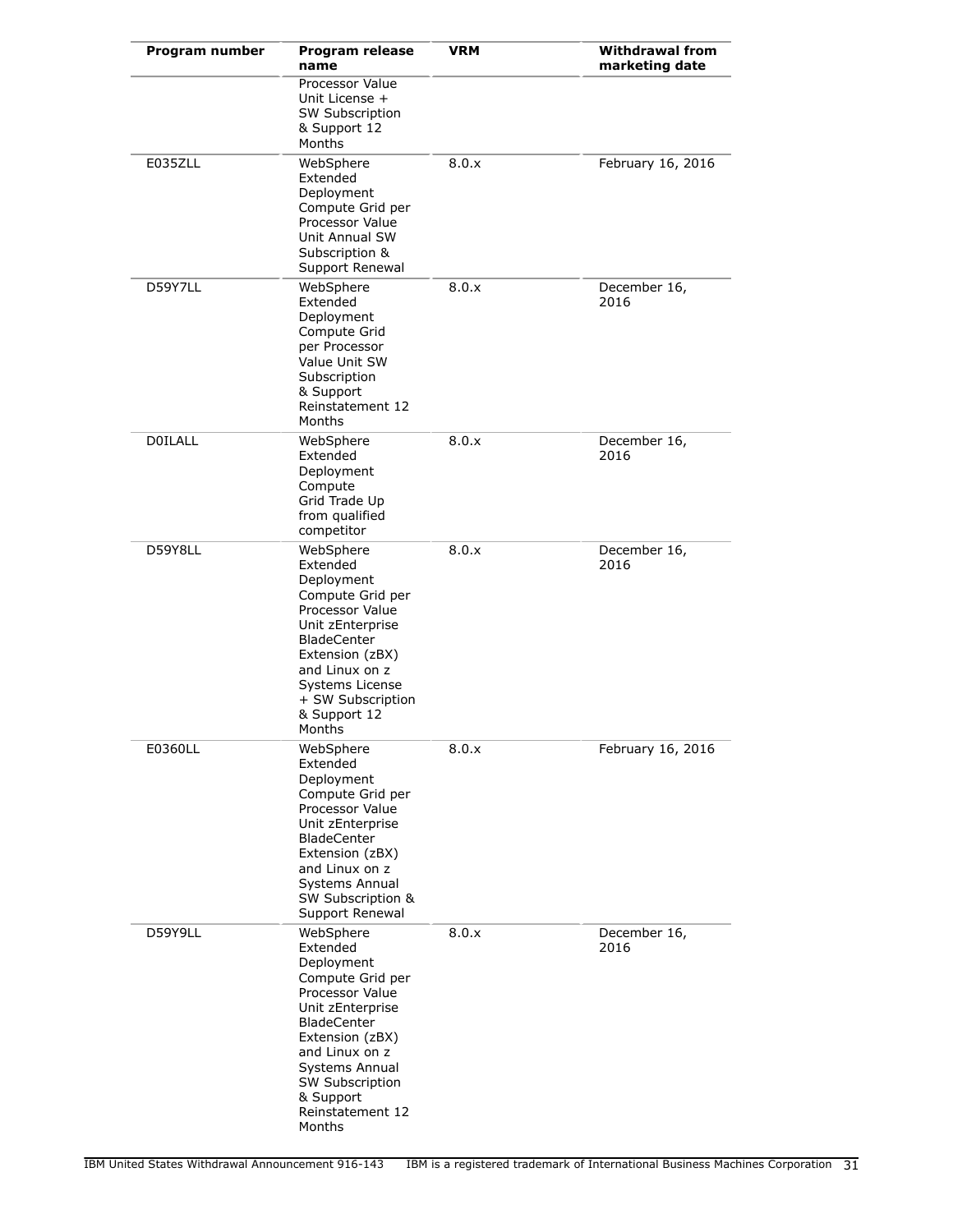| Program number | Program release name | VRM | Withdrawal from marketing date |
|---|---|---|---|
| | Processor Value Unit License + SW Subscription & Support 12 Months | | |
| E035ZLL | WebSphere Extended Deployment Compute Grid per Processor Value Unit Annual SW Subscription & Support Renewal | 8.0.x | February 16, 2016 |
| D59Y7LL | WebSphere Extended Deployment Compute Grid per Processor Value Unit SW Subscription & Support Reinstatement 12 Months | 8.0.x | December 16, 2016 |
| D0ILALL | WebSphere Extended Deployment Compute Grid Trade Up from qualified competitor | 8.0.x | December 16, 2016 |
| D59Y8LL | WebSphere Extended Deployment Compute Grid per Processor Value Unit zEnterprise BladeCenter Extension (zBX) and Linux on z Systems License + SW Subscription & Support 12 Months | 8.0.x | December 16, 2016 |
| E0360LL | WebSphere Extended Deployment Compute Grid per Processor Value Unit zEnterprise BladeCenter Extension (zBX) and Linux on z Systems Annual SW Subscription & Support Renewal | 8.0.x | February 16, 2016 |
| D59Y9LL | WebSphere Extended Deployment Compute Grid per Processor Value Unit zEnterprise BladeCenter Extension (zBX) and Linux on z Systems Annual SW Subscription & Support Reinstatement 12 Months | 8.0.x | December 16, 2016 |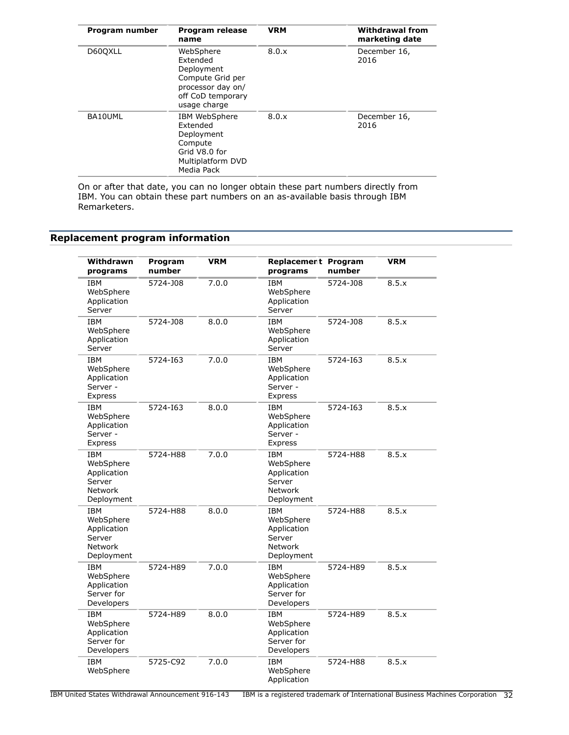| Program number | Program release name | VRM | Withdrawal from marketing date |
| --- | --- | --- | --- |
| D60QXLL | WebSphere Extended Deployment Compute Grid per processor day on/ off CoD temporary usage charge | 8.0.x | December 16, 2016 |
| BA10UML | IBM WebSphere Extended Deployment Compute Grid V8.0 for Multiplatform DVD Media Pack | 8.0.x | December 16, 2016 |

On or after that date, you can no longer obtain these part numbers directly from IBM. You can obtain these part numbers on an as-available basis through IBM Remarketers.

## Replacement program information

| Withdrawn programs | Program number | VRM | Replacement programs | Program number | VRM |
| --- | --- | --- | --- | --- | --- |
| IBM WebSphere Application Server | 5724-J08 | 7.0.0 | IBM WebSphere Application Server | 5724-J08 | 8.5.x |
| IBM WebSphere Application Server | 5724-J08 | 8.0.0 | IBM WebSphere Application Server | 5724-J08 | 8.5.x |
| IBM WebSphere Application Server - Express | 5724-I63 | 7.0.0 | IBM WebSphere Application Server - Express | 5724-I63 | 8.5.x |
| IBM WebSphere Application Server - Express | 5724-I63 | 8.0.0 | IBM WebSphere Application Server - Express | 5724-I63 | 8.5.x |
| IBM WebSphere Application Server Network Deployment | 5724-H88 | 7.0.0 | IBM WebSphere Application Server Network Deployment | 5724-H88 | 8.5.x |
| IBM WebSphere Application Server Network Deployment | 5724-H88 | 8.0.0 | IBM WebSphere Application Server Network Deployment | 5724-H88 | 8.5.x |
| IBM WebSphere Application Server for Developers | 5724-H89 | 7.0.0 | IBM WebSphere Application Server for Developers | 5724-H89 | 8.5.x |
| IBM WebSphere Application Server for Developers | 5724-H89 | 8.0.0 | IBM WebSphere Application Server for Developers | 5724-H89 | 8.5.x |
| IBM WebSphere | 5725-C92 | 7.0.0 | IBM WebSphere Application | 5724-H88 | 8.5.x |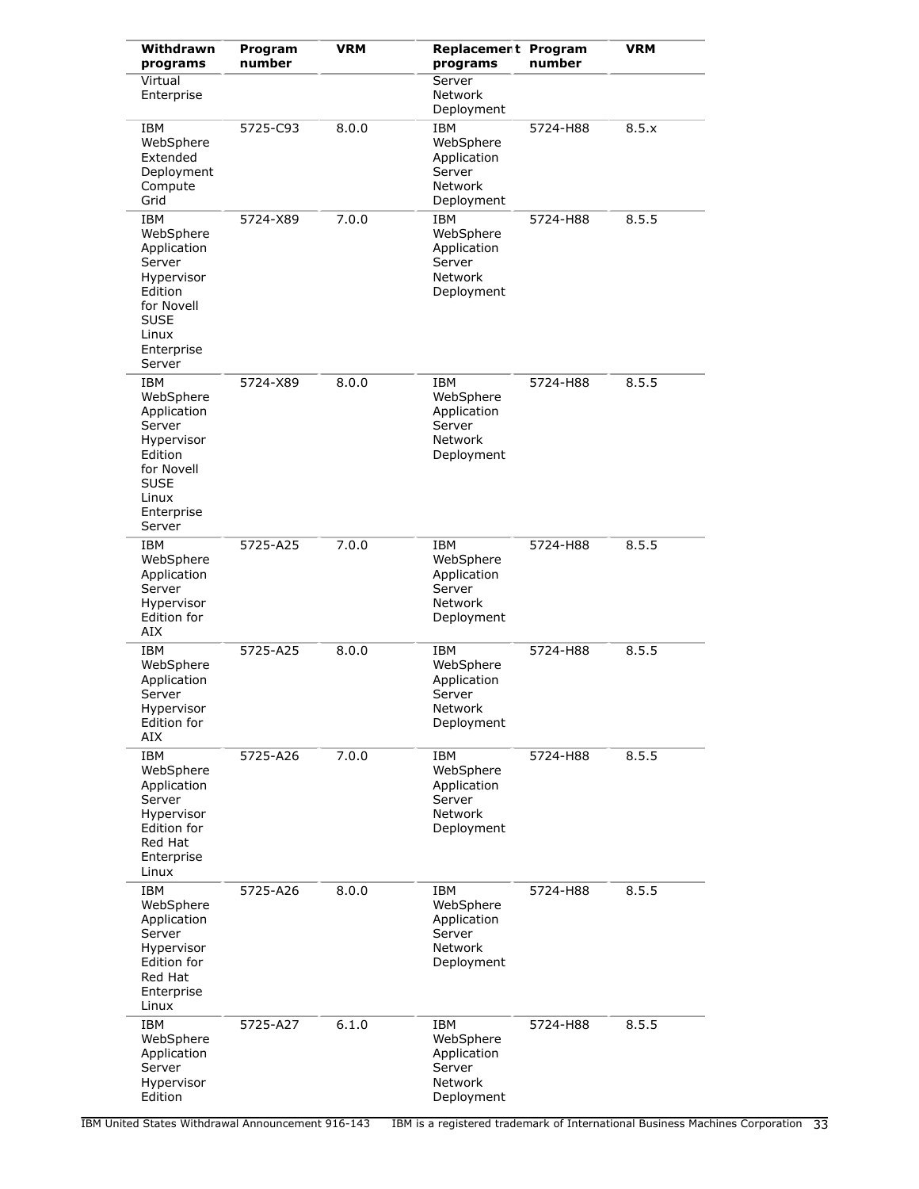| Withdrawn programs | Program number | VRM | Replacement programs | Program number | VRM |
|---|---|---|---|---|---|
| Virtual Enterprise | | | Server Network Deployment | | |
| IBM WebSphere Extended Deployment Compute Grid | 5725-C93 | 8.0.0 | IBM WebSphere Application Server Network Deployment | 5724-H88 | 8.5.x |
| IBM WebSphere Application Server Hypervisor Edition for Novell SUSE Linux Enterprise Server | 5724-X89 | 7.0.0 | IBM WebSphere Application Server Network Deployment | 5724-H88 | 8.5.5 |
| IBM WebSphere Application Server Hypervisor Edition for Novell SUSE Linux Enterprise Server | 5724-X89 | 8.0.0 | IBM WebSphere Application Server Network Deployment | 5724-H88 | 8.5.5 |
| IBM WebSphere Application Server Hypervisor Edition for AIX | 5725-A25 | 7.0.0 | IBM WebSphere Application Server Network Deployment | 5724-H88 | 8.5.5 |
| IBM WebSphere Application Server Hypervisor Edition for AIX | 5725-A25 | 8.0.0 | IBM WebSphere Application Server Network Deployment | 5724-H88 | 8.5.5 |
| IBM WebSphere Application Server Hypervisor Edition for Red Hat Enterprise Linux | 5725-A26 | 7.0.0 | IBM WebSphere Application Server Network Deployment | 5724-H88 | 8.5.5 |
| IBM WebSphere Application Server Hypervisor Edition for Red Hat Enterprise Linux | 5725-A26 | 8.0.0 | IBM WebSphere Application Server Network Deployment | 5724-H88 | 8.5.5 |
| IBM WebSphere Application Server Hypervisor Edition | 5725-A27 | 6.1.0 | IBM WebSphere Application Server Network Deployment | 5724-H88 | 8.5.5 |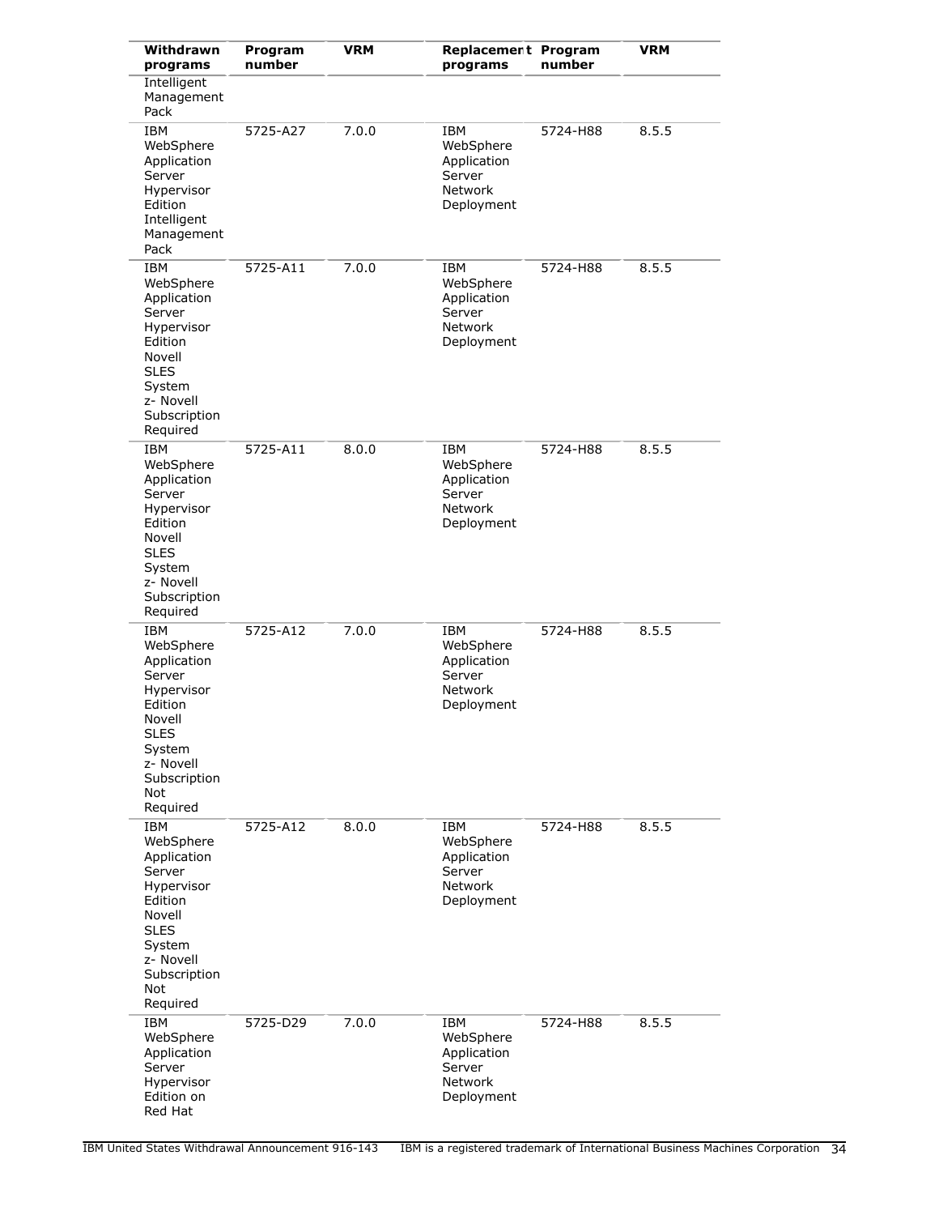| Withdrawn programs | Program number | VRM | Replacement programs | Program number | VRM |
|---|---|---|---|---|---|
| Intelligent Management Pack | | | | | |
| IBM WebSphere Application Server Hypervisor Edition Intelligent Management Pack | 5725-A27 | 7.0.0 | IBM WebSphere Application Server Network Deployment | 5724-H88 | 8.5.5 |
| IBM WebSphere Application Server Hypervisor Edition Novell SLES System z- Novell Subscription Required | 5725-A11 | 7.0.0 | IBM WebSphere Application Server Network Deployment | 5724-H88 | 8.5.5 |
| IBM WebSphere Application Server Hypervisor Edition Novell SLES System z- Novell Subscription Required | 5725-A11 | 8.0.0 | IBM WebSphere Application Server Network Deployment | 5724-H88 | 8.5.5 |
| IBM WebSphere Application Server Hypervisor Edition Novell SLES System z- Novell Subscription Not Required | 5725-A12 | 7.0.0 | IBM WebSphere Application Server Network Deployment | 5724-H88 | 8.5.5 |
| IBM WebSphere Application Server Hypervisor Edition Novell SLES System z- Novell Subscription Not Required | 5725-A12 | 8.0.0 | IBM WebSphere Application Server Network Deployment | 5724-H88 | 8.5.5 |
| IBM WebSphere Application Server Hypervisor Edition on Red Hat | 5725-D29 | 7.0.0 | IBM WebSphere Application Server Network Deployment | 5724-H88 | 8.5.5 |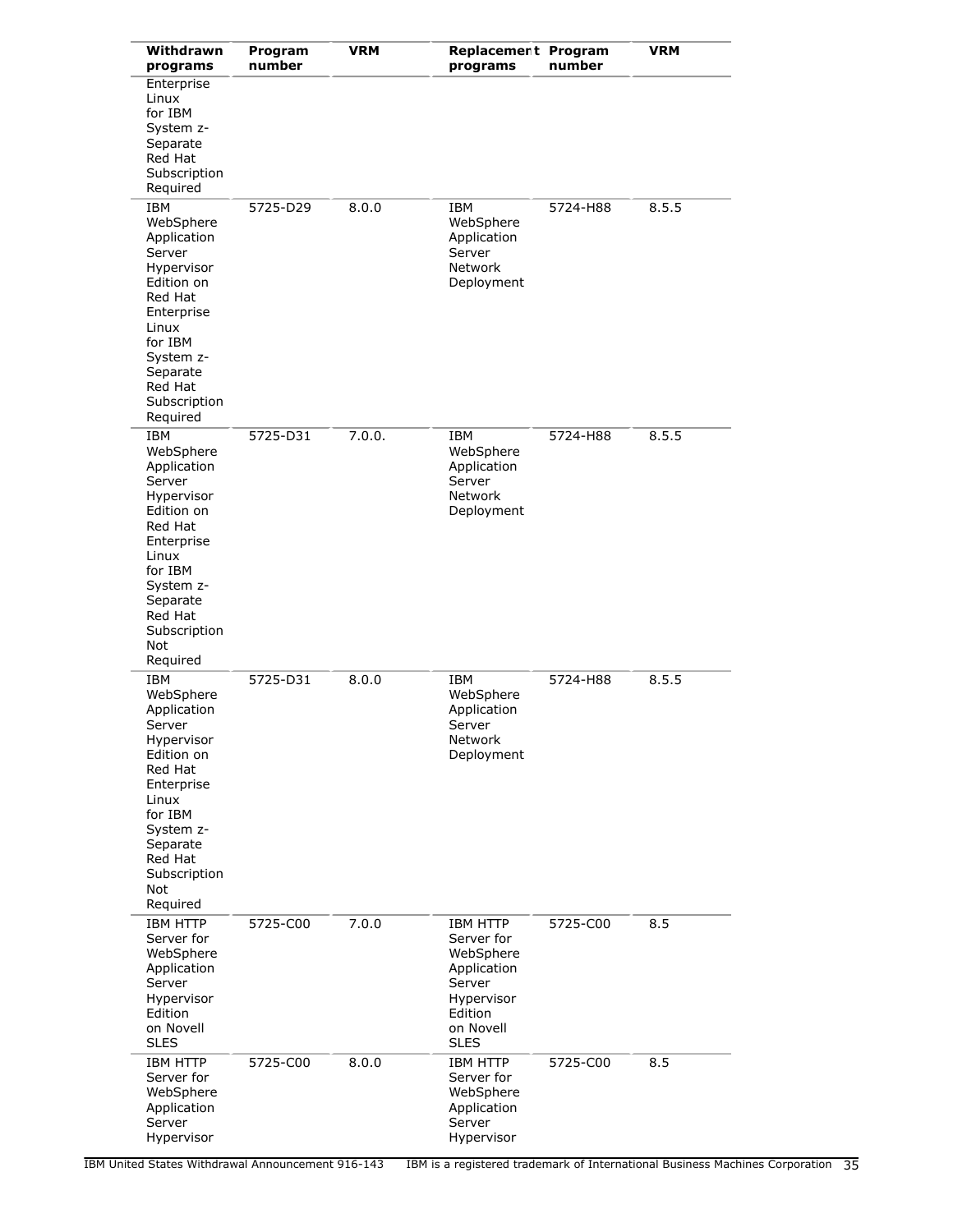| Withdrawn programs | Program number | VRM | Replacement programs | Program number | VRM |
|---|---|---|---|---|---|
| Enterprise Linux for IBM System z- Separate Red Hat Subscription Required | | | | | |
| IBM WebSphere Application Server Hypervisor Edition on Red Hat Enterprise Linux for IBM System z- Separate Red Hat Subscription Required | 5725-D29 | 8.0.0 | IBM WebSphere Application Server Network Deployment | 5724-H88 | 8.5.5 |
| IBM WebSphere Application Server Hypervisor Edition on Red Hat Enterprise Linux for IBM System z- Separate Red Hat Subscription Not Required | 5725-D31 | 7.0.0. | IBM WebSphere Application Server Network Deployment | 5724-H88 | 8.5.5 |
| IBM WebSphere Application Server Hypervisor Edition on Red Hat Enterprise Linux for IBM System z- Separate Red Hat Subscription Not Required | 5725-D31 | 8.0.0 | IBM WebSphere Application Server Network Deployment | 5724-H88 | 8.5.5 |
| IBM HTTP Server for WebSphere Application Server Hypervisor Edition on Novell SLES | 5725-C00 | 7.0.0 | IBM HTTP Server for WebSphere Application Server Hypervisor Edition on Novell SLES | 5725-C00 | 8.5 |
| IBM HTTP Server for WebSphere Application Server Hypervisor | 5725-C00 | 8.0.0 | IBM HTTP Server for WebSphere Application Server Hypervisor | 5725-C00 | 8.5 |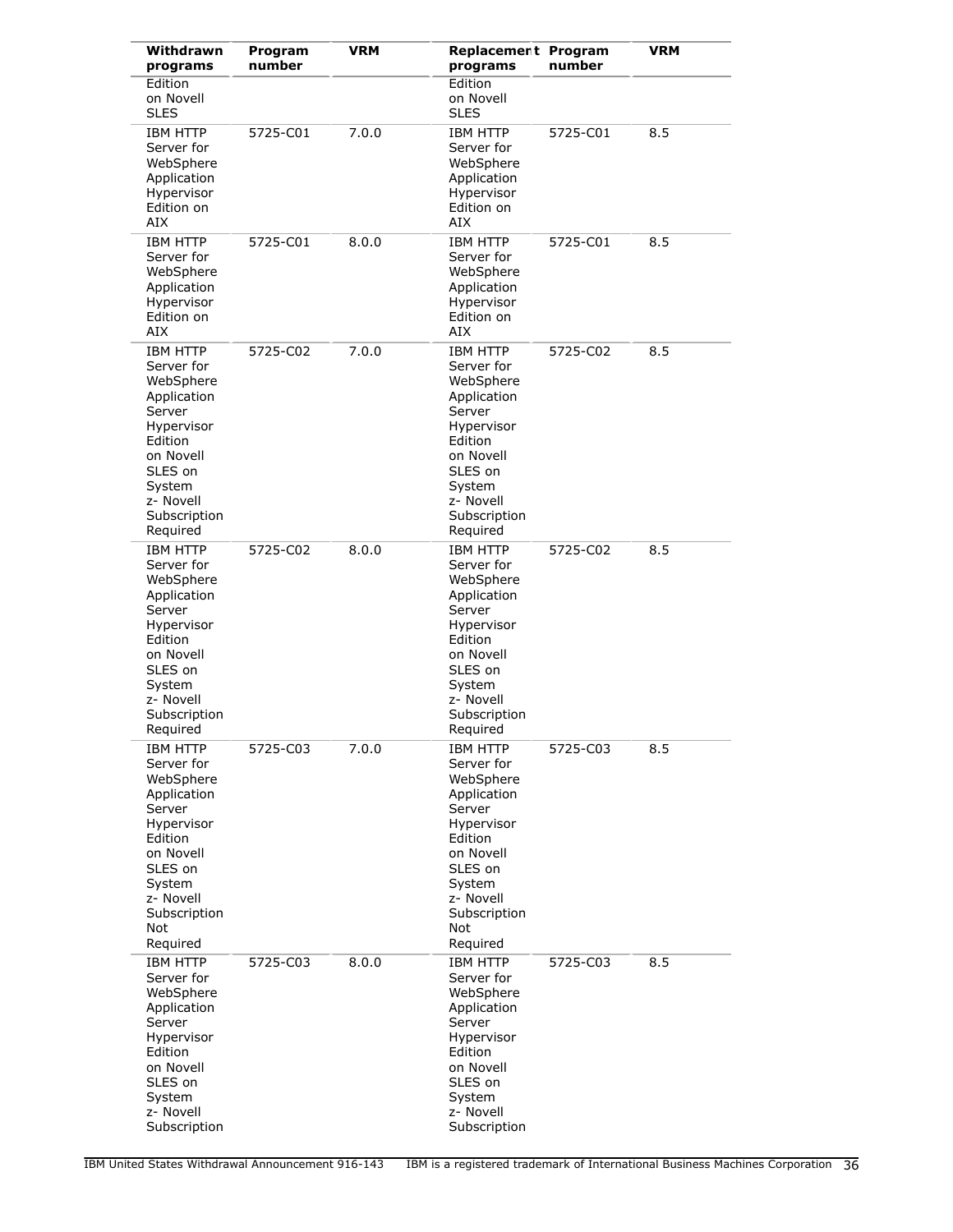| Withdrawn programs | Program number | VRM | Replacement programs | Program number | VRM |
|---|---|---|---|---|---|
| Edition on Novell SLES | | | Edition on Novell SLES | | |
| IBM HTTP Server for WebSphere Application Hypervisor Edition on AIX | 5725-C01 | 7.0.0 | IBM HTTP Server for WebSphere Application Hypervisor Edition on AIX | 5725-C01 | 8.5 |
| IBM HTTP Server for WebSphere Application Hypervisor Edition on AIX | 5725-C01 | 8.0.0 | IBM HTTP Server for WebSphere Application Hypervisor Edition on AIX | 5725-C01 | 8.5 |
| IBM HTTP Server for WebSphere Application Server Hypervisor Edition on Novell SLES on System z- Novell Subscription Required | 5725-C02 | 7.0.0 | IBM HTTP Server for WebSphere Application Server Hypervisor Edition on Novell SLES on System z- Novell Subscription Required | 5725-C02 | 8.5 |
| IBM HTTP Server for WebSphere Application Server Hypervisor Edition on Novell SLES on System z- Novell Subscription Required | 5725-C02 | 8.0.0 | IBM HTTP Server for WebSphere Application Server Hypervisor Edition on Novell SLES on System z- Novell Subscription Required | 5725-C02 | 8.5 |
| IBM HTTP Server for WebSphere Application Server Hypervisor Edition on Novell SLES on System z- Novell Subscription Not Required | 5725-C03 | 7.0.0 | IBM HTTP Server for WebSphere Application Server Hypervisor Edition on Novell SLES on System z- Novell Subscription Not Required | 5725-C03 | 8.5 |
| IBM HTTP Server for WebSphere Application Server Hypervisor Edition on Novell SLES on System z- Novell Subscription | 5725-C03 | 8.0.0 | IBM HTTP Server for WebSphere Application Server Hypervisor Edition on Novell SLES on System z- Novell Subscription | 5725-C03 | 8.5 |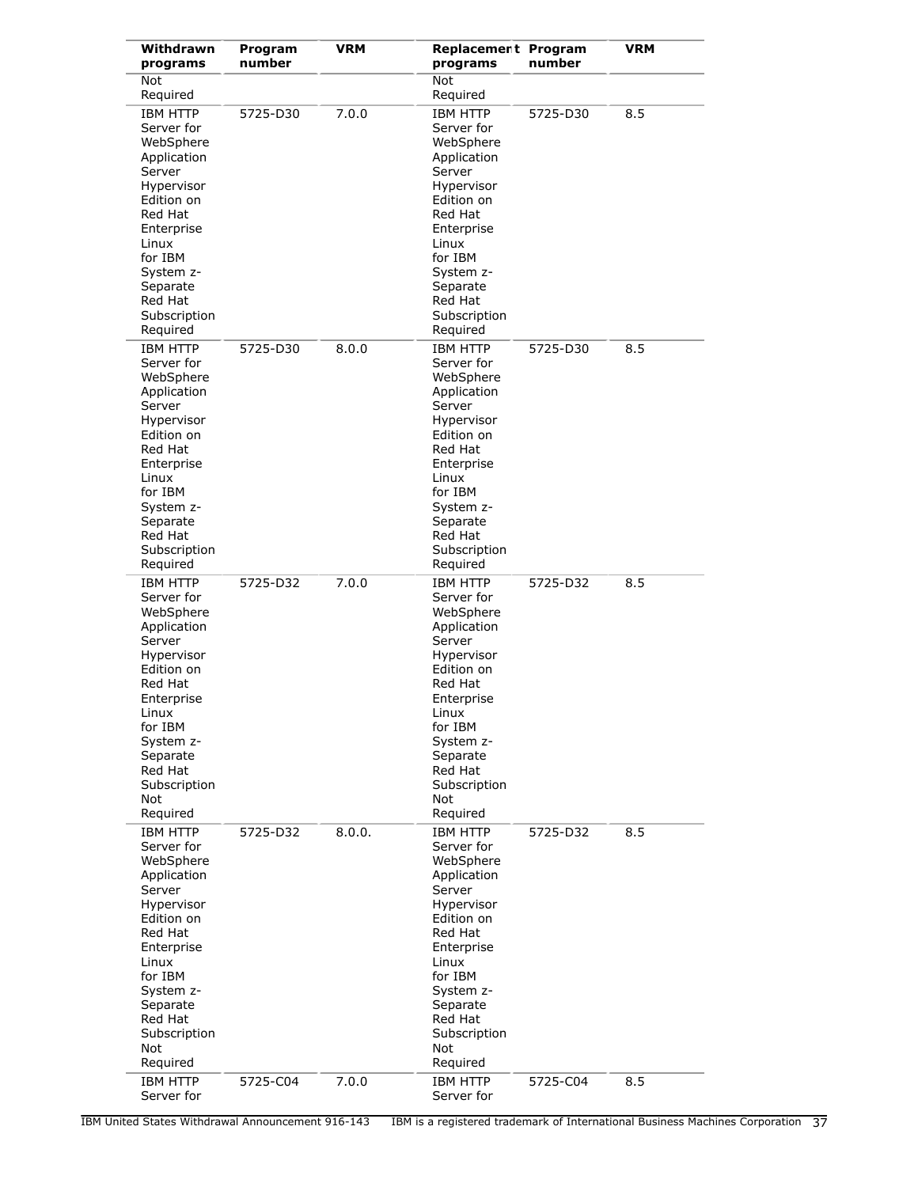| Withdrawn programs | Program number | VRM | Replacement programs | Program number | VRM |
|---|---|---|---|---|---|
| Not Required | | | Not Required | | |
| IBM HTTP Server for WebSphere Application Server Hypervisor Edition on Red Hat Enterprise Linux for IBM System z- Separate Red Hat Subscription Required | 5725-D30 | 7.0.0 | IBM HTTP Server for WebSphere Application Server Hypervisor Edition on Red Hat Enterprise Linux for IBM System z- Separate Red Hat Subscription Required | 5725-D30 | 8.5 |
| IBM HTTP Server for WebSphere Application Server Hypervisor Edition on Red Hat Enterprise Linux for IBM System z- Separate Red Hat Subscription Required | 5725-D30 | 8.0.0 | IBM HTTP Server for WebSphere Application Server Hypervisor Edition on Red Hat Enterprise Linux for IBM System z- Separate Red Hat Subscription Required | 5725-D30 | 8.5 |
| IBM HTTP Server for WebSphere Application Server Hypervisor Edition on Red Hat Enterprise Linux for IBM System z- Separate Red Hat Subscription Not Required | 5725-D32 | 7.0.0 | IBM HTTP Server for WebSphere Application Server Hypervisor Edition on Red Hat Enterprise Linux for IBM System z- Separate Red Hat Subscription Not Required | 5725-D32 | 8.5 |
| IBM HTTP Server for WebSphere Application Server Hypervisor Edition on Red Hat Enterprise Linux for IBM System z- Separate Red Hat Subscription Not Required | 5725-D32 | 8.0.0. | IBM HTTP Server for WebSphere Application Server Hypervisor Edition on Red Hat Enterprise Linux for IBM System z- Separate Red Hat Subscription Not Required | 5725-D32 | 8.5 |
| IBM HTTP Server for | 5725-C04 | 7.0.0 | IBM HTTP Server for | 5725-C04 | 8.5 |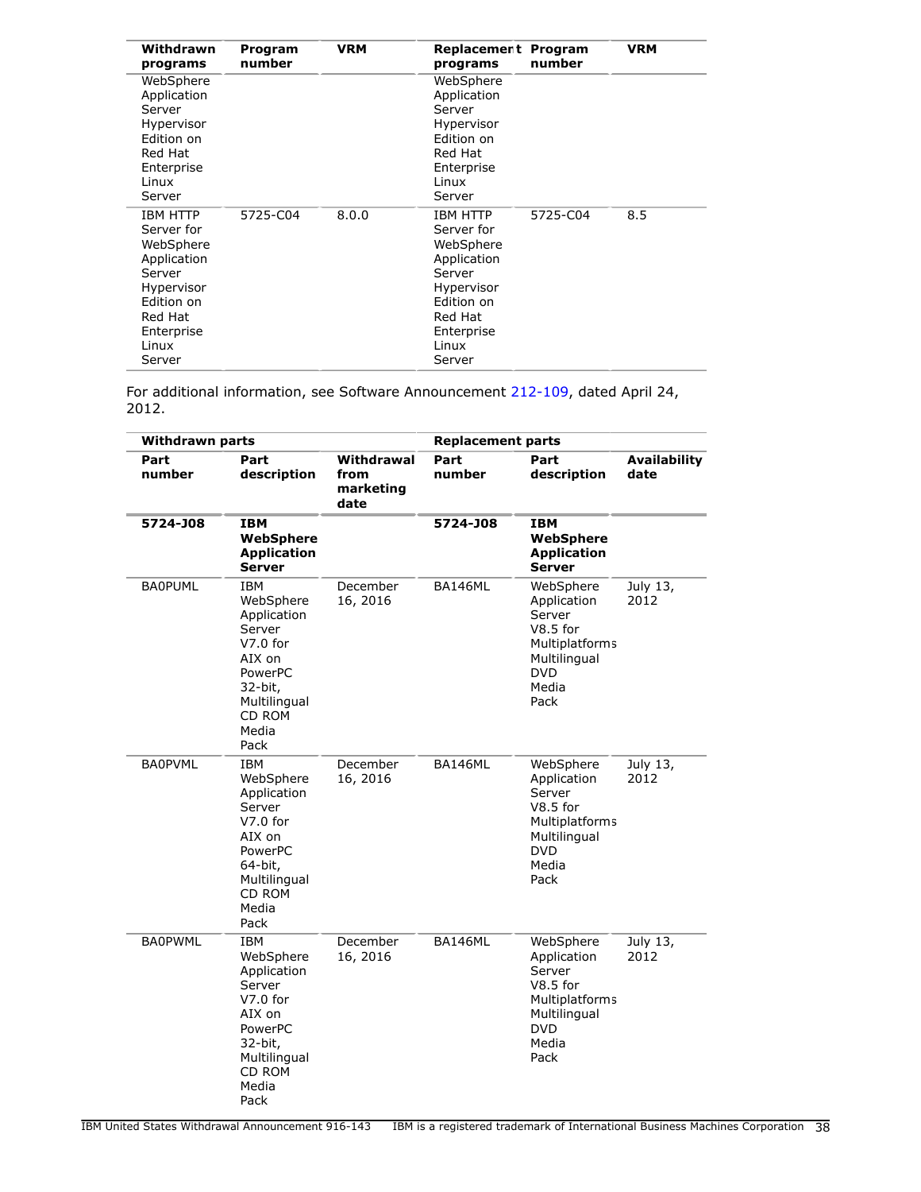| Withdrawn programs | Program number | VRM | Replacement programs | Program number | VRM |
|---|---|---|---|---|---|
| WebSphere Application Server Hypervisor Edition on Red Hat Enterprise Linux Server | | | WebSphere Application Server Hypervisor Edition on Red Hat Enterprise Linux Server | | |
| IBM HTTP Server for WebSphere Application Server Hypervisor Edition on Red Hat Enterprise Linux Server | 5725-C04 | 8.0.0 | IBM HTTP Server for WebSphere Application Server Hypervisor Edition on Red Hat Enterprise Linux Server | 5725-C04 | 8.5 |

For additional information, see Software Announcement 212-109, dated April 24, 2012.

| Withdrawn parts | | | Replacement parts | | |
|---|---|---|---|---|---|
| **Part number** | **Part description** | **Withdrawal from marketing date** | **Part number** | **Part description** | **Availability date** |
| **5724-J08** | **IBM WebSphere Application Server** | | **5724-J08** | **IBM WebSphere Application Server** | |
| BA0PUML | IBM WebSphere Application Server V7.0 for AIX on PowerPC 32-bit, Multilingual CD ROM Media Pack | December 16, 2016 | BA146ML | WebSphere Application Server V8.5 for Multiplatforms Multilingual DVD Media Pack | July 13, 2012 |
| BA0PVML | IBM WebSphere Application Server V7.0 for AIX on PowerPC 64-bit, Multilingual CD ROM Media Pack | December 16, 2016 | BA146ML | WebSphere Application Server V8.5 for Multiplatforms Multilingual DVD Media Pack | July 13, 2012 |
| BA0PWML | IBM WebSphere Application Server V7.0 for AIX on PowerPC 32-bit, Multilingual CD ROM Media Pack | December 16, 2016 | BA146ML | WebSphere Application Server V8.5 for Multiplatforms Multilingual DVD Media Pack | July 13, 2012 |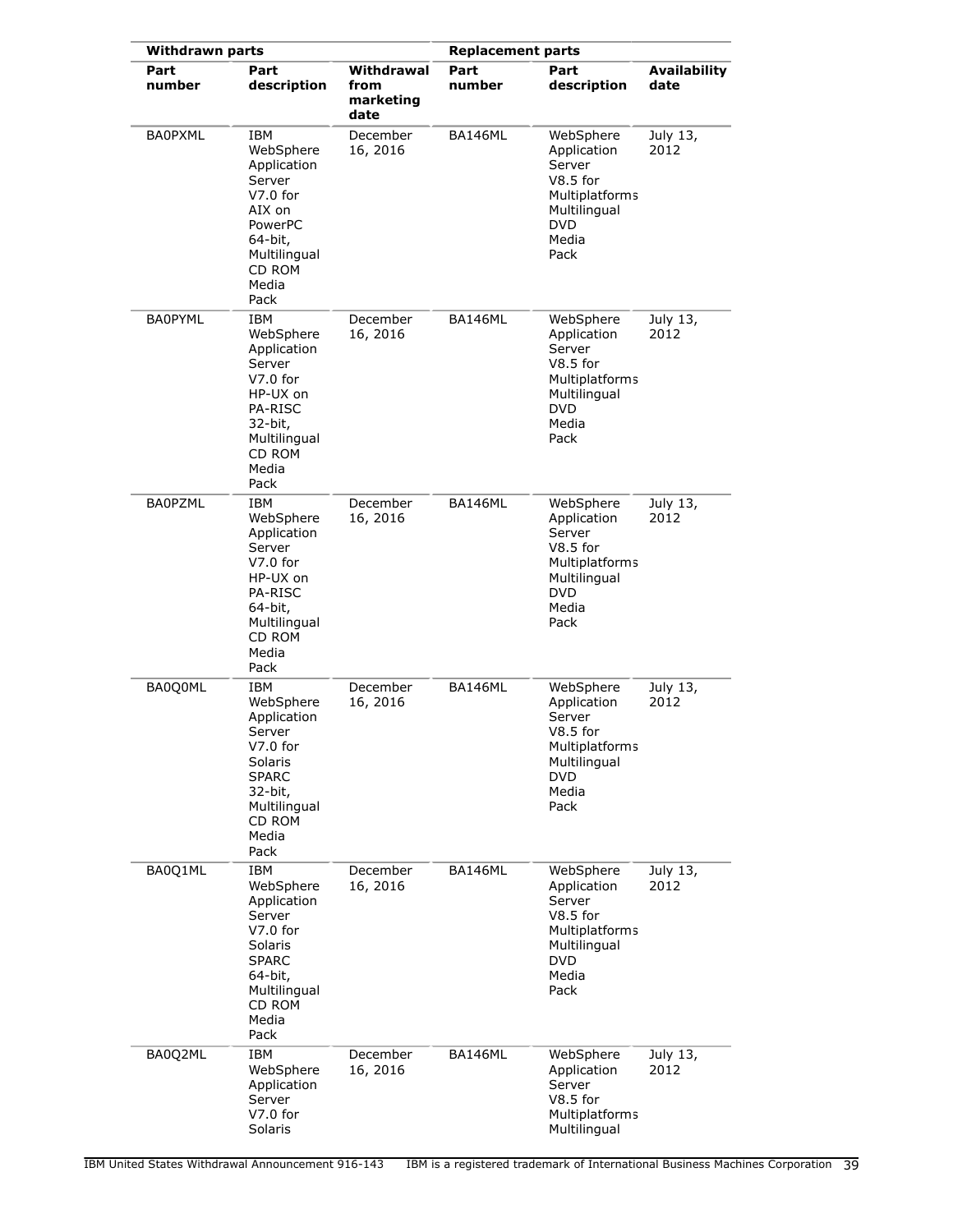| Withdrawn parts | | | Replacement parts | | |
|---|---|---|---|---|---|
| Part number | Part description | Withdrawal from marketing date | Part number | Part description | Availability date |
| BA0PXML | IBM WebSphere Application Server V7.0 for AIX on PowerPC 64-bit, Multilingual CD ROM Media Pack | December 16, 2016 | BA146ML | WebSphere Application Server V8.5 for Multiplatforms Multilingual DVD Media Pack | July 13, 2012 |
| BA0PYML | IBM WebSphere Application Server V7.0 for HP-UX on PA-RISC 32-bit, Multilingual CD ROM Media Pack | December 16, 2016 | BA146ML | WebSphere Application Server V8.5 for Multiplatforms Multilingual DVD Media Pack | July 13, 2012 |
| BA0PZML | IBM WebSphere Application Server V7.0 for HP-UX on PA-RISC 64-bit, Multilingual CD ROM Media Pack | December 16, 2016 | BA146ML | WebSphere Application Server V8.5 for Multiplatforms Multilingual DVD Media Pack | July 13, 2012 |
| BA0Q0ML | IBM WebSphere Application Server V7.0 for Solaris SPARC 32-bit, Multilingual CD ROM Media Pack | December 16, 2016 | BA146ML | WebSphere Application Server V8.5 for Multiplatforms Multilingual DVD Media Pack | July 13, 2012 |
| BA0Q1ML | IBM WebSphere Application Server V7.0 for Solaris SPARC 64-bit, Multilingual CD ROM Media Pack | December 16, 2016 | BA146ML | WebSphere Application Server V8.5 for Multiplatforms Multilingual DVD Media Pack | July 13, 2012 |
| BA0Q2ML | IBM WebSphere Application Server V7.0 for Solaris | December 16, 2016 | BA146ML | WebSphere Application Server V8.5 for Multiplatforms Multilingual | July 13, 2012 |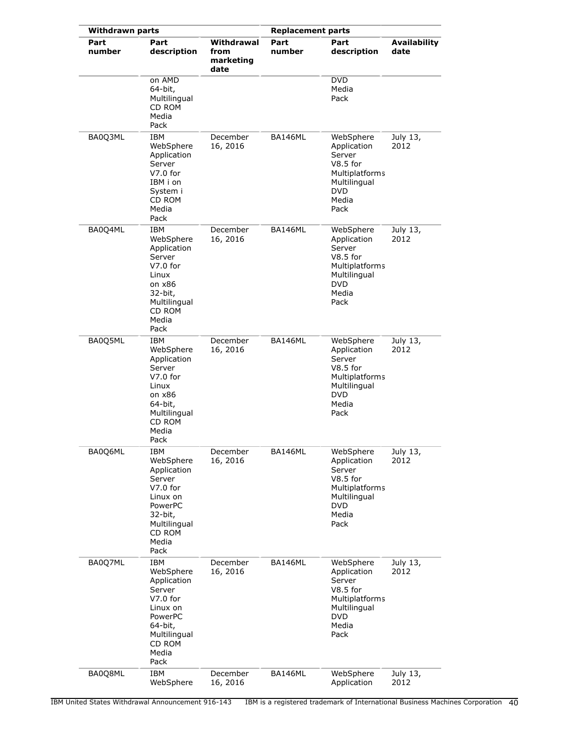| Withdrawn parts | | | Replacement parts | | |
|---|---|---|---|---|---|
| Part number | Part description | Withdrawal from marketing date | Part number | Part description | Availability date |
| | on AMD 64-bit, Multilingual CD ROM Media Pack | | | DVD Media Pack | |
| BA0Q3ML | IBM WebSphere Application Server V7.0 for IBM i on System i CD ROM Media Pack | December 16, 2016 | BA146ML | WebSphere Application Server V8.5 for Multiplatforms Multilingual DVD Media Pack | July 13, 2012 |
| BA0Q4ML | IBM WebSphere Application Server V7.0 for Linux on x86 32-bit, Multilingual CD ROM Media Pack | December 16, 2016 | BA146ML | WebSphere Application Server V8.5 for Multiplatforms Multilingual DVD Media Pack | July 13, 2012 |
| BA0Q5ML | IBM WebSphere Application Server V7.0 for Linux on x86 64-bit, Multilingual CD ROM Media Pack | December 16, 2016 | BA146ML | WebSphere Application Server V8.5 for Multiplatforms Multilingual DVD Media Pack | July 13, 2012 |
| BA0Q6ML | IBM WebSphere Application Server V7.0 for Linux on PowerPC 32-bit, Multilingual CD ROM Media Pack | December 16, 2016 | BA146ML | WebSphere Application Server V8.5 for Multiplatforms Multilingual DVD Media Pack | July 13, 2012 |
| BA0Q7ML | IBM WebSphere Application Server V7.0 for Linux on PowerPC 64-bit, Multilingual CD ROM Media Pack | December 16, 2016 | BA146ML | WebSphere Application Server V8.5 for Multiplatforms Multilingual DVD Media Pack | July 13, 2012 |
| BA0Q8ML | IBM WebSphere | December 16, 2016 | BA146ML | WebSphere Application | July 13, 2012 |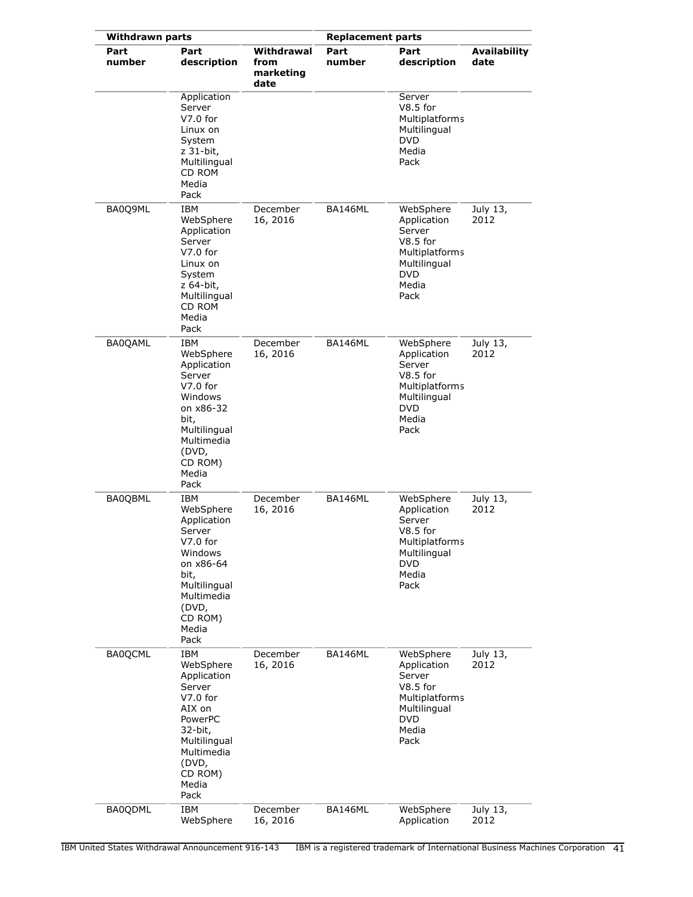| Withdrawn parts | | | Replacement parts | | |
|---|---|---|---|---|---|
| Part number | Part description | Withdrawal from marketing date | Part number | Part description | Availability date |
| | Application Server V7.0 for Linux on System z 31-bit, Multilingual CD ROM Media Pack | | | Server V8.5 for Multiplatforms Multilingual DVD Media Pack | |
| BA0Q9ML | IBM WebSphere Application Server V7.0 for Linux on System z 64-bit, Multilingual CD ROM Media Pack | December 16, 2016 | BA146ML | WebSphere Application Server V8.5 for Multiplatforms Multilingual DVD Media Pack | July 13, 2012 |
| BA0QAML | IBM WebSphere Application Server V7.0 for Windows on x86-32 bit, Multilingual Multimedia (DVD, CD ROM) Media Pack | December 16, 2016 | BA146ML | WebSphere Application Server V8.5 for Multiplatforms Multilingual DVD Media Pack | July 13, 2012 |
| BA0QBML | IBM WebSphere Application Server V7.0 for Windows on x86-64 bit, Multilingual Multimedia (DVD, CD ROM) Media Pack | December 16, 2016 | BA146ML | WebSphere Application Server V8.5 for Multiplatforms Multilingual DVD Media Pack | July 13, 2012 |
| BA0QCML | IBM WebSphere Application Server V7.0 for AIX on PowerPC 32-bit, Multilingual Multimedia (DVD, CD ROM) Media Pack | December 16, 2016 | BA146ML | WebSphere Application Server V8.5 for Multiplatforms Multilingual DVD Media Pack | July 13, 2012 |
| BA0QDML | IBM WebSphere | December 16, 2016 | BA146ML | WebSphere Application | July 13, 2012 |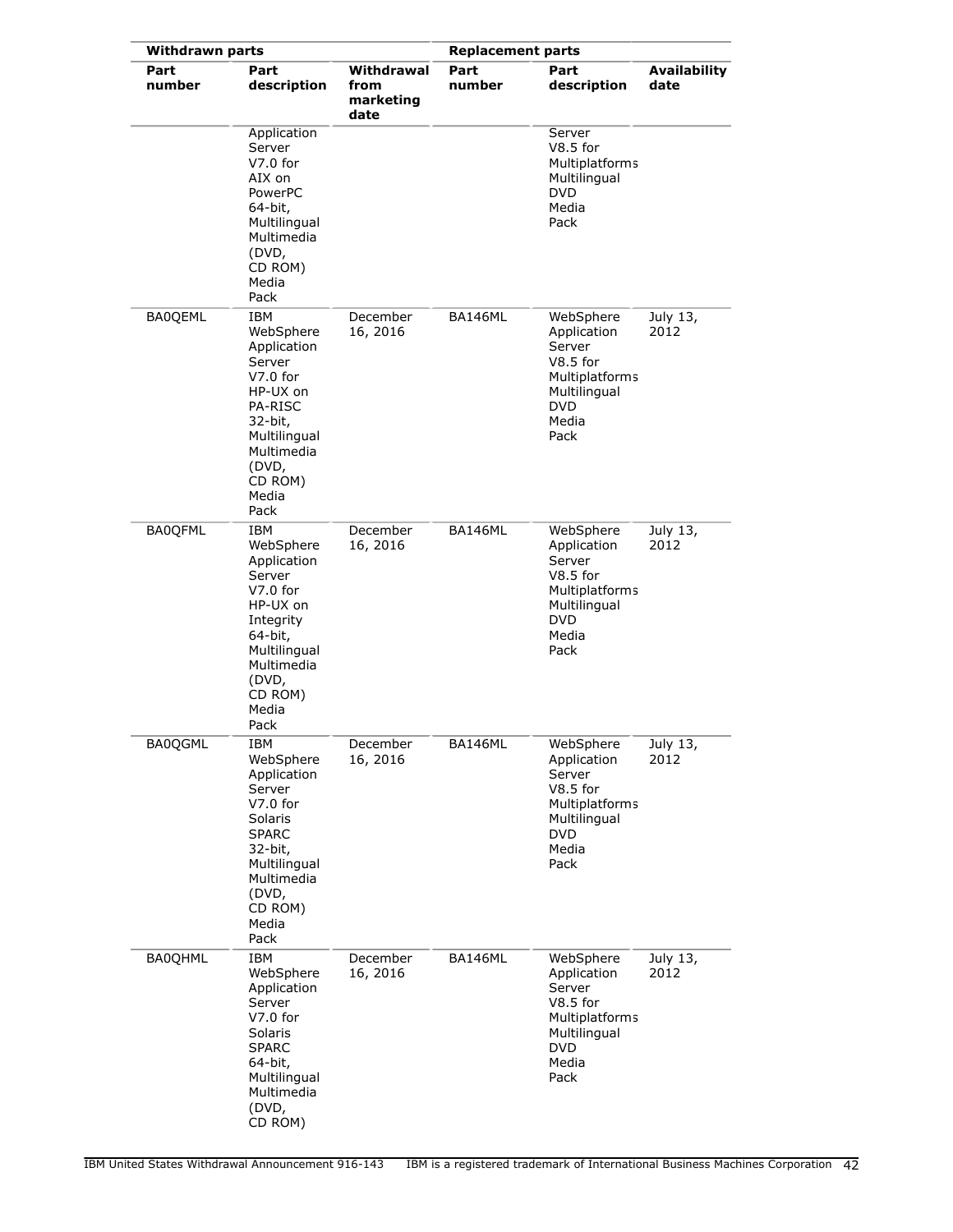| Withdrawn parts | | | Replacement parts | | |
|---|---|---|---|---|---|
| Part number | Part description | Withdrawal from marketing date | Part number | Part description | Availability date |
| | Application Server V7.0 for AIX on PowerPC 64-bit, Multilingual Multimedia (DVD, CD ROM) Media Pack | | | Server V8.5 for Multiplatforms Multilingual DVD Media Pack | |
| BA0QEML | IBM WebSphere Application Server V7.0 for HP-UX on PA-RISC 32-bit, Multilingual Multimedia (DVD, CD ROM) Media Pack | December 16, 2016 | BA146ML | WebSphere Application Server V8.5 for Multiplatforms Multilingual DVD Media Pack | July 13, 2012 |
| BA0QFML | IBM WebSphere Application Server V7.0 for HP-UX on Integrity 64-bit, Multilingual Multimedia (DVD, CD ROM) Media Pack | December 16, 2016 | BA146ML | WebSphere Application Server V8.5 for Multiplatforms Multilingual DVD Media Pack | July 13, 2012 |
| BA0QGML | IBM WebSphere Application Server V7.0 for Solaris SPARC 32-bit, Multilingual Multimedia (DVD, CD ROM) Media Pack | December 16, 2016 | BA146ML | WebSphere Application Server V8.5 for Multiplatforms Multilingual DVD Media Pack | July 13, 2012 |
| BA0QHML | IBM WebSphere Application Server V7.0 for Solaris SPARC 64-bit, Multilingual Multimedia (DVD, CD ROM) | December 16, 2016 | BA146ML | WebSphere Application Server V8.5 for Multiplatforms Multilingual DVD Media Pack | July 13, 2012 |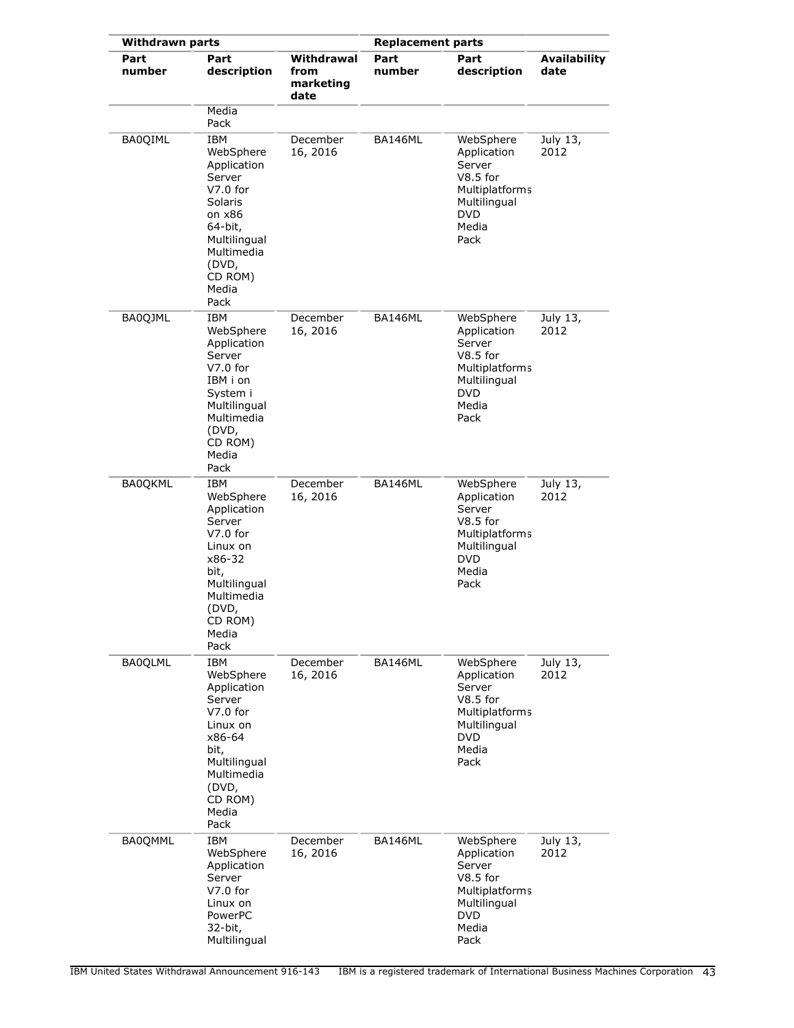| Withdrawn parts | | | Replacement parts | | |
|---|---|---|---|---|---|
| Part number | Part description | Withdrawal from marketing date | Part number | Part description | Availability date |
| | Media Pack | | | | |
| BA0QIML | IBM WebSphere Application Server V7.0 for Solaris on x86 64-bit, Multilingual Multimedia (DVD, CD ROM) Media Pack | December 16, 2016 | BA146ML | WebSphere Application Server V8.5 for Multiplatforms Multilingual DVD Media Pack | July 13, 2012 |
| BA0QJML | IBM WebSphere Application Server V7.0 for IBM i on System i Multilingual Multimedia (DVD, CD ROM) Media Pack | December 16, 2016 | BA146ML | WebSphere Application Server V8.5 for Multiplatforms Multilingual DVD Media Pack | July 13, 2012 |
| BA0QKML | IBM WebSphere Application Server V7.0 for Linux on x86-32 bit, Multilingual Multimedia (DVD, CD ROM) Media Pack | December 16, 2016 | BA146ML | WebSphere Application Server V8.5 for Multiplatforms Multilingual DVD Media Pack | July 13, 2012 |
| BA0QLML | IBM WebSphere Application Server V7.0 for Linux on x86-64 bit, Multilingual Multimedia (DVD, CD ROM) Media Pack | December 16, 2016 | BA146ML | WebSphere Application Server V8.5 for Multiplatforms Multilingual DVD Media Pack | July 13, 2012 |
| BA0QMML | IBM WebSphere Application Server V7.0 for Linux on PowerPC 32-bit, Multilingual | December 16, 2016 | BA146ML | WebSphere Application Server V8.5 for Multiplatforms Multilingual DVD Media Pack | July 13, 2012 |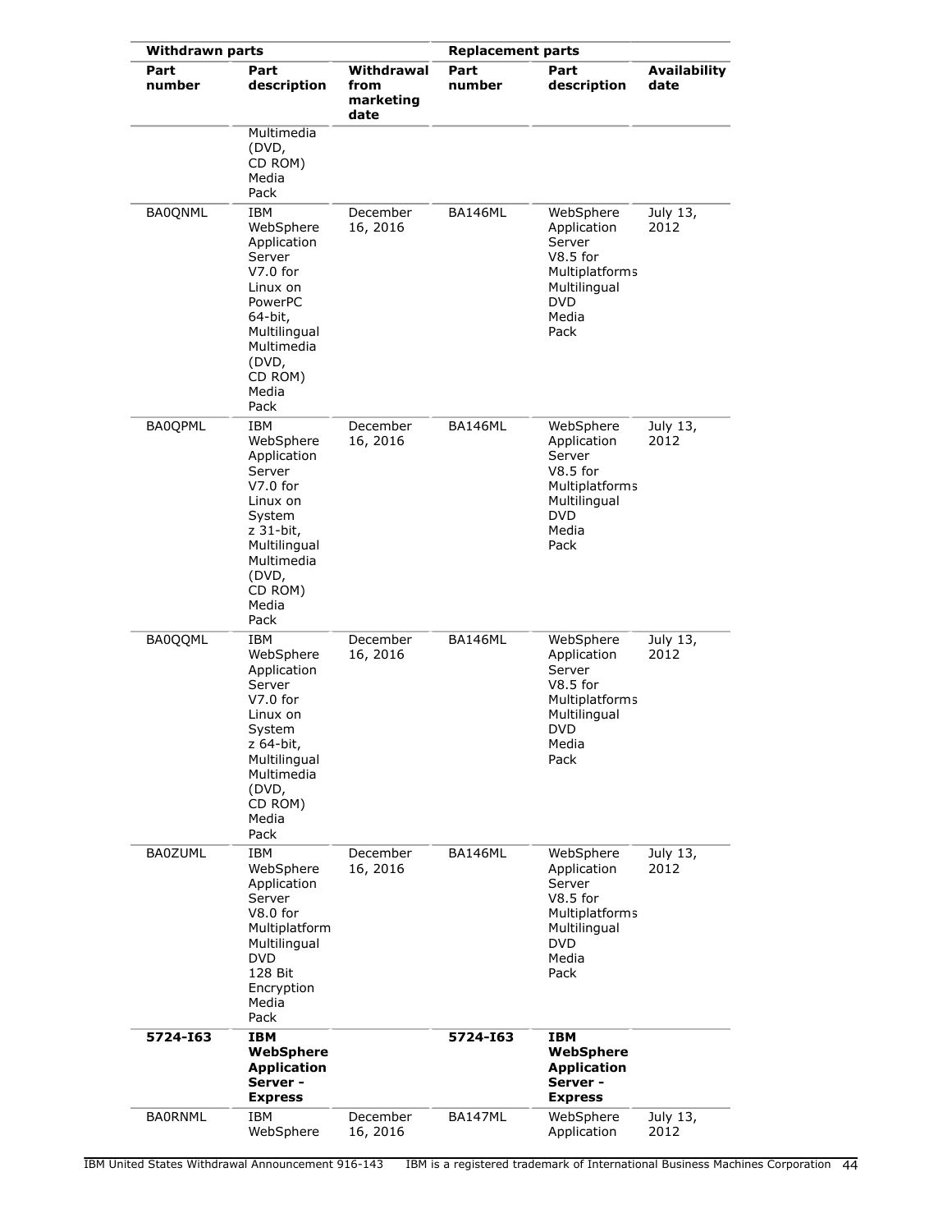| Withdrawn parts | | | Replacement parts | | |
|---|---|---|---|---|---|
| Part number | Part description | Withdrawal from marketing date | Part number | Part description | Availability date |
| | Multimedia (DVD, CD ROM) Media Pack | | | | |
| BA0QNML | IBM WebSphere Application Server V7.0 for Linux on PowerPC 64-bit, Multilingual Multimedia (DVD, CD ROM) Media Pack | December 16, 2016 | BA146ML | WebSphere Application Server V8.5 for Multiplatforms Multilingual DVD Media Pack | July 13, 2012 |
| BA0QPML | IBM WebSphere Application Server V7.0 for Linux on System z 31-bit, Multilingual Multimedia (DVD, CD ROM) Media Pack | December 16, 2016 | BA146ML | WebSphere Application Server V8.5 for Multiplatforms Multilingual DVD Media Pack | July 13, 2012 |
| BA0QQML | IBM WebSphere Application Server V7.0 for Linux on System z 64-bit, Multilingual Multimedia (DVD, CD ROM) Media Pack | December 16, 2016 | BA146ML | WebSphere Application Server V8.5 for Multiplatforms Multilingual DVD Media Pack | July 13, 2012 |
| BA0ZUML | IBM WebSphere Application Server V8.0 for Multiplatform Multilingual DVD 128 Bit Encryption Media Pack | December 16, 2016 | BA146ML | WebSphere Application Server V8.5 for Multiplatforms Multilingual DVD Media Pack | July 13, 2012 |
| **5724-I63** | **IBM WebSphere Application Server - Express** | | **5724-I63** | **IBM WebSphere Application Server - Express** | |
| BA0RNML | IBM WebSphere | December 16, 2016 | BA147ML | WebSphere Application | July 13, 2012 |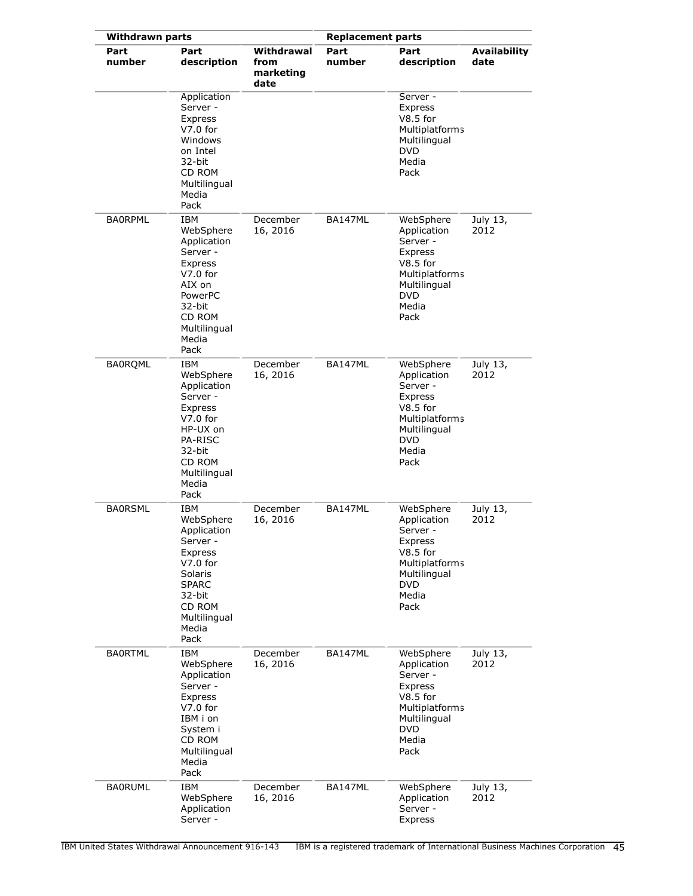| Withdrawn parts | | | Replacement parts | | |
|---|---|---|---|---|---|
| Part number | Part description | Withdrawal from marketing date | Part number | Part description | Availability date |
| | Application Server - Express V7.0 for Windows on Intel 32-bit CD ROM Multilingual Media Pack | | | Server - Express V8.5 for Multiplatforms Multilingual DVD Media Pack | |
| BA0RPML | IBM WebSphere Application Server - Express V7.0 for AIX on PowerPC 32-bit CD ROM Multilingual Media Pack | December 16, 2016 | BA147ML | WebSphere Application Server - Express V8.5 for Multiplatforms Multilingual DVD Media Pack | July 13, 2012 |
| BA0RQML | IBM WebSphere Application Server - Express V7.0 for HP-UX on PA-RISC 32-bit CD ROM Multilingual Media Pack | December 16, 2016 | BA147ML | WebSphere Application Server - Express V8.5 for Multiplatforms Multilingual DVD Media Pack | July 13, 2012 |
| BA0RSML | IBM WebSphere Application Server - Express V7.0 for Solaris SPARC 32-bit CD ROM Multilingual Media Pack | December 16, 2016 | BA147ML | WebSphere Application Server - Express V8.5 for Multiplatforms Multilingual DVD Media Pack | July 13, 2012 |
| BA0RTML | IBM WebSphere Application Server - Express V7.0 for IBM i on System i CD ROM Multilingual Media Pack | December 16, 2016 | BA147ML | WebSphere Application Server - Express V8.5 for Multiplatforms Multilingual DVD Media Pack | July 13, 2012 |
| BA0RUML | IBM WebSphere Application Server - | December 16, 2016 | BA147ML | WebSphere Application Server - Express | July 13, 2012 |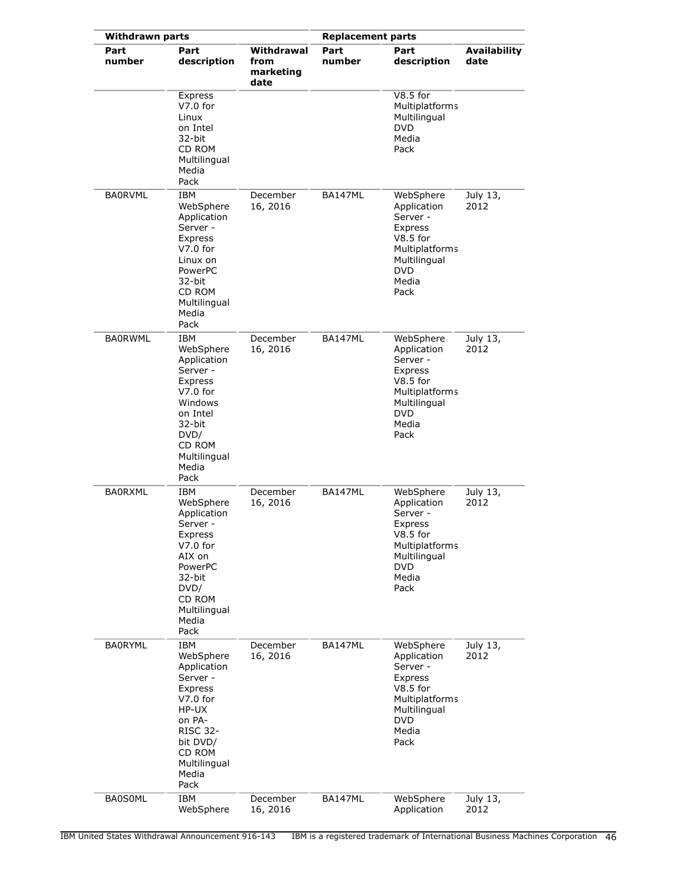| Withdrawn parts | | | Replacement parts | | |
|---|---|---|---|---|---|
| Part number | Part description | Withdrawal from marketing date | Part number | Part description | Availability date |
| | Express V7.0 for Linux on Intel 32-bit CD ROM Multilingual Media Pack | | | V8.5 for Multiplatforms Multilingual DVD Media Pack | |
| BA0RVML | IBM WebSphere Application Server - Express V7.0 for Linux on PowerPC 32-bit CD ROM Multilingual Media Pack | December 16, 2016 | BA147ML | WebSphere Application Server - Express V8.5 for Multiplatforms Multilingual DVD Media Pack | July 13, 2012 |
| BA0RWML | IBM WebSphere Application Server - Express V7.0 for Windows on Intel 32-bit DVD/ CD ROM Multilingual Media Pack | December 16, 2016 | BA147ML | WebSphere Application Server - Express V8.5 for Multiplatforms Multilingual DVD Media Pack | July 13, 2012 |
| BA0RXML | IBM WebSphere Application Server - Express V7.0 for AIX on PowerPC 32-bit DVD/ CD ROM Multilingual Media Pack | December 16, 2016 | BA147ML | WebSphere Application Server - Express V8.5 for Multiplatforms Multilingual DVD Media Pack | July 13, 2012 |
| BA0RYML | IBM WebSphere Application Server - Express V7.0 for HP-UX on PA-RISC 32-bit DVD/ CD ROM Multilingual Media Pack | December 16, 2016 | BA147ML | WebSphere Application Server - Express V8.5 for Multiplatforms Multilingual DVD Media Pack | July 13, 2012 |
| BA0S0ML | IBM WebSphere | December 16, 2016 | BA147ML | WebSphere Application | July 13, 2012 |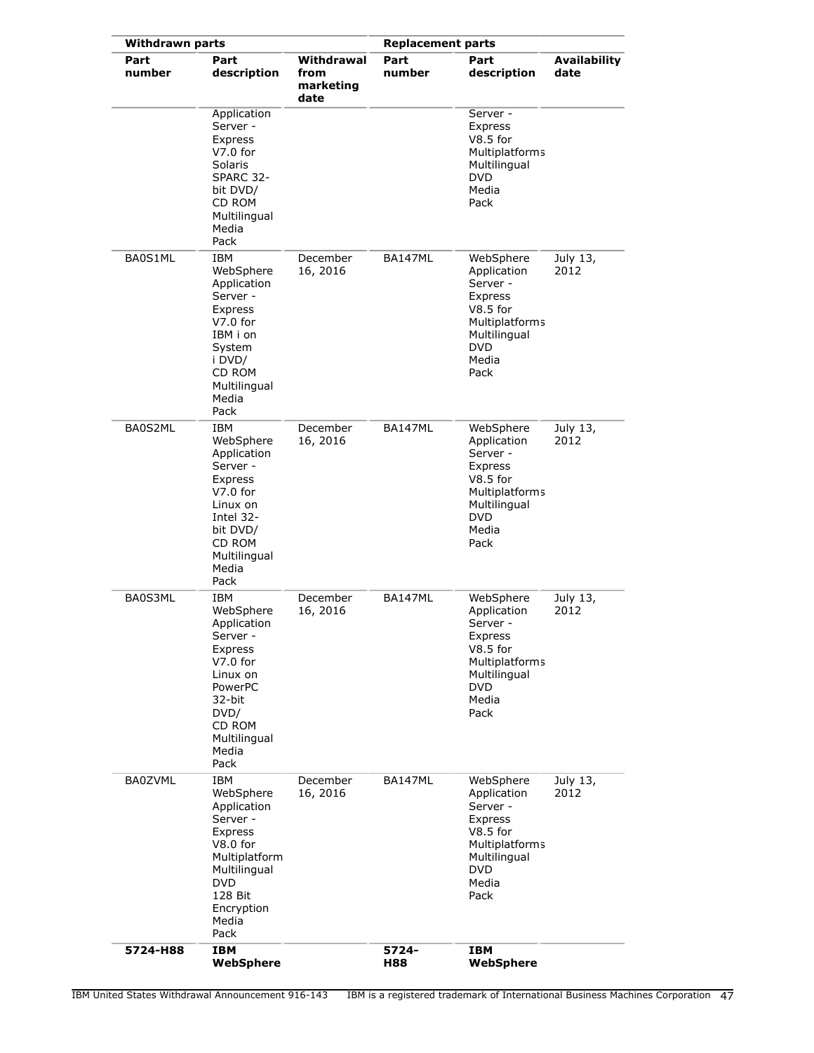| Withdrawn parts | | | Replacement parts | | |
|---|---|---|---|---|---|
| Part number | Part description | Withdrawal from marketing date | Part number | Part description | Availability date |
| | Application Server - Express V7.0 for Solaris SPARC 32-bit DVD/ CD ROM Multilingual Media Pack | | | Server - Express V8.5 for Multiplatforms Multilingual DVD Media Pack | |
| BA0S1ML | IBM WebSphere Application Server - Express V7.0 for IBM i on System i DVD/ CD ROM Multilingual Media Pack | December 16, 2016 | BA147ML | WebSphere Application Server - Express V8.5 for Multiplatforms Multilingual DVD Media Pack | July 13, 2012 |
| BA0S2ML | IBM WebSphere Application Server - Express V7.0 for Linux on Intel 32-bit DVD/ CD ROM Multilingual Media Pack | December 16, 2016 | BA147ML | WebSphere Application Server - Express V8.5 for Multiplatforms Multilingual DVD Media Pack | July 13, 2012 |
| BA0S3ML | IBM WebSphere Application Server - Express V7.0 for Linux on PowerPC 32-bit DVD/ CD ROM Multilingual Media Pack | December 16, 2016 | BA147ML | WebSphere Application Server - Express V8.5 for Multiplatforms Multilingual DVD Media Pack | July 13, 2012 |
| BA0ZVML | IBM WebSphere Application Server - Express V8.0 for Multiplatform Multilingual DVD 128 Bit Encryption Media Pack | December 16, 2016 | BA147ML | WebSphere Application Server - Express V8.5 for Multiplatforms Multilingual DVD Media Pack | July 13, 2012 |
| **5724-H88** | **IBM WebSphere** | | **5724-H88** | **IBM WebSphere** | |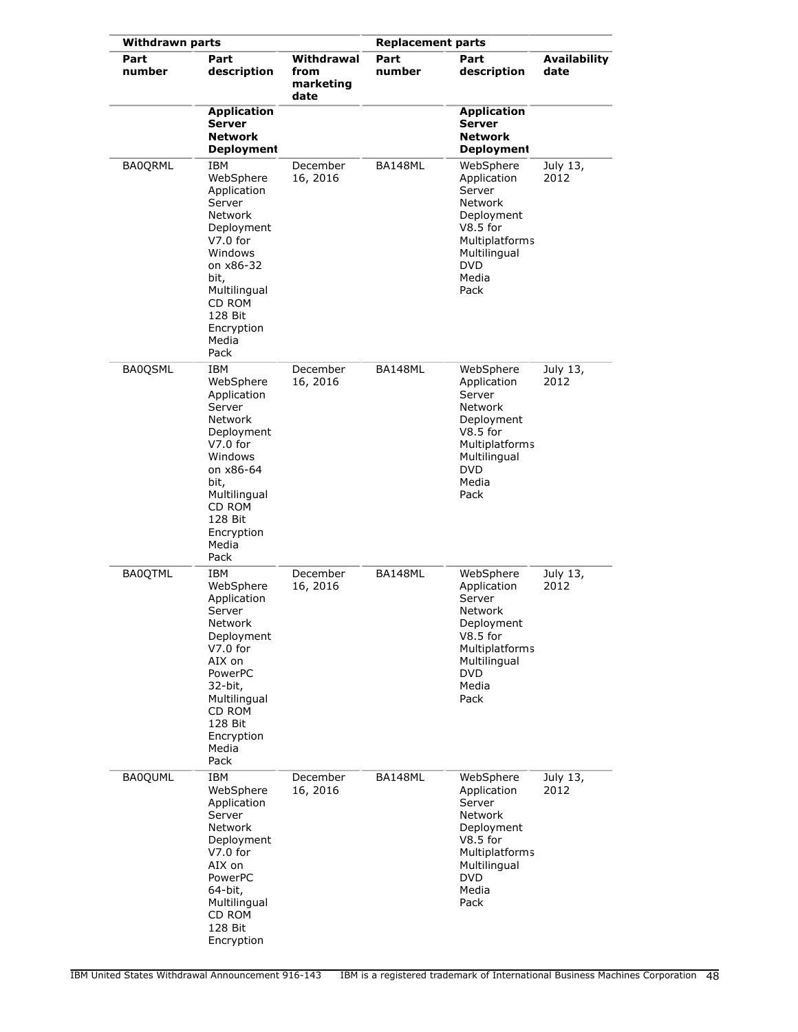| Withdrawn parts | | | Replacement parts | | |
|---|---|---|---|---|---|
| Part number | Part description | Withdrawal from marketing date | Part number | Part description | Availability date |
| | **Application Server Network Deployment** | | | **Application Server Network Deployment** | |
| BA0QRML | IBM WebSphere Application Server Network Deployment V7.0 for Windows on x86-32 bit, Multilingual CD ROM 128 Bit Encryption Media Pack | December 16, 2016 | BA148ML | WebSphere Application Server Network Deployment V8.5 for Multiplatforms Multilingual DVD Media Pack | July 13, 2012 |
| BA0QSML | IBM WebSphere Application Server Network Deployment V7.0 for Windows on x86-64 bit, Multilingual CD ROM 128 Bit Encryption Media Pack | December 16, 2016 | BA148ML | WebSphere Application Server Network Deployment V8.5 for Multiplatforms Multilingual DVD Media Pack | July 13, 2012 |
| BA0QTML | IBM WebSphere Application Server Network Deployment V7.0 for AIX on PowerPC 32-bit, Multilingual CD ROM 128 Bit Encryption Media Pack | December 16, 2016 | BA148ML | WebSphere Application Server Network Deployment V8.5 for Multiplatforms Multilingual DVD Media Pack | July 13, 2012 |
| BA0QUML | IBM WebSphere Application Server Network Deployment V7.0 for AIX on PowerPC 64-bit, Multilingual CD ROM 128 Bit Encryption | December 16, 2016 | BA148ML | WebSphere Application Server Network Deployment V8.5 for Multiplatforms Multilingual DVD Media Pack | July 13, 2012 |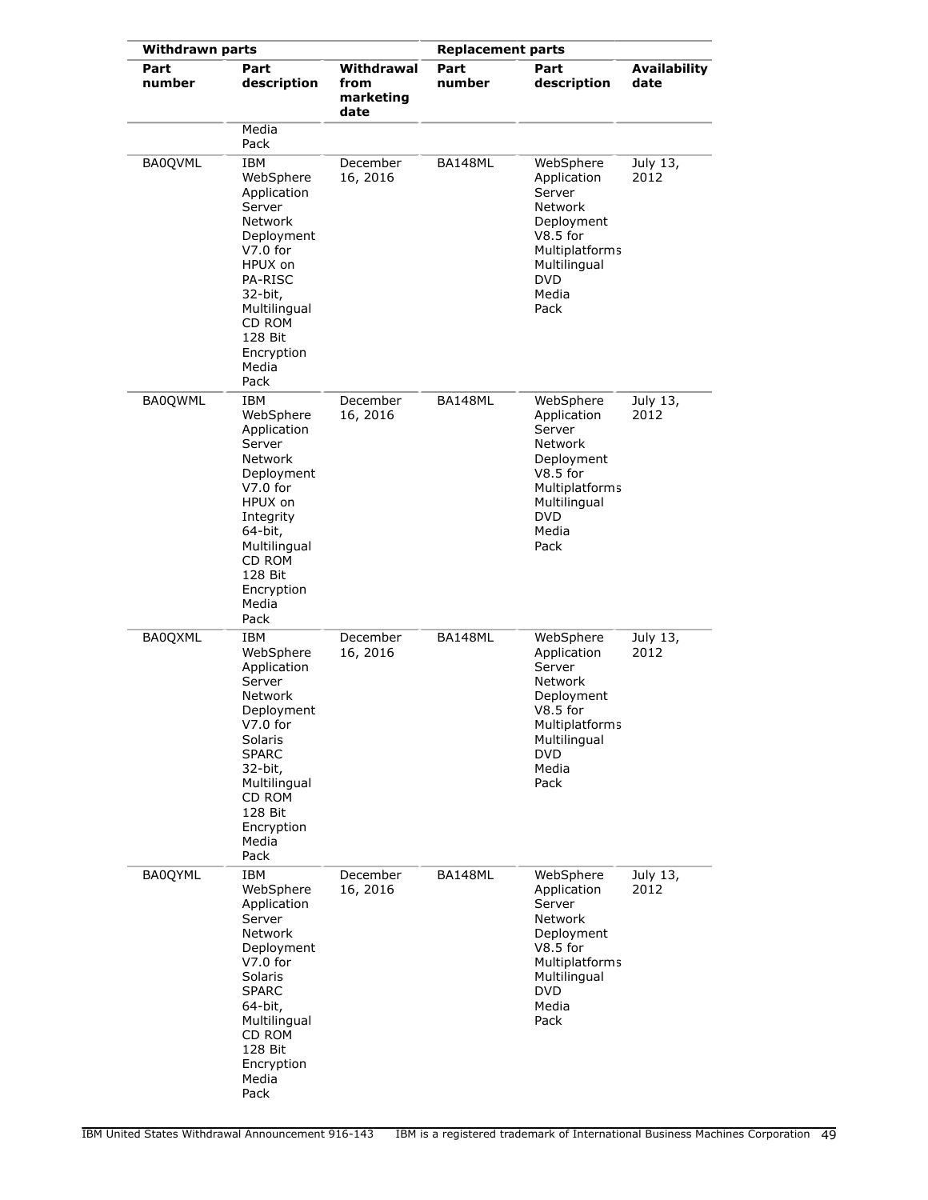| Withdrawn parts | | | Replacement parts | | |
|---|---|---|---|---|---|
| Part number | Part description | Withdrawal from marketing date | Part number | Part description | Availability date |
| | Media Pack | | | | |
| BA0QVML | IBM WebSphere Application Server Network Deployment V7.0 for HPUX on PA-RISC 32-bit, Multilingual CD ROM 128 Bit Encryption Media Pack | December 16, 2016 | BA148ML | WebSphere Application Server Network Deployment V8.5 for Multiplatforms Multilingual DVD Media Pack | July 13, 2012 |
| BA0QWML | IBM WebSphere Application Server Network Deployment V7.0 for HPUX on Integrity 64-bit, Multilingual CD ROM 128 Bit Encryption Media Pack | December 16, 2016 | BA148ML | WebSphere Application Server Network Deployment V8.5 for Multiplatforms Multilingual DVD Media Pack | July 13, 2012 |
| BA0QXML | IBM WebSphere Application Server Network Deployment V7.0 for Solaris SPARC 32-bit, Multilingual CD ROM 128 Bit Encryption Media Pack | December 16, 2016 | BA148ML | WebSphere Application Server Network Deployment V8.5 for Multiplatforms Multilingual DVD Media Pack | July 13, 2012 |
| BA0QYML | IBM WebSphere Application Server Network Deployment V7.0 for Solaris SPARC 64-bit, Multilingual CD ROM 128 Bit Encryption Media Pack | December 16, 2016 | BA148ML | WebSphere Application Server Network Deployment V8.5 for Multiplatforms Multilingual DVD Media Pack | July 13, 2012 |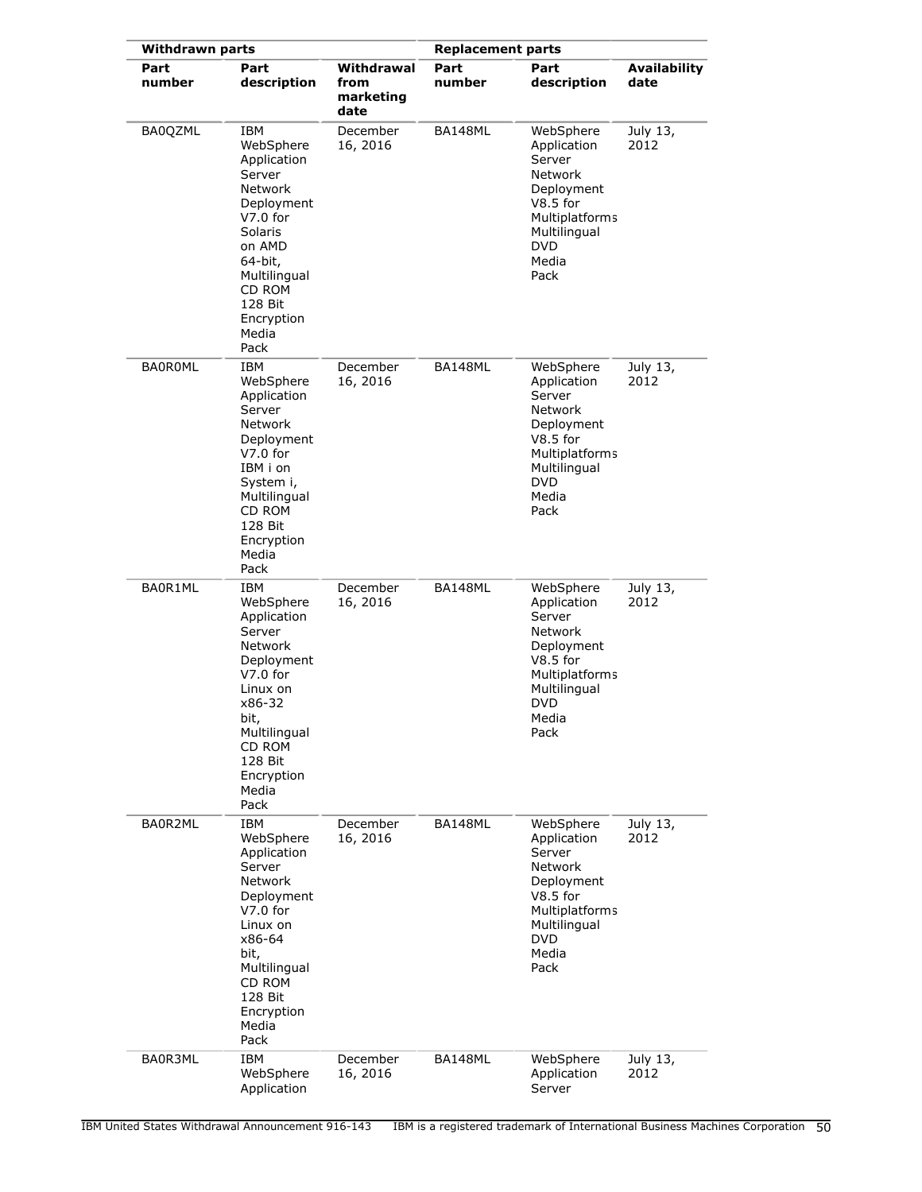| Withdrawn parts | | | Replacement parts | | |
|---|---|---|---|---|---|
| Part number | Part description | Withdrawal from marketing date | Part number | Part description | Availability date |
| BA0QZML | IBM WebSphere Application Server Network Deployment V7.0 for Solaris on AMD 64-bit, Multilingual CD ROM 128 Bit Encryption Media Pack | December 16, 2016 | BA148ML | WebSphere Application Server Network Deployment V8.5 for Multiplatforms Multilingual DVD Media Pack | July 13, 2012 |
| BA0R0ML | IBM WebSphere Application Server Network Deployment V7.0 for IBM i on System i, Multilingual CD ROM 128 Bit Encryption Media Pack | December 16, 2016 | BA148ML | WebSphere Application Server Network Deployment V8.5 for Multiplatforms Multilingual DVD Media Pack | July 13, 2012 |
| BA0R1ML | IBM WebSphere Application Server Network Deployment V7.0 for Linux on x86-32 bit, Multilingual CD ROM 128 Bit Encryption Media Pack | December 16, 2016 | BA148ML | WebSphere Application Server Network Deployment V8.5 for Multiplatforms Multilingual DVD Media Pack | July 13, 2012 |
| BA0R2ML | IBM WebSphere Application Server Network Deployment V7.0 for Linux on x86-64 bit, Multilingual CD ROM 128 Bit Encryption Media Pack | December 16, 2016 | BA148ML | WebSphere Application Server Network Deployment V8.5 for Multiplatforms Multilingual DVD Media Pack | July 13, 2012 |
| BA0R3ML | IBM WebSphere Application | December 16, 2016 | BA148ML | WebSphere Application Server | July 13, 2012 |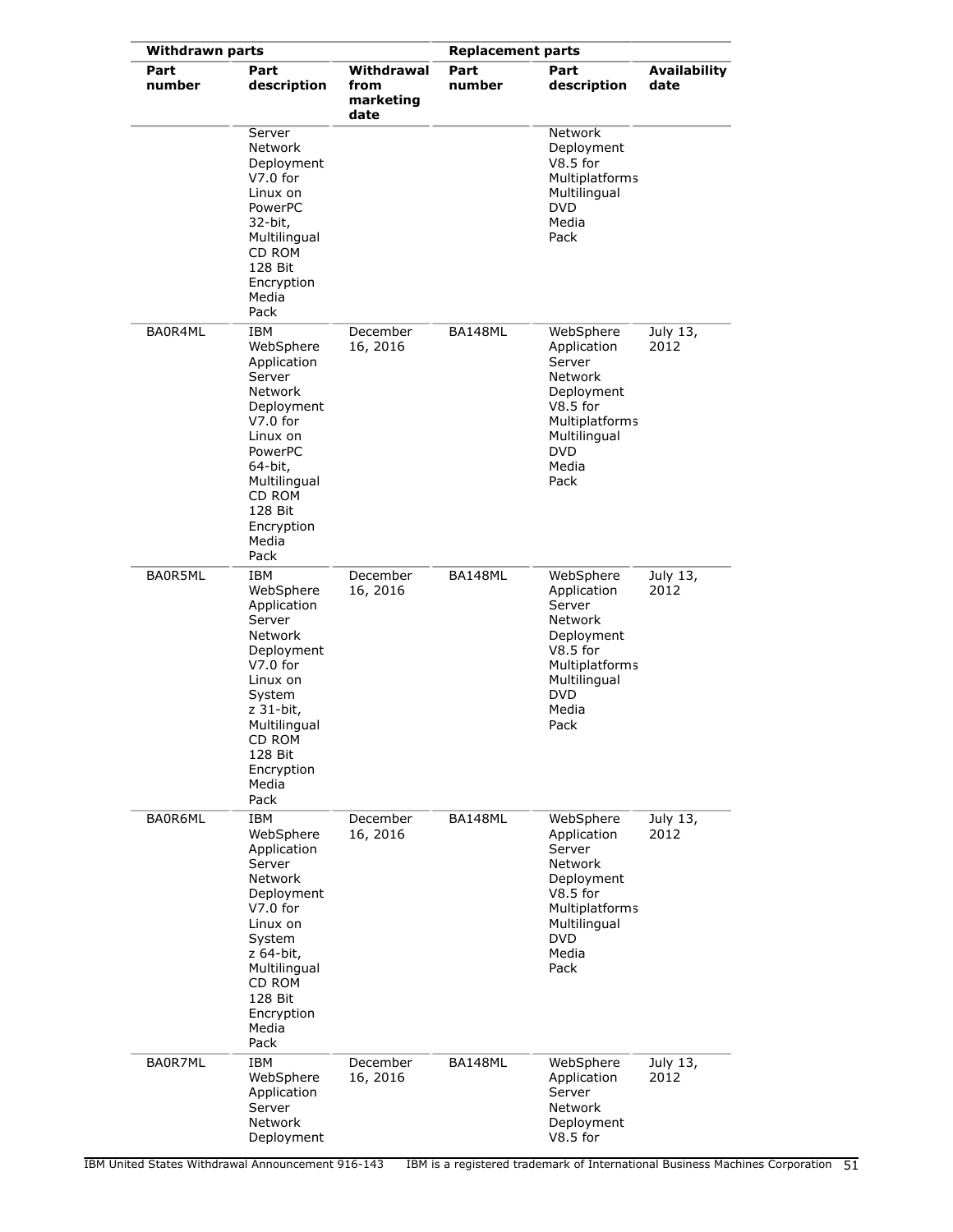| Withdrawn parts | | | Replacement parts | | |
|---|---|---|---|---|---|
| Part number | Part description | Withdrawal from marketing date | Part number | Part description | Availability date |
| | Server Network Deployment V7.0 for Linux on PowerPC 32-bit, Multilingual CD ROM 128 Bit Encryption Media Pack | | | Network Deployment V8.5 for Multiplatforms Multilingual DVD Media Pack | |
| BA0R4ML | IBM WebSphere Application Server Network Deployment V7.0 for Linux on PowerPC 64-bit, Multilingual CD ROM 128 Bit Encryption Media Pack | December 16, 2016 | BA148ML | WebSphere Application Server Network Deployment V8.5 for Multiplatforms Multilingual DVD Media Pack | July 13, 2012 |
| BA0R5ML | IBM WebSphere Application Server Network Deployment V7.0 for Linux on System z 31-bit, Multilingual CD ROM 128 Bit Encryption Media Pack | December 16, 2016 | BA148ML | WebSphere Application Server Network Deployment V8.5 for Multiplatforms Multilingual DVD Media Pack | July 13, 2012 |
| BA0R6ML | IBM WebSphere Application Server Network Deployment V7.0 for Linux on System z 64-bit, Multilingual CD ROM 128 Bit Encryption Media Pack | December 16, 2016 | BA148ML | WebSphere Application Server Network Deployment V8.5 for Multiplatforms Multilingual DVD Media Pack | July 13, 2012 |
| BA0R7ML | IBM WebSphere Application Server Network Deployment | December 16, 2016 | BA148ML | WebSphere Application Server Network Deployment V8.5 for | July 13, 2012 |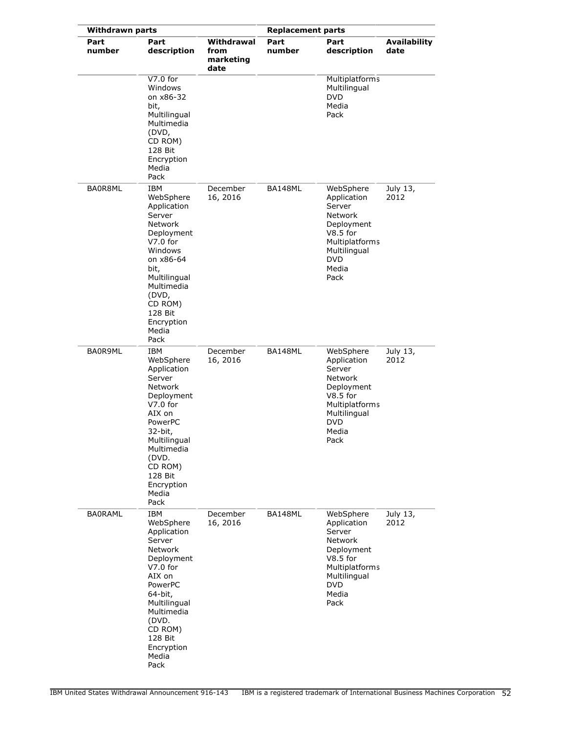| Withdrawn parts | | | Replacement parts | | |
|---|---|---|---|---|---|
| Part number | Part description | Withdrawal from marketing date | Part number | Part description | Availability date |
| | V7.0 for Windows on x86-32 bit, Multilingual Multimedia (DVD, CD ROM) 128 Bit Encryption Media Pack | | | Multiplatforms Multilingual DVD Media Pack | |
| BA0R8ML | IBM WebSphere Application Server Network Deployment V7.0 for Windows on x86-64 bit, Multilingual Multimedia (DVD, CD ROM) 128 Bit Encryption Media Pack | December 16, 2016 | BA148ML | WebSphere Application Server Network Deployment V8.5 for Multiplatforms Multilingual DVD Media Pack | July 13, 2012 |
| BA0R9ML | IBM WebSphere Application Server Network Deployment V7.0 for AIX on PowerPC 32-bit, Multilingual Multimedia (DVD. CD ROM) 128 Bit Encryption Media Pack | December 16, 2016 | BA148ML | WebSphere Application Server Network Deployment V8.5 for Multiplatforms Multilingual DVD Media Pack | July 13, 2012 |
| BA0RAML | IBM WebSphere Application Server Network Deployment V7.0 for AIX on PowerPC 64-bit, Multilingual Multimedia (DVD. CD ROM) 128 Bit Encryption Media Pack | December 16, 2016 | BA148ML | WebSphere Application Server Network Deployment V8.5 for Multiplatforms Multilingual DVD Media Pack | July 13, 2012 |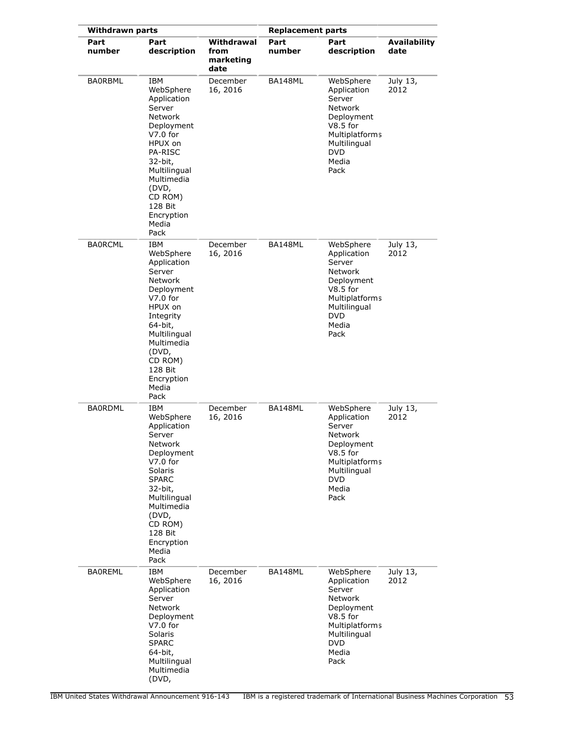| Withdrawn parts | | | Replacement parts | | |
|---|---|---|---|---|---|
| Part number | Part description | Withdrawal from marketing date | Part number | Part description | Availability date |
| BA0RBML | IBM WebSphere Application Server Network Deployment V7.0 for HPUX on PA-RISC 32-bit, Multilingual Multimedia (DVD, CD ROM) 128 Bit Encryption Media Pack | December 16, 2016 | BA148ML | WebSphere Application Server Network Deployment V8.5 for Multiplatforms Multilingual DVD Media Pack | July 13, 2012 |
| BA0RCML | IBM WebSphere Application Server Network Deployment V7.0 for HPUX on Integrity 64-bit, Multilingual Multimedia (DVD, CD ROM) 128 Bit Encryption Media Pack | December 16, 2016 | BA148ML | WebSphere Application Server Network Deployment V8.5 for Multiplatforms Multilingual DVD Media Pack | July 13, 2012 |
| BA0RDML | IBM WebSphere Application Server Network Deployment V7.0 for Solaris SPARC 32-bit, Multilingual Multimedia (DVD, CD ROM) 128 Bit Encryption Media Pack | December 16, 2016 | BA148ML | WebSphere Application Server Network Deployment V8.5 for Multiplatforms Multilingual DVD Media Pack | July 13, 2012 |
| BA0REML | IBM WebSphere Application Server Network Deployment V7.0 for Solaris SPARC 64-bit, Multilingual Multimedia (DVD, | December 16, 2016 | BA148ML | WebSphere Application Server Network Deployment V8.5 for Multiplatforms Multilingual DVD Media Pack | July 13, 2012 |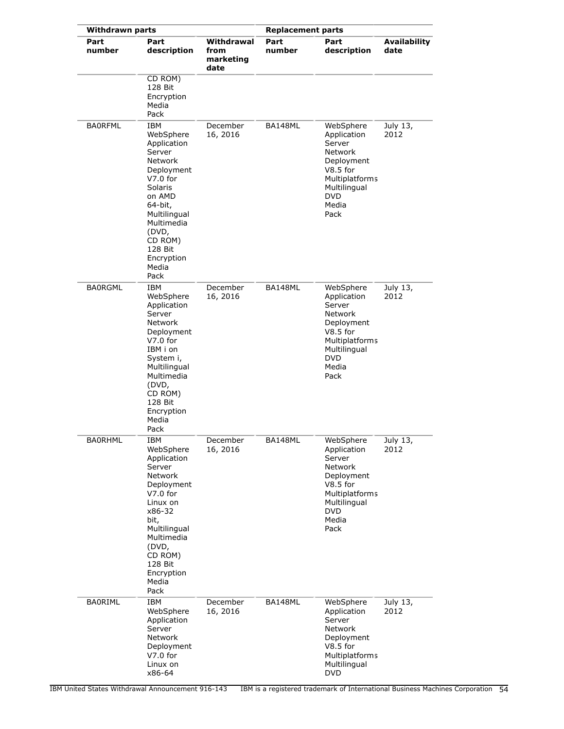| Withdrawn parts | | | Replacement parts | | |
|---|---|---|---|---|---|
| Part number | Part description | Withdrawal from marketing date | Part number | Part description | Availability date |
| | CD ROM) 128 Bit Encryption Media Pack | | | | |
| BA0RFML | IBM WebSphere Application Server Network Deployment V7.0 for Solaris on AMD 64-bit, Multilingual Multimedia (DVD, CD ROM) 128 Bit Encryption Media Pack | December 16, 2016 | BA148ML | WebSphere Application Server Network Deployment V8.5 for Multiplatforms Multilingual DVD Media Pack | July 13, 2012 |
| BA0RGML | IBM WebSphere Application Server Network Deployment V7.0 for IBM i on System i, Multilingual Multimedia (DVD, CD ROM) 128 Bit Encryption Media Pack | December 16, 2016 | BA148ML | WebSphere Application Server Network Deployment V8.5 for Multiplatforms Multilingual DVD Media Pack | July 13, 2012 |
| BA0RHML | IBM WebSphere Application Server Network Deployment V7.0 for Linux on x86-32 bit, Multilingual Multimedia (DVD, CD ROM) 128 Bit Encryption Media Pack | December 16, 2016 | BA148ML | WebSphere Application Server Network Deployment V8.5 for Multiplatforms Multilingual DVD Media Pack | July 13, 2012 |
| BA0RIML | IBM WebSphere Application Server Network Deployment V7.0 for Linux on x86-64 | December 16, 2016 | BA148ML | WebSphere Application Server Network Deployment V8.5 for Multiplatforms Multilingual DVD | July 13, 2012 |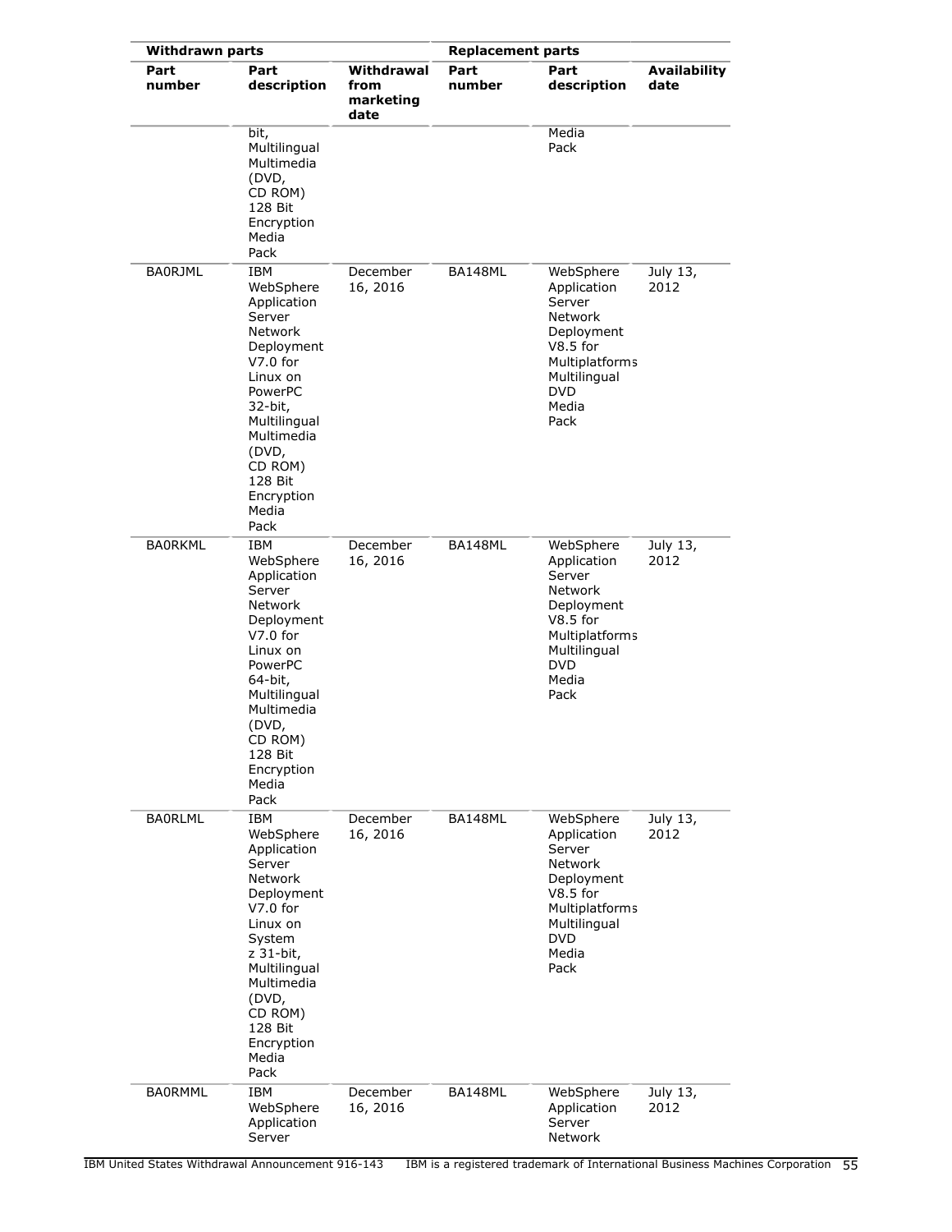| Withdrawn parts | | | Replacement parts | | |
|---|---|---|---|---|---|
| Part number | Part description | Withdrawal from marketing date | Part number | Part description | Availability date |
| | bit, Multilingual Multimedia (DVD, CD ROM) 128 Bit Encryption Media Pack | | | Media Pack | |
| BA0RJML | IBM WebSphere Application Server Network Deployment V7.0 for Linux on PowerPC 32-bit, Multilingual Multimedia (DVD, CD ROM) 128 Bit Encryption Media Pack | December 16, 2016 | BA148ML | WebSphere Application Server Network Deployment V8.5 for Multiplatforms Multilingual DVD Media Pack | July 13, 2012 |
| BA0RKML | IBM WebSphere Application Server Network Deployment V7.0 for Linux on PowerPC 64-bit, Multilingual Multimedia (DVD, CD ROM) 128 Bit Encryption Media Pack | December 16, 2016 | BA148ML | WebSphere Application Server Network Deployment V8.5 for Multiplatforms Multilingual DVD Media Pack | July 13, 2012 |
| BA0RLML | IBM WebSphere Application Server Network Deployment V7.0 for Linux on System z 31-bit, Multilingual Multimedia (DVD, CD ROM) 128 Bit Encryption Media Pack | December 16, 2016 | BA148ML | WebSphere Application Server Network Deployment V8.5 for Multiplatforms Multilingual DVD Media Pack | July 13, 2012 |
| BA0RMML | IBM WebSphere Application Server | December 16, 2016 | BA148ML | WebSphere Application Server Network | July 13, 2012 |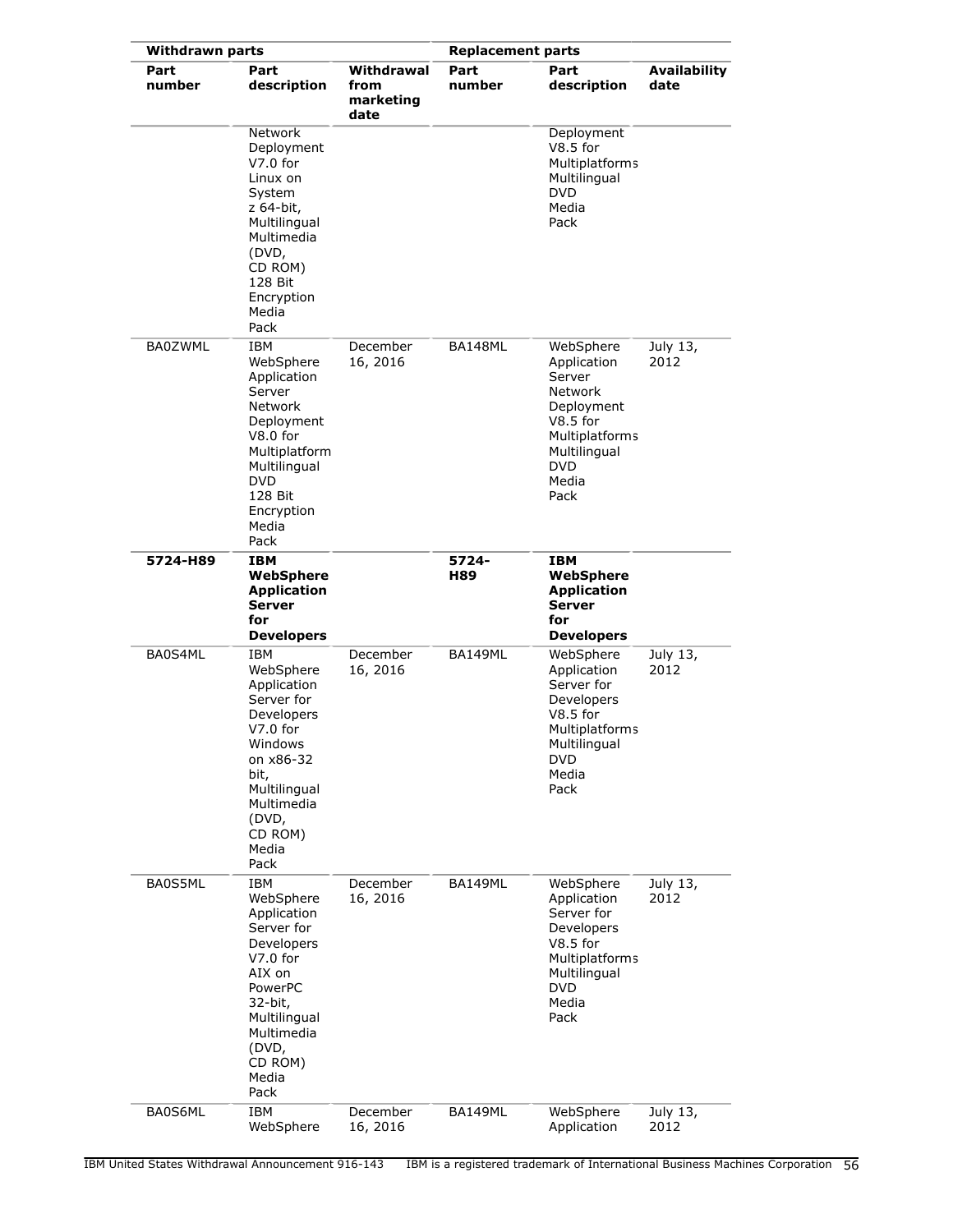| Withdrawn parts | | | Replacement parts | | |
|---|---|---|---|---|---|
| Part number | Part description | Withdrawal from marketing date | Part number | Part description | Availability date |
| | Network Deployment V7.0 for Linux on System z 64-bit, Multilingual Multimedia (DVD, CD ROM) 128 Bit Encryption Media Pack | | | Deployment V8.5 for Multiplatforms Multilingual DVD Media Pack | |
| BA0ZWML | IBM WebSphere Application Server Network Deployment V8.0 for Multiplatform Multilingual DVD 128 Bit Encryption Media Pack | December 16, 2016 | BA148ML | WebSphere Application Server Network Deployment V8.5 for Multiplatforms Multilingual DVD Media Pack | July 13, 2012 |
| **5724-H89** | **IBM WebSphere Application Server for Developers** | | **5724-H89** | **IBM WebSphere Application Server for Developers** | |
| BA0S4ML | IBM WebSphere Application Server for Developers V7.0 for Windows on x86-32 bit, Multilingual Multimedia (DVD, CD ROM) Media Pack | December 16, 2016 | BA149ML | WebSphere Application Server for Developers V8.5 for Multiplatforms Multilingual DVD Media Pack | July 13, 2012 |
| BA0S5ML | IBM WebSphere Application Server for Developers V7.0 for AIX on PowerPC 32-bit, Multilingual Multimedia (DVD, CD ROM) Media Pack | December 16, 2016 | BA149ML | WebSphere Application Server for Developers V8.5 for Multiplatforms Multilingual DVD Media Pack | July 13, 2012 |
| BA0S6ML | IBM WebSphere | December 16, 2016 | BA149ML | WebSphere Application | July 13, 2012 |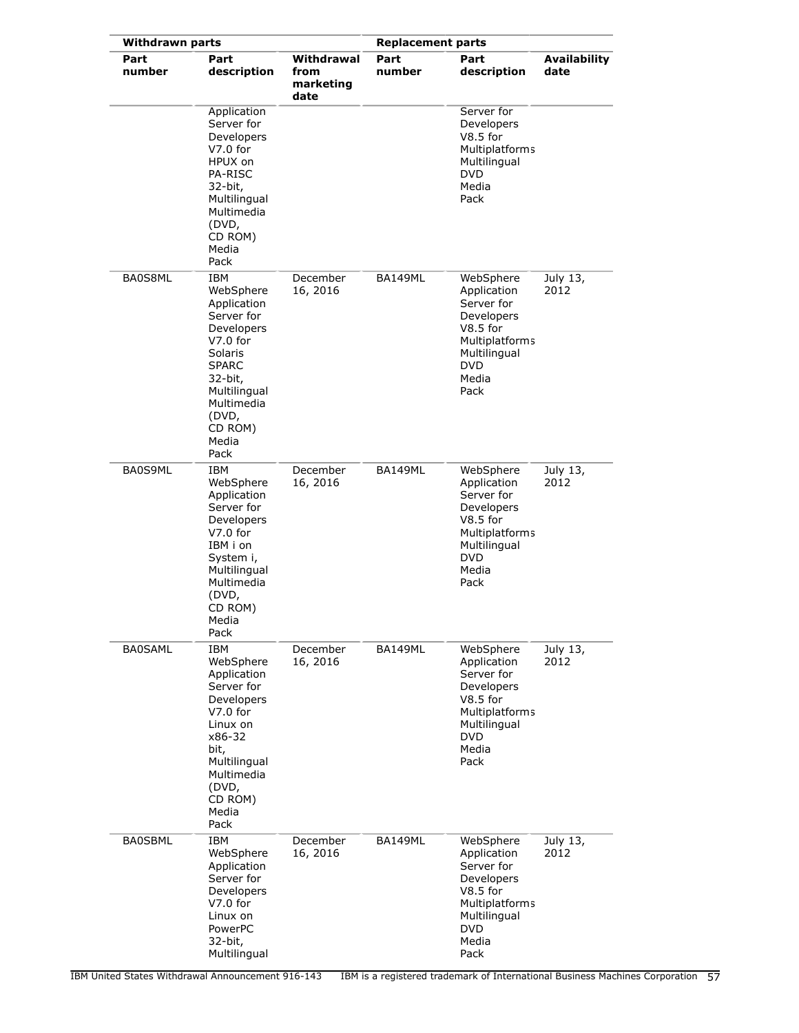| Withdrawn parts | | | Replacement parts | | |
|---|---|---|---|---|---|
| Part number | Part description | Withdrawal from marketing date | Part number | Part description | Availability date |
| | Application Server for Developers V7.0 for HPUX on PA-RISC 32-bit, Multilingual Multimedia (DVD, CD ROM) Media Pack | | | Server for Developers V8.5 for Multiplatforms Multilingual DVD Media Pack | |
| BA0S8ML | IBM WebSphere Application Server for Developers V7.0 for Solaris SPARC 32-bit, Multilingual Multimedia (DVD, CD ROM) Media Pack | December 16, 2016 | BA149ML | WebSphere Application Server for Developers V8.5 for Multiplatforms Multilingual DVD Media Pack | July 13, 2012 |
| BA0S9ML | IBM WebSphere Application Server for Developers V7.0 for IBM i on System i, Multilingual Multimedia (DVD, CD ROM) Media Pack | December 16, 2016 | BA149ML | WebSphere Application Server for Developers V8.5 for Multiplatforms Multilingual DVD Media Pack | July 13, 2012 |
| BA0SAML | IBM WebSphere Application Server for Developers V7.0 for Linux on x86-32 bit, Multilingual Multimedia (DVD, CD ROM) Media Pack | December 16, 2016 | BA149ML | WebSphere Application Server for Developers V8.5 for Multiplatforms Multilingual DVD Media Pack | July 13, 2012 |
| BA0SBML | IBM WebSphere Application Server for Developers V7.0 for Linux on PowerPC 32-bit, Multilingual | December 16, 2016 | BA149ML | WebSphere Application Server for Developers V8.5 for Multiplatforms Multilingual DVD Media Pack | July 13, 2012 |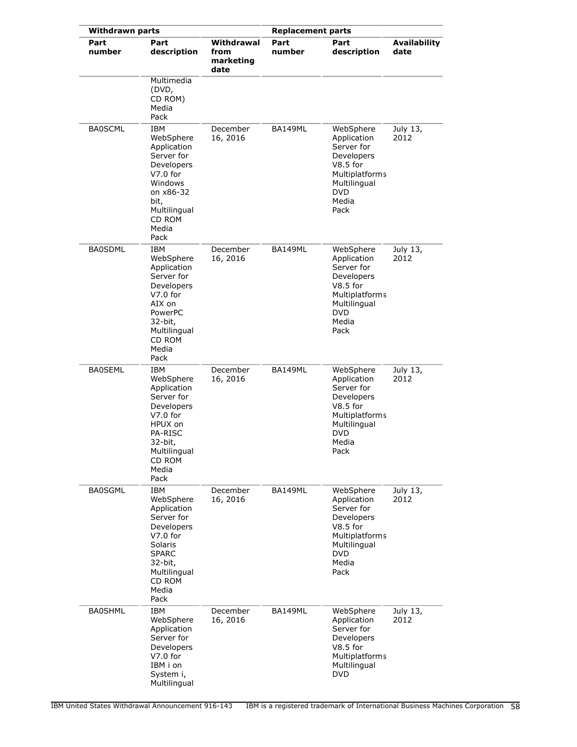| Withdrawn parts | | | Replacement parts | | |
|---|---|---|---|---|---|
| Part number | Part description | Withdrawal from marketing date | Part number | Part description | Availability date |
| | Multimedia (DVD, CD ROM) Media Pack | | | | |
| BA0SCML | IBM WebSphere Application Server for Developers V7.0 for Windows on x86-32 bit, Multilingual CD ROM Media Pack | December 16, 2016 | BA149ML | WebSphere Application Server for Developers V8.5 for Multiplatforms Multilingual DVD Media Pack | July 13, 2012 |
| BA0SDML | IBM WebSphere Application Server for Developers V7.0 for AIX on PowerPC 32-bit, Multilingual CD ROM Media Pack | December 16, 2016 | BA149ML | WebSphere Application Server for Developers V8.5 for Multiplatforms Multilingual DVD Media Pack | July 13, 2012 |
| BA0SEML | IBM WebSphere Application Server for Developers V7.0 for HPUX on PA-RISC 32-bit, Multilingual CD ROM Media Pack | December 16, 2016 | BA149ML | WebSphere Application Server for Developers V8.5 for Multiplatforms Multilingual DVD Media Pack | July 13, 2012 |
| BA0SGML | IBM WebSphere Application Server for Developers V7.0 for Solaris SPARC 32-bit, Multilingual CD ROM Media Pack | December 16, 2016 | BA149ML | WebSphere Application Server for Developers V8.5 for Multiplatforms Multilingual DVD Media Pack | July 13, 2012 |
| BA0SHML | IBM WebSphere Application Server for Developers V7.0 for IBM i on System i, Multilingual | December 16, 2016 | BA149ML | WebSphere Application Server for Developers V8.5 for Multiplatforms Multilingual DVD | July 13, 2012 |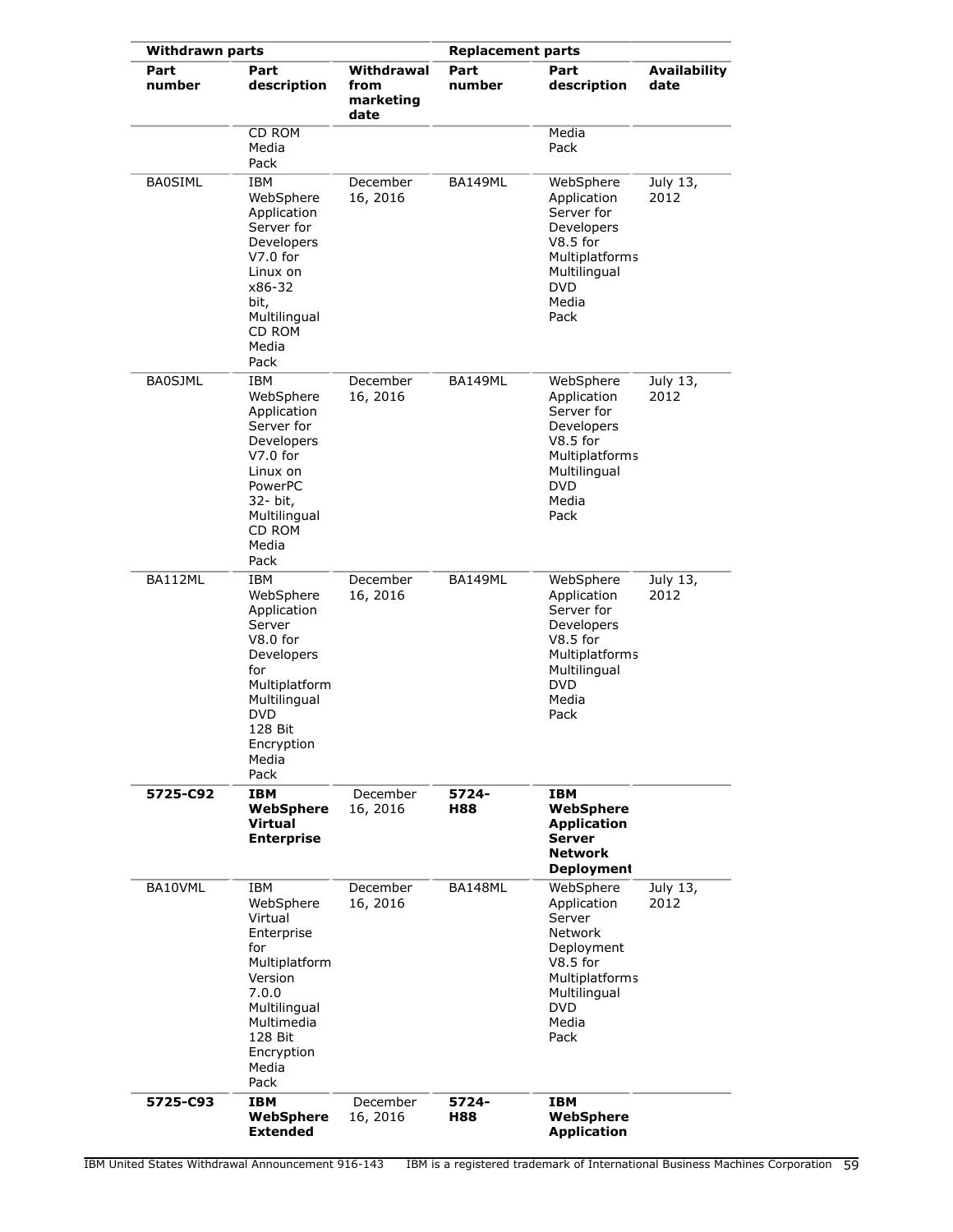| Withdrawn parts | | | Replacement parts | | |
|---|---|---|---|---|---|
| Part number | Part description | Withdrawal from marketing date | Part number | Part description | Availability date |
| | CD ROM Media Pack | | | Media Pack | |
| BA0SIML | IBM WebSphere Application Server for Developers V7.0 for Linux on x86-32 bit, Multilingual CD ROM Media Pack | December 16, 2016 | BA149ML | WebSphere Application Server for Developers V8.5 for Multiplatforms Multilingual DVD Media Pack | July 13, 2012 |
| BA0SJML | IBM WebSphere Application Server for Developers V7.0 for Linux on PowerPC 32- bit, Multilingual CD ROM Media Pack | December 16, 2016 | BA149ML | WebSphere Application Server for Developers V8.5 for Multiplatforms Multilingual DVD Media Pack | July 13, 2012 |
| BA112ML | IBM WebSphere Application Server V8.0 for Developers for Multiplatform Multilingual DVD 128 Bit Encryption Media Pack | December 16, 2016 | BA149ML | WebSphere Application Server for Developers V8.5 for Multiplatforms Multilingual DVD Media Pack | July 13, 2012 |
| **5725-C92** | **IBM WebSphere Virtual Enterprise** | December 16, 2016 | **5724-H88** | **IBM WebSphere Application Server Network Deployment** | |
| BA10VML | IBM WebSphere Virtual Enterprise for Multiplatform Version 7.0.0 Multilingual Multimedia 128 Bit Encryption Media Pack | December 16, 2016 | BA148ML | WebSphere Application Server Network Deployment V8.5 for Multiplatforms Multilingual DVD Media Pack | July 13, 2012 |
| **5725-C93** | **IBM WebSphere Extended** | December 16, 2016 | **5724-H88** | **IBM WebSphere Application** | |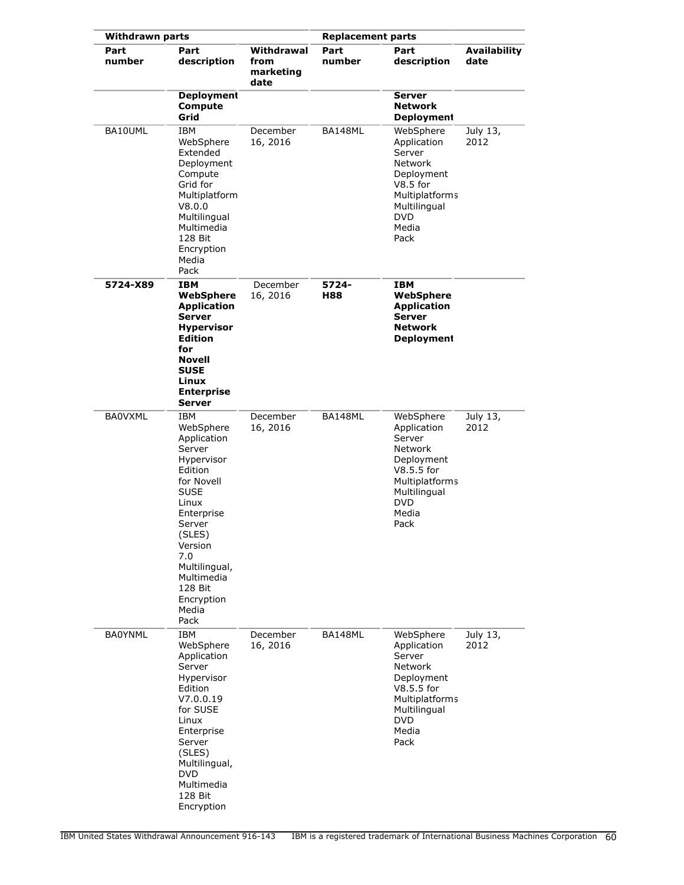| Withdrawn parts | | | Replacement parts | | |
|---|---|---|---|---|---|
| Part number | Part description | Withdrawal from marketing date | Part number | Part description | Availability date |
| | **Deployment Compute Grid** | | | **Server Network Deployment** | |
| BA10UML | IBM WebSphere Extended Deployment Compute Grid for Multiplatform V8.0.0 Multilingual Multimedia 128 Bit Encryption Media Pack | December 16, 2016 | BA148ML | WebSphere Application Server Network Deployment V8.5 for Multiplatforms Multilingual DVD Media Pack | July 13, 2012 |
| **5724-X89** | **IBM WebSphere Application Server Hypervisor Edition for Novell SUSE Linux Enterprise Server** | December 16, 2016 | **5724-H88** | **IBM WebSphere Application Server Network Deployment** | |
| BA0VXML | IBM WebSphere Application Server Hypervisor Edition for Novell SUSE Linux Enterprise Server (SLES) Version 7.0 Multilingual, Multimedia 128 Bit Encryption Media Pack | December 16, 2016 | BA148ML | WebSphere Application Server Network Deployment V8.5.5 for Multiplatforms Multilingual DVD Media Pack | July 13, 2012 |
| BA0YNML | IBM WebSphere Application Server Hypervisor Edition V7.0.0.19 for SUSE Linux Enterprise Server (SLES) Multilingual, DVD Multimedia 128 Bit Encryption | December 16, 2016 | BA148ML | WebSphere Application Server Network Deployment V8.5.5 for Multiplatforms Multilingual DVD Media Pack | July 13, 2012 |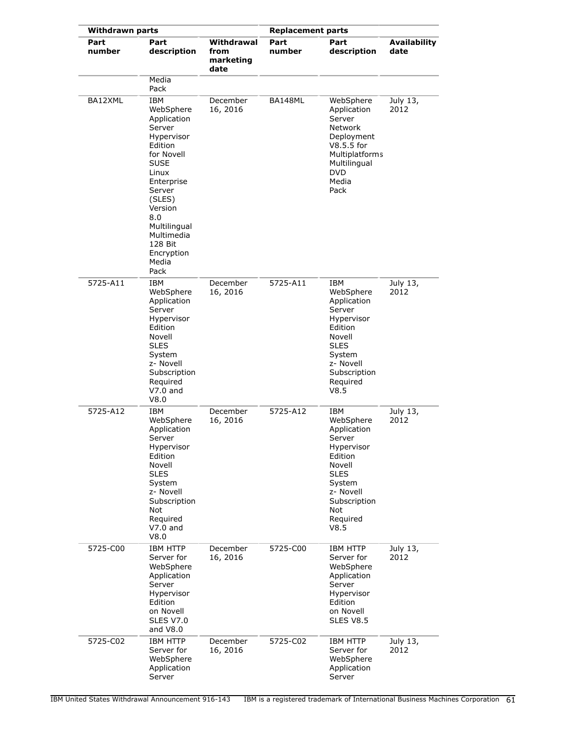| Withdrawn parts | | | Replacement parts | | |
|---|---|---|---|---|---|
| Part number | Part description | Withdrawal from marketing date | Part number | Part description | Availability date |
| | Media Pack | | | | |
| BA12XML | IBM WebSphere Application Server Hypervisor Edition for Novell SUSE Linux Enterprise Server (SLES) Version 8.0 Multilingual Multimedia 128 Bit Encryption Media Pack | December 16, 2016 | BA148ML | WebSphere Application Server Network Deployment V8.5.5 for Multiplatforms Multilingual DVD Media Pack | July 13, 2012 |
| 5725-A11 | IBM WebSphere Application Server Hypervisor Edition Novell SLES System z- Novell Subscription Required V7.0 and V8.0 | December 16, 2016 | 5725-A11 | IBM WebSphere Application Server Hypervisor Edition Novell SLES System z- Novell Subscription Required V8.5 | July 13, 2012 |
| 5725-A12 | IBM WebSphere Application Server Hypervisor Edition Novell SLES System z- Novell Subscription Not Required V7.0 and V8.0 | December 16, 2016 | 5725-A12 | IBM WebSphere Application Server Hypervisor Edition Novell SLES System z- Novell Subscription Not Required V8.5 | July 13, 2012 |
| 5725-C00 | IBM HTTP Server for WebSphere Application Server Hypervisor Edition on Novell SLES V7.0 and V8.0 | December 16, 2016 | 5725-C00 | IBM HTTP Server for WebSphere Application Server Hypervisor Edition on Novell SLES V8.5 | July 13, 2012 |
| 5725-C02 | IBM HTTP Server for WebSphere Application Server | December 16, 2016 | 5725-C02 | IBM HTTP Server for WebSphere Application Server | July 13, 2012 |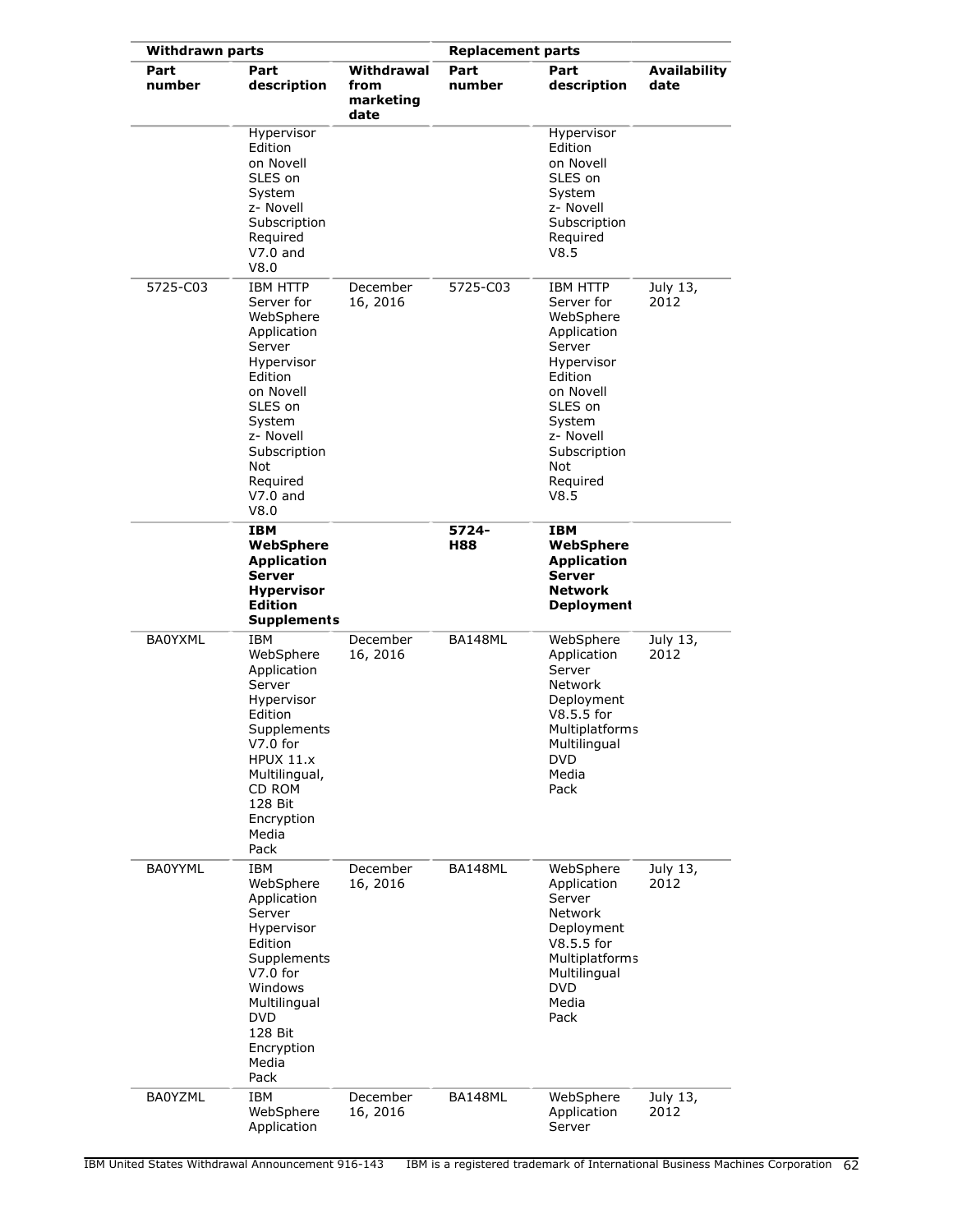| Withdrawn parts | | | Replacement parts | | |
|---|---|---|---|---|---|
| Part number | Part description | Withdrawal from marketing date | Part number | Part description | Availability date |
| | Hypervisor Edition on Novell SLES on System z- Novell Subscription Required V7.0 and V8.0 | | | Hypervisor Edition on Novell SLES on System z- Novell Subscription Required V8.5 | |
| 5725-C03 | IBM HTTP Server for WebSphere Application Server Hypervisor Edition on Novell SLES on System z- Novell Subscription Not Required V7.0 and V8.0 | December 16, 2016 | 5725-C03 | IBM HTTP Server for WebSphere Application Server Hypervisor Edition on Novell SLES on System z- Novell Subscription Not Required V8.5 | July 13, 2012 |
| | **IBM WebSphere Application Server Hypervisor Edition Supplements** | | **5724-H88** | **IBM WebSphere Application Server Network Deployment** | |
| BA0YXML | IBM WebSphere Application Server Hypervisor Edition Supplements V7.0 for HPUX 11.x Multilingual, CD ROM 128 Bit Encryption Media Pack | December 16, 2016 | BA148ML | WebSphere Application Server Network Deployment V8.5.5 for Multiplatforms Multilingual DVD Media Pack | July 13, 2012 |
| BA0YYML | IBM WebSphere Application Server Hypervisor Edition Supplements V7.0 for Windows Multilingual DVD 128 Bit Encryption Media Pack | December 16, 2016 | BA148ML | WebSphere Application Server Network Deployment V8.5.5 for Multiplatforms Multilingual DVD Media Pack | July 13, 2012 |
| BA0YZML | IBM WebSphere Application | December 16, 2016 | BA148ML | WebSphere Application Server | July 13, 2012 |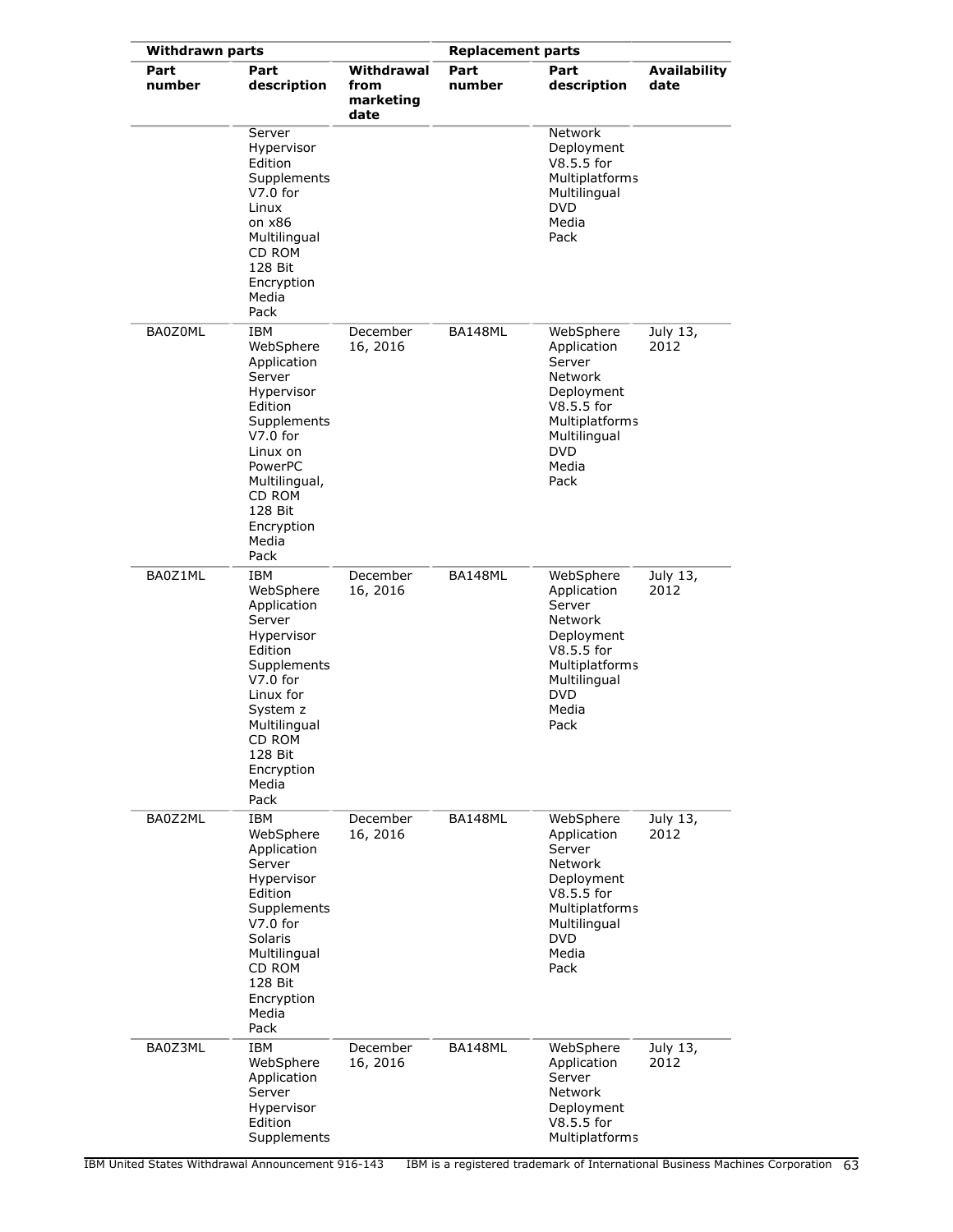| Withdrawn parts | | | Replacement parts | | |
|---|---|---|---|---|---|
| Part number | Part description | Withdrawal from marketing date | Part number | Part description | Availability date |
| | Server Hypervisor Edition Supplements V7.0 for Linux on x86 Multilingual CD ROM 128 Bit Encryption Media Pack | | | Network Deployment V8.5.5 for Multiplatforms Multilingual DVD Media Pack | |
| BA0Z0ML | IBM WebSphere Application Server Hypervisor Edition Supplements V7.0 for Linux on PowerPC Multilingual, CD ROM 128 Bit Encryption Media Pack | December 16, 2016 | BA148ML | WebSphere Application Server Network Deployment V8.5.5 for Multiplatforms Multilingual DVD Media Pack | July 13, 2012 |
| BA0Z1ML | IBM WebSphere Application Server Hypervisor Edition Supplements V7.0 for Linux for System z Multilingual CD ROM 128 Bit Encryption Media Pack | December 16, 2016 | BA148ML | WebSphere Application Server Network Deployment V8.5.5 for Multiplatforms Multilingual DVD Media Pack | July 13, 2012 |
| BA0Z2ML | IBM WebSphere Application Server Hypervisor Edition Supplements V7.0 for Solaris Multilingual CD ROM 128 Bit Encryption Media Pack | December 16, 2016 | BA148ML | WebSphere Application Server Network Deployment V8.5.5 for Multiplatforms Multilingual DVD Media Pack | July 13, 2012 |
| BA0Z3ML | IBM WebSphere Application Server Hypervisor Edition Supplements | December 16, 2016 | BA148ML | WebSphere Application Server Network Deployment V8.5.5 for Multiplatforms | July 13, 2012 |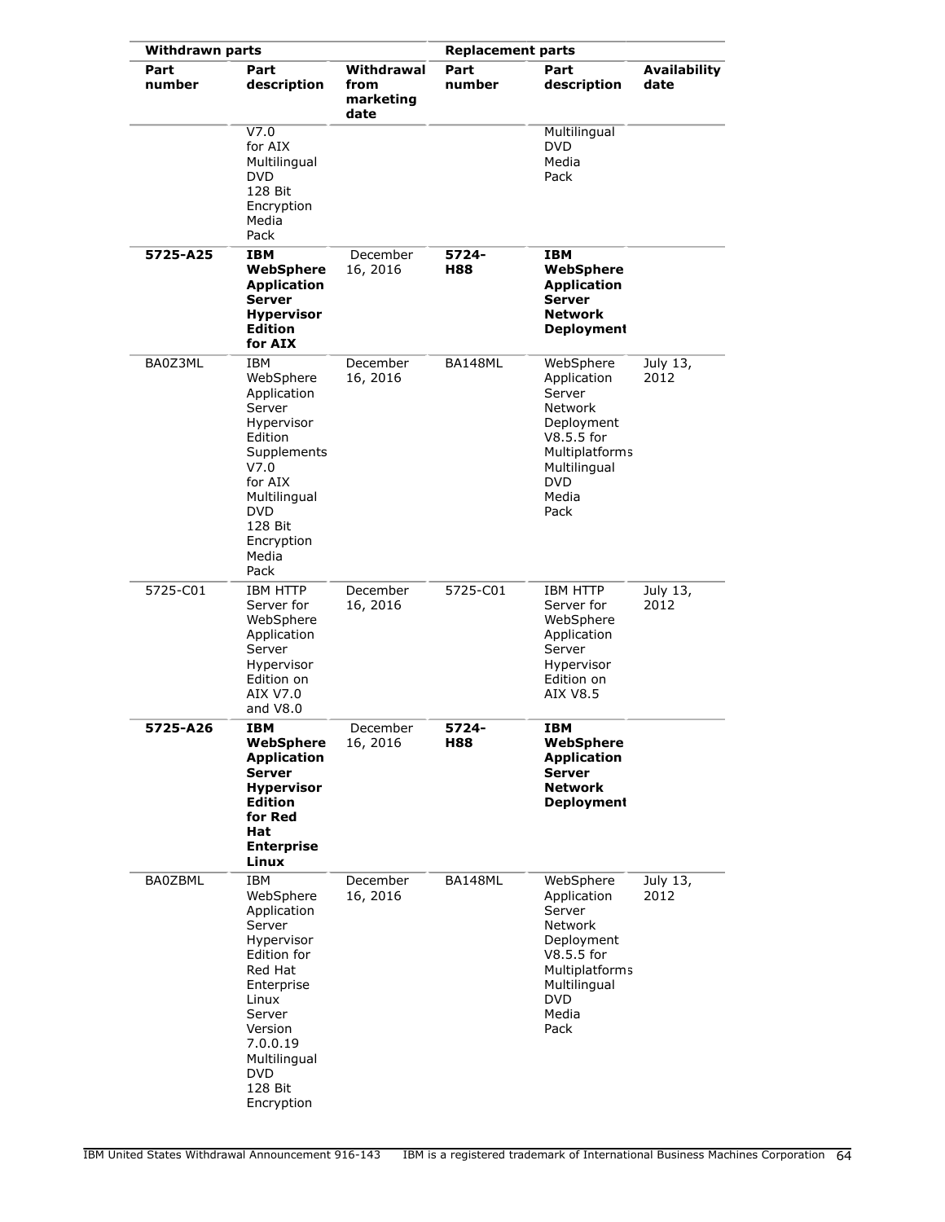| Withdrawn parts | | | Replacement parts | | |
|---|---|---|---|---|---|
| Part number | Part description | Withdrawal from marketing date | Part number | Part description | Availability date |
| | V7.0 for AIX Multilingual DVD 128 Bit Encryption Media Pack | | | Multilingual DVD Media Pack | |
| **5725-A25** | **IBM WebSphere Application Server Hypervisor Edition for AIX** | December 16, 2016 | **5724-H88** | **IBM WebSphere Application Server Network Deployment** | |
| BA0Z3ML | IBM WebSphere Application Server Hypervisor Edition Supplements V7.0 for AIX Multilingual DVD 128 Bit Encryption Media Pack | December 16, 2016 | BA148ML | WebSphere Application Server Network Deployment V8.5.5 for Multiplatforms Multilingual DVD Media Pack | July 13, 2012 |
| 5725-C01 | IBM HTTP Server for WebSphere Application Server Hypervisor Edition on AIX V7.0 and V8.0 | December 16, 2016 | 5725-C01 | IBM HTTP Server for WebSphere Application Server Hypervisor Edition on AIX V8.5 | July 13, 2012 |
| **5725-A26** | **IBM WebSphere Application Server Hypervisor Edition for Red Hat Enterprise Linux** | December 16, 2016 | **5724-H88** | **IBM WebSphere Application Server Network Deployment** | |
| BA0ZBML | IBM WebSphere Application Server Hypervisor Edition for Red Hat Enterprise Linux Server Version 7.0.0.19 Multilingual DVD 128 Bit Encryption | December 16, 2016 | BA148ML | WebSphere Application Server Network Deployment V8.5.5 for Multiplatforms Multilingual DVD Media Pack | July 13, 2012 |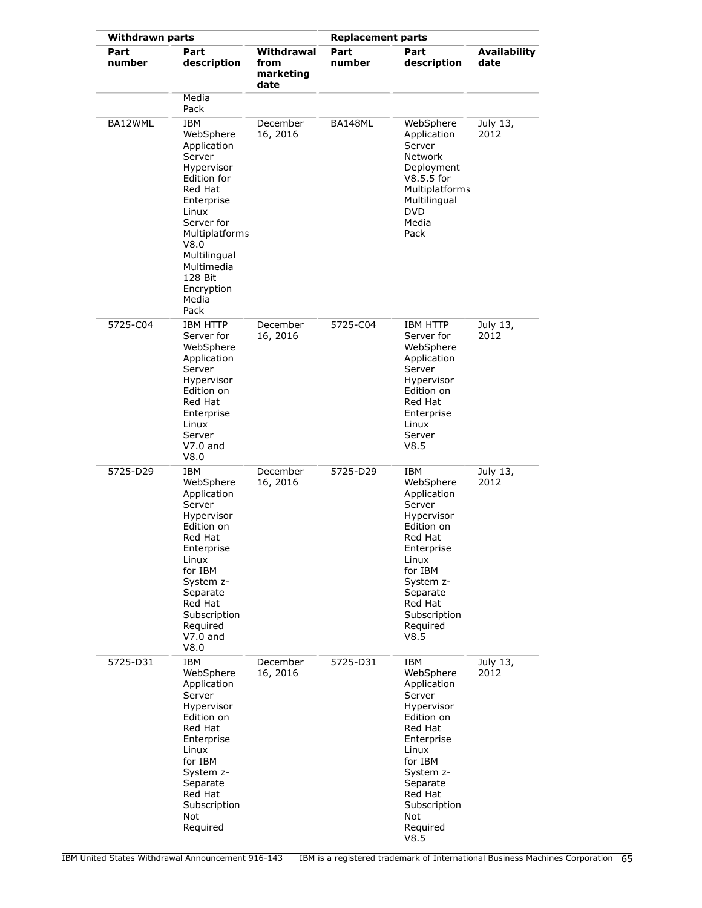| Withdrawn parts | | | Replacement parts | | |
|---|---|---|---|---|---|
| Part number | Part description | Withdrawal from marketing date | Part number | Part description | Availability date |
| | Media Pack | | | | |
| BA12WML | IBM WebSphere Application Server Hypervisor Edition for Red Hat Enterprise Linux Server for Multiplatforms V8.0 Multilingual Multimedia 128 Bit Encryption Media Pack | December 16, 2016 | BA148ML | WebSphere Application Server Network Deployment V8.5.5 for Multiplatforms Multilingual DVD Media Pack | July 13, 2012 |
| 5725-C04 | IBM HTTP Server for WebSphere Application Server Hypervisor Edition on Red Hat Enterprise Linux Server V7.0 and V8.0 | December 16, 2016 | 5725-C04 | IBM HTTP Server for WebSphere Application Server Hypervisor Edition on Red Hat Enterprise Linux Server V8.5 | July 13, 2012 |
| 5725-D29 | IBM WebSphere Application Server Hypervisor Edition on Red Hat Enterprise Linux for IBM System z- Separate Red Hat Subscription Required V7.0 and V8.0 | December 16, 2016 | 5725-D29 | IBM WebSphere Application Server Hypervisor Edition on Red Hat Enterprise Linux for IBM System z- Separate Red Hat Subscription Required V8.5 | July 13, 2012 |
| 5725-D31 | IBM WebSphere Application Server Hypervisor Edition on Red Hat Enterprise Linux for IBM System z- Separate Red Hat Subscription Not Required | December 16, 2016 | 5725-D31 | IBM WebSphere Application Server Hypervisor Edition on Red Hat Enterprise Linux for IBM System z- Separate Red Hat Subscription Not Required V8.5 | July 13, 2012 |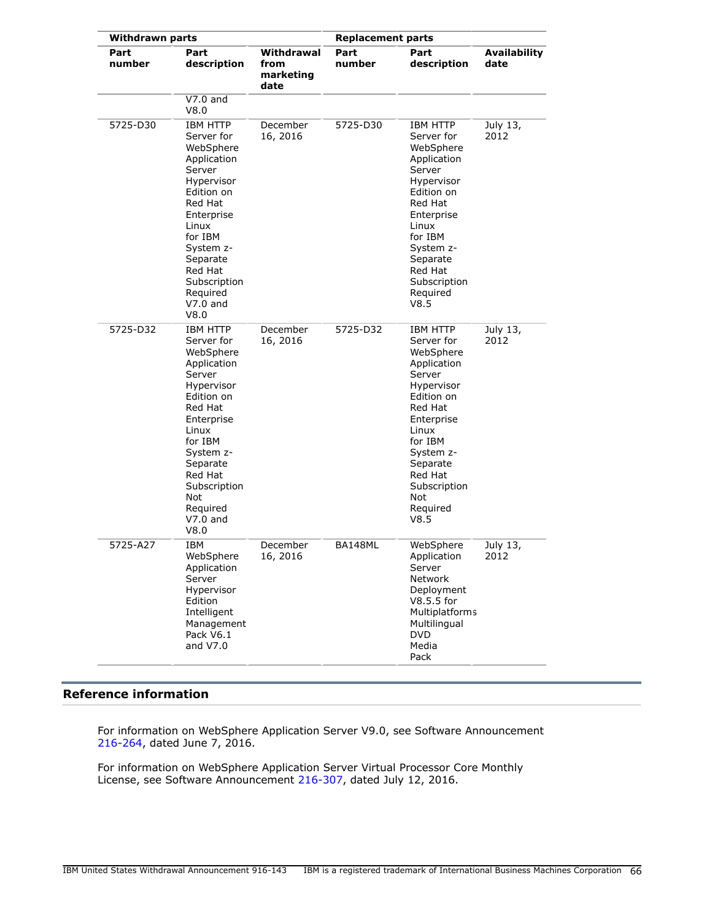| Withdrawn parts | | | Replacement parts | | |
|---|---|---|---|---|---|
| Part number | Part description | Withdrawal from marketing date | Part number | Part description | Availability date |
| | V7.0 and V8.0 | | | | |
| 5725-D30 | IBM HTTP Server for WebSphere Application Server Hypervisor Edition on Red Hat Enterprise Linux for IBM System z-Separate Red Hat Subscription Required V7.0 and V8.0 | December 16, 2016 | 5725-D30 | IBM HTTP Server for WebSphere Application Server Hypervisor Edition on Red Hat Enterprise Linux for IBM System z-Separate Red Hat Subscription Required V8.5 | July 13, 2012 |
| 5725-D32 | IBM HTTP Server for WebSphere Application Server Hypervisor Edition on Red Hat Enterprise Linux for IBM System z-Separate Red Hat Subscription Not Required V7.0 and V8.0 | December 16, 2016 | 5725-D32 | IBM HTTP Server for WebSphere Application Server Hypervisor Edition on Red Hat Enterprise Linux for IBM System z-Separate Red Hat Subscription Not Required V8.5 | July 13, 2012 |
| 5725-A27 | IBM WebSphere Application Server Hypervisor Edition Intelligent Management Pack V6.1 and V7.0 | December 16, 2016 | BA148ML | WebSphere Application Server Network Deployment V8.5.5 for Multiplatforms Multilingual DVD Media Pack | July 13, 2012 |

## Reference information

For information on WebSphere Application Server V9.0, see Software Announcement 216-264, dated June 7, 2016.

For information on WebSphere Application Server Virtual Processor Core Monthly License, see Software Announcement 216-307, dated July 12, 2016.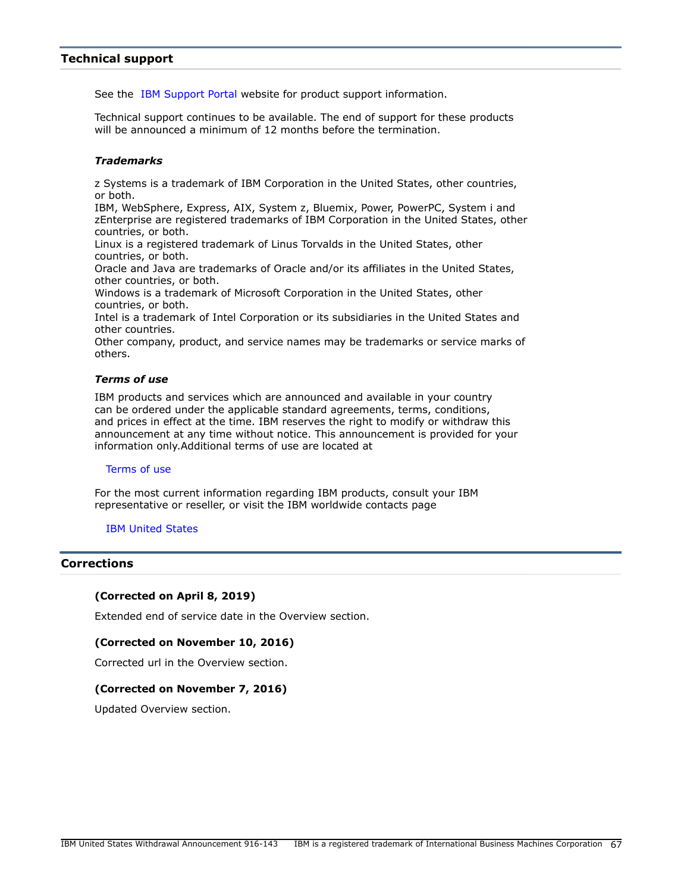## Technical support

See the IBM Support Portal website for product support information.

Technical support continues to be available. The end of support for these products will be announced a minimum of 12 months before the termination.

### *Trademarks*

z Systems is a trademark of IBM Corporation in the United States, other countries, or both.
IBM, WebSphere, Express, AIX, System z, Bluemix, Power, PowerPC, System i and zEnterprise are registered trademarks of IBM Corporation in the United States, other countries, or both.
Linux is a registered trademark of Linus Torvalds in the United States, other countries, or both.
Oracle and Java are trademarks of Oracle and/or its affiliates in the United States, other countries, or both.
Windows is a trademark of Microsoft Corporation in the United States, other countries, or both.
Intel is a trademark of Intel Corporation or its subsidiaries in the United States and other countries.
Other company, product, and service names may be trademarks or service marks of others.

### *Terms of use*

IBM products and services which are announced and available in your country can be ordered under the applicable standard agreements, terms, conditions, and prices in effect at the time. IBM reserves the right to modify or withdraw this announcement at any time without notice. This announcement is provided for your information only.Additional terms of use are located at

Terms of use

For the most current information regarding IBM products, consult your IBM representative or reseller, or visit the IBM worldwide contacts page

IBM United States

## Corrections

**(Corrected on April 8, 2019)**

Extended end of service date in the Overview section.

**(Corrected on November 10, 2016)**

Corrected url in the Overview section.

**(Corrected on November 7, 2016)**

Updated Overview section.